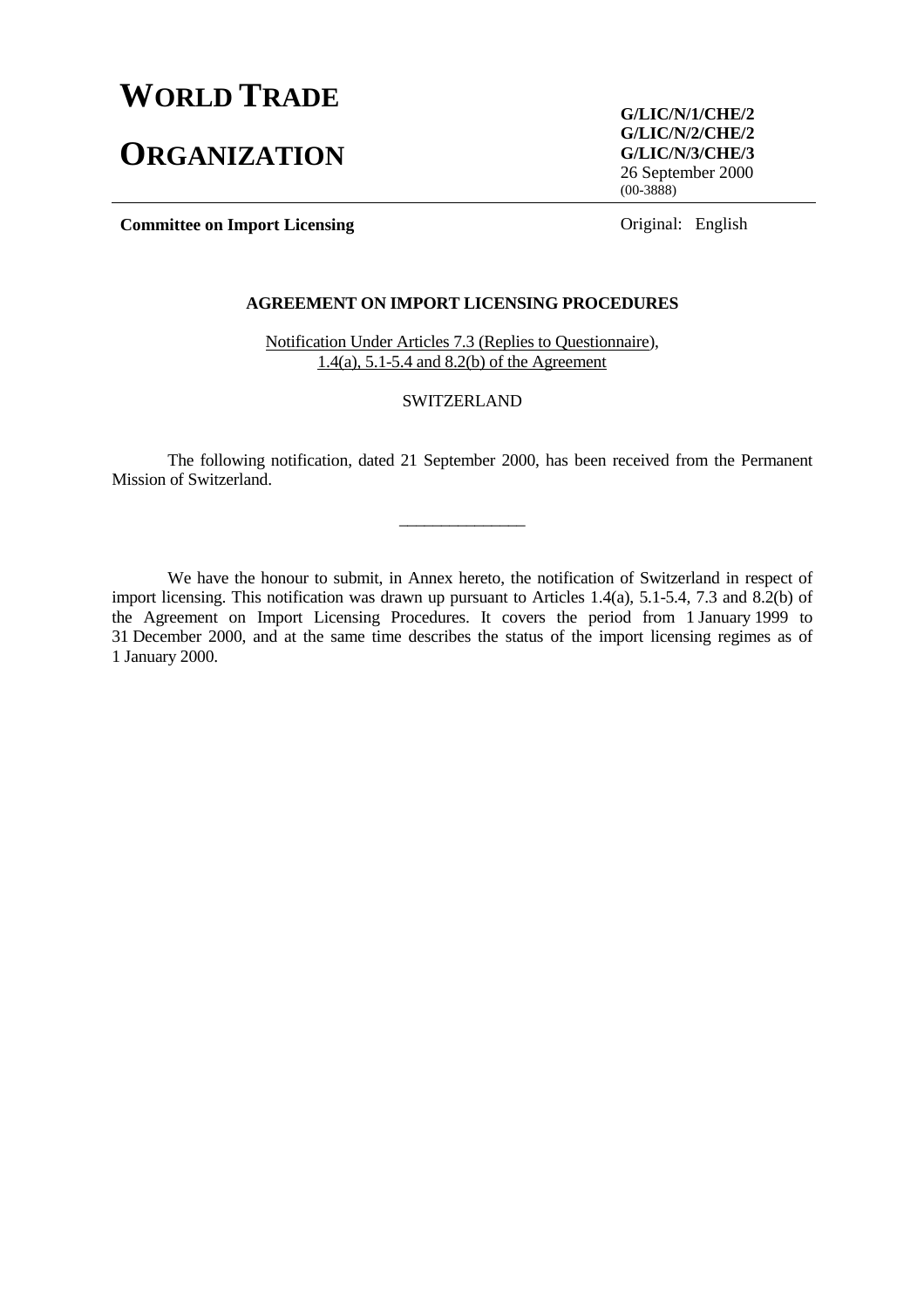# WORLD TRADE ORGANIZATION

**G/LIC/N/1/CHE/2**
**G/LIC/N/2/CHE/2**
**G/LIC/N/3/CHE/3**
26 September 2000
(00-3888)

**Committee on Import Licensing**

Original: English

## AGREEMENT ON IMPORT LICENSING PROCEDURES

Notification Under Articles 7.3 (Replies to Questionnaire), 1.4(a), 5.1-5.4 and 8.2(b) of the Agreement

SWITZERLAND

The following notification, dated 21 September 2000, has been received from the Permanent Mission of Switzerland.

_______________

We have the honour to submit, in Annex hereto, the notification of Switzerland in respect of import licensing. This notification was drawn up pursuant to Articles 1.4(a), 5.1-5.4, 7.3 and 8.2(b) of the Agreement on Import Licensing Procedures. It covers the period from 1 January 1999 to 31 December 2000, and at the same time describes the status of the import licensing regimes as of 1 January 2000.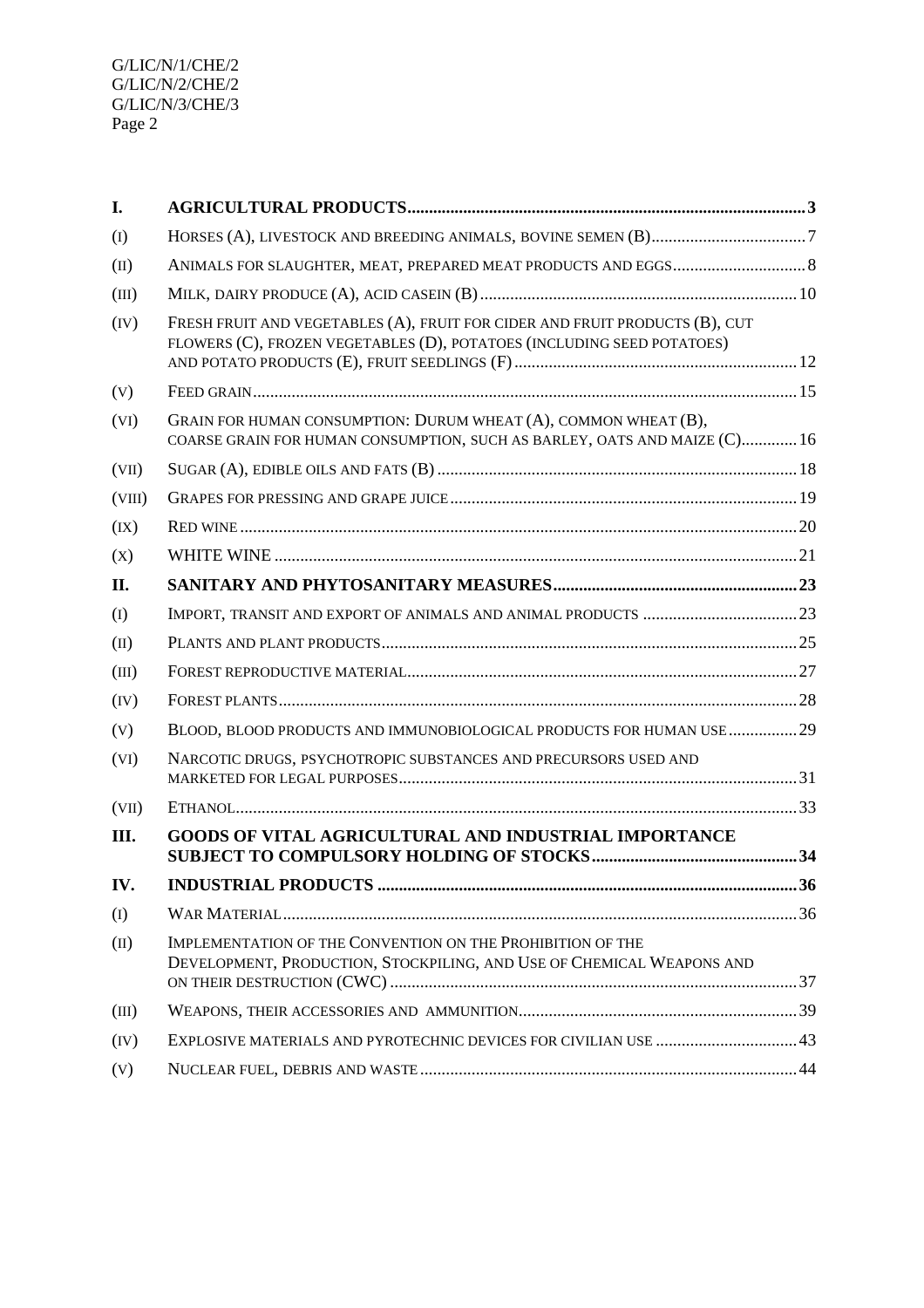| | | |
|---|---|---|
| **I.** | **AGRICULTURAL PRODUCTS** | **3** |
| (I) | HORSES (A), LIVESTOCK AND BREEDING ANIMALS, BOVINE SEMEN (B) | 7 |
| (II) | ANIMALS FOR SLAUGHTER, MEAT, PREPARED MEAT PRODUCTS AND EGGS | 8 |
| (III) | MILK, DAIRY PRODUCE (A), ACID CASEIN (B) | 10 |
| (IV) | FRESH FRUIT AND VEGETABLES (A), FRUIT FOR CIDER AND FRUIT PRODUCTS (B), CUT FLOWERS (C), FROZEN VEGETABLES (D), POTATOES (INCLUDING SEED POTATOES) AND POTATO PRODUCTS (E), FRUIT SEEDLINGS (F) | 12 |
| (V) | FEED GRAIN | 15 |
| (VI) | GRAIN FOR HUMAN CONSUMPTION: DURUM WHEAT (A), COMMON WHEAT (B), COARSE GRAIN FOR HUMAN CONSUMPTION, SUCH AS BARLEY, OATS AND MAIZE (C) | 16 |
| (VII) | SUGAR (A), EDIBLE OILS AND FATS (B) | 18 |
| (VIII) | GRAPES FOR PRESSING AND GRAPE JUICE | 19 |
| (IX) | RED WINE | 20 |
| (X) | WHITE WINE | 21 |
| **II.** | **SANITARY AND PHYTOSANITARY MEASURES** | **23** |
| (I) | IMPORT, TRANSIT AND EXPORT OF ANIMALS AND ANIMAL PRODUCTS | 23 |
| (II) | PLANTS AND PLANT PRODUCTS | 25 |
| (III) | FOREST REPRODUCTIVE MATERIAL | 27 |
| (IV) | FOREST PLANTS | 28 |
| (V) | BLOOD, BLOOD PRODUCTS AND IMMUNOBIOLOGICAL PRODUCTS FOR HUMAN USE | 29 |
| (VI) | NARCOTIC DRUGS, PSYCHOTROPIC SUBSTANCES AND PRECURSORS USED AND MARKETED FOR LEGAL PURPOSES | 31 |
| (VII) | ETHANOL | 33 |
| **III.** | **GOODS OF VITAL AGRICULTURAL AND INDUSTRIAL IMPORTANCE SUBJECT TO COMPULSORY HOLDING OF STOCKS** | **34** |
| **IV.** | **INDUSTRIAL PRODUCTS** | **36** |
| (I) | WAR MATERIAL | 36 |
| (II) | IMPLEMENTATION OF THE CONVENTION ON THE PROHIBITION OF THE DEVELOPMENT, PRODUCTION, STOCKPILING, AND USE OF CHEMICAL WEAPONS AND ON THEIR DESTRUCTION (CWC) | 37 |
| (III) | WEAPONS, THEIR ACCESSORIES AND AMMUNITION | 39 |
| (IV) | EXPLOSIVE MATERIALS AND PYROTECHNIC DEVICES FOR CIVILIAN USE | 43 |
| (V) | NUCLEAR FUEL, DEBRIS AND WASTE | 44 |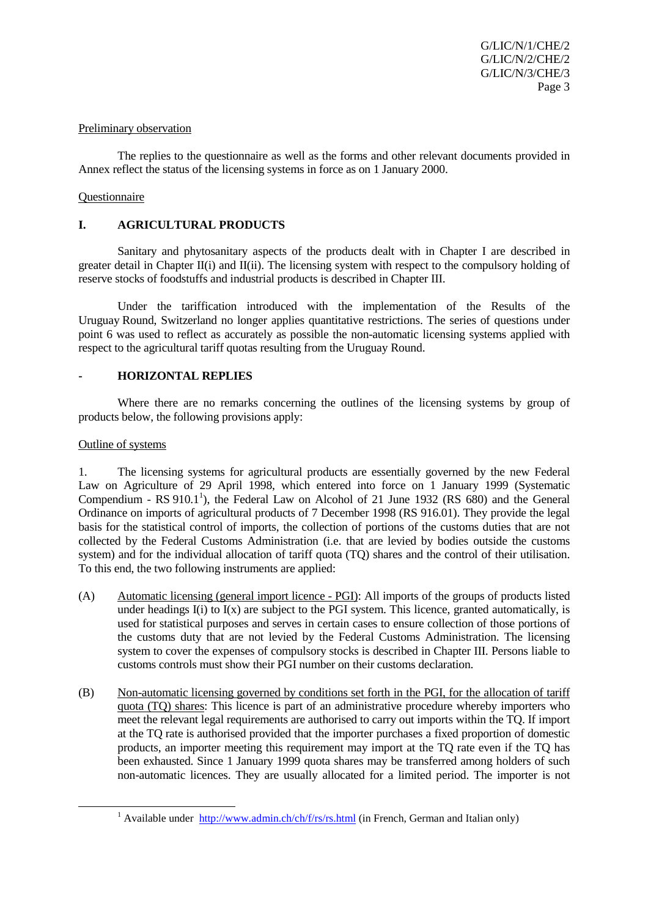Preliminary observation

The replies to the questionnaire as well as the forms and other relevant documents provided in Annex reflect the status of the licensing systems in force as on 1 January 2000.

Questionnaire

## I. AGRICULTURAL PRODUCTS

Sanitary and phytosanitary aspects of the products dealt with in Chapter I are described in greater detail in Chapter II(i) and II(ii). The licensing system with respect to the compulsory holding of reserve stocks of foodstuffs and industrial products is described in Chapter III.

Under the tariffication introduced with the implementation of the Results of the Uruguay Round, Switzerland no longer applies quantitative restrictions. The series of questions under point 6 was used to reflect as accurately as possible the non-automatic licensing systems applied with respect to the agricultural tariff quotas resulting from the Uruguay Round.

### - HORIZONTAL REPLIES

Where there are no remarks concerning the outlines of the licensing systems by group of products below, the following provisions apply:

Outline of systems

1. The licensing systems for agricultural products are essentially governed by the new Federal Law on Agriculture of 29 April 1998, which entered into force on 1 January 1999 (Systematic Compendium - RS 910.1[1]), the Federal Law on Alcohol of 21 June 1932 (RS 680) and the General Ordinance on imports of agricultural products of 7 December 1998 (RS 916.01). They provide the legal basis for the statistical control of imports, the collection of portions of the customs duties that are not collected by the Federal Customs Administration (i.e. that are levied by bodies outside the customs system) and for the individual allocation of tariff quota (TQ) shares and the control of their utilisation. To this end, the two following instruments are applied:

(A) Automatic licensing (general import licence - PGI): All imports of the groups of products listed under headings I(i) to I(x) are subject to the PGI system. This licence, granted automatically, is used for statistical purposes and serves in certain cases to ensure collection of those portions of the customs duty that are not levied by the Federal Customs Administration. The licensing system to cover the expenses of compulsory stocks is described in Chapter III. Persons liable to customs controls must show their PGI number on their customs declaration.

(B) Non-automatic licensing governed by conditions set forth in the PGI, for the allocation of tariff quota (TQ) shares: This licence is part of an administrative procedure whereby importers who meet the relevant legal requirements are authorised to carry out imports within the TQ. If import at the TQ rate is authorised provided that the importer purchases a fixed proportion of domestic products, an importer meeting this requirement may import at the TQ rate even if the TQ has been exhausted. Since 1 January 1999 quota shares may be transferred among holders of such non-automatic licences. They are usually allocated for a limited period. The importer is not

[1] Available under http://www.admin.ch/ch/f/rs/rs.html (in French, German and Italian only)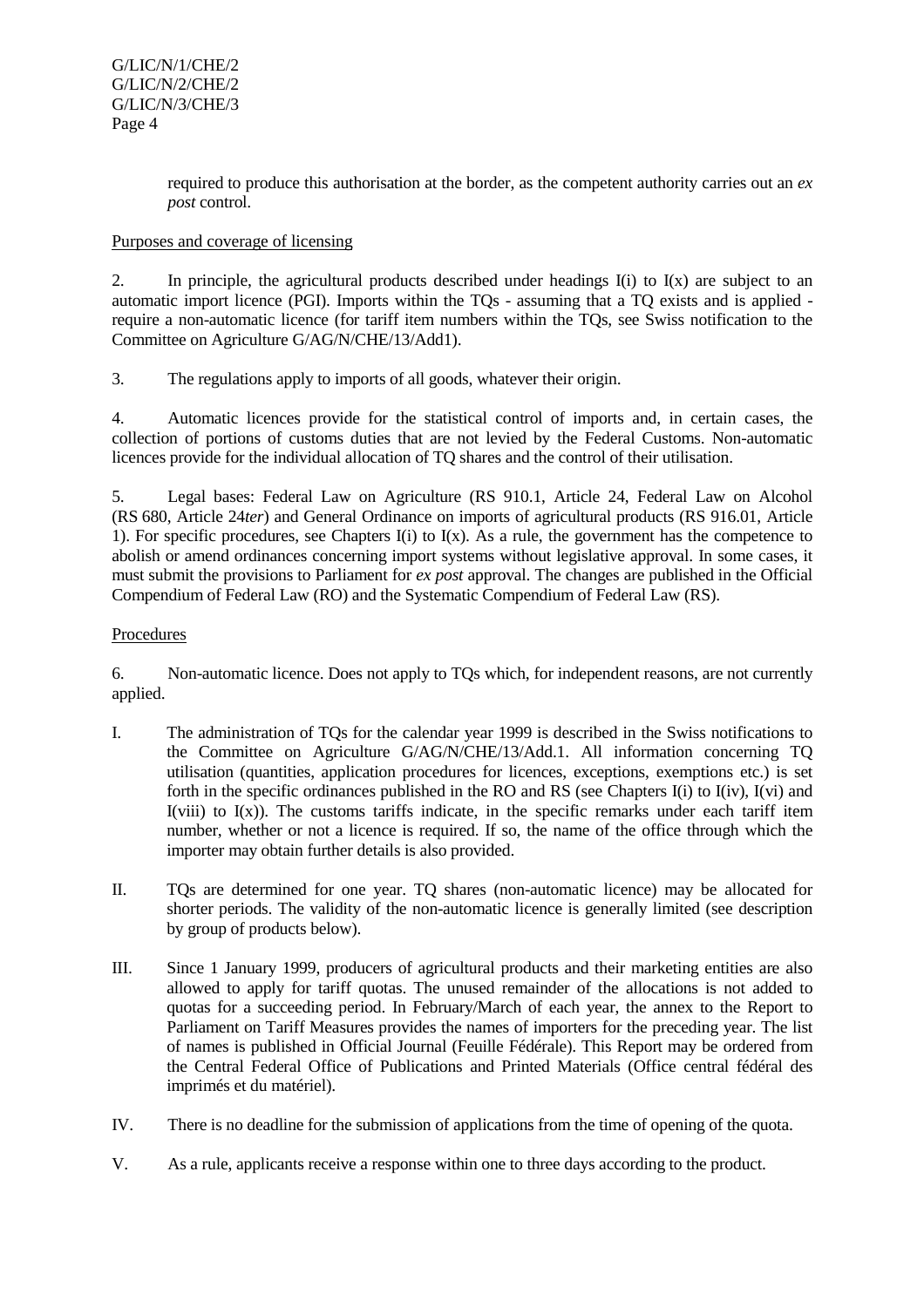required to produce this authorisation at the border, as the competent authority carries out an *ex post* control.

Purposes and coverage of licensing

2. In principle, the agricultural products described under headings I(i) to I(x) are subject to an automatic import licence (PGI). Imports within the TQs - assuming that a TQ exists and is applied - require a non-automatic licence (for tariff item numbers within the TQs, see Swiss notification to the Committee on Agriculture G/AG/N/CHE/13/Add1).

3. The regulations apply to imports of all goods, whatever their origin.

4. Automatic licences provide for the statistical control of imports and, in certain cases, the collection of portions of customs duties that are not levied by the Federal Customs. Non-automatic licences provide for the individual allocation of TQ shares and the control of their utilisation.

5. Legal bases: Federal Law on Agriculture (RS 910.1, Article 24, Federal Law on Alcohol (RS 680, Article 24*ter*) and General Ordinance on imports of agricultural products (RS 916.01, Article 1). For specific procedures, see Chapters I(i) to I(x). As a rule, the government has the competence to abolish or amend ordinances concerning import systems without legislative approval. In some cases, it must submit the provisions to Parliament for *ex post* approval. The changes are published in the Official Compendium of Federal Law (RO) and the Systematic Compendium of Federal Law (RS).

Procedures

6. Non-automatic licence. Does not apply to TQs which, for independent reasons, are not currently applied.

I. The administration of TQs for the calendar year 1999 is described in the Swiss notifications to the Committee on Agriculture G/AG/N/CHE/13/Add.1. All information concerning TQ utilisation (quantities, application procedures for licences, exceptions, exemptions etc.) is set forth in the specific ordinances published in the RO and RS (see Chapters I(i) to I(iv), I(vi) and I(viii) to I(x)). The customs tariffs indicate, in the specific remarks under each tariff item number, whether or not a licence is required. If so, the name of the office through which the importer may obtain further details is also provided.

II. TQs are determined for one year. TQ shares (non-automatic licence) may be allocated for shorter periods. The validity of the non-automatic licence is generally limited (see description by group of products below).

III. Since 1 January 1999, producers of agricultural products and their marketing entities are also allowed to apply for tariff quotas. The unused remainder of the allocations is not added to quotas for a succeeding period. In February/March of each year, the annex to the Report to Parliament on Tariff Measures provides the names of importers for the preceding year. The list of names is published in Official Journal (Feuille Fédérale). This Report may be ordered from the Central Federal Office of Publications and Printed Materials (Office central fédéral des imprimés et du matériel).

IV. There is no deadline for the submission of applications from the time of opening of the quota.

V. As a rule, applicants receive a response within one to three days according to the product.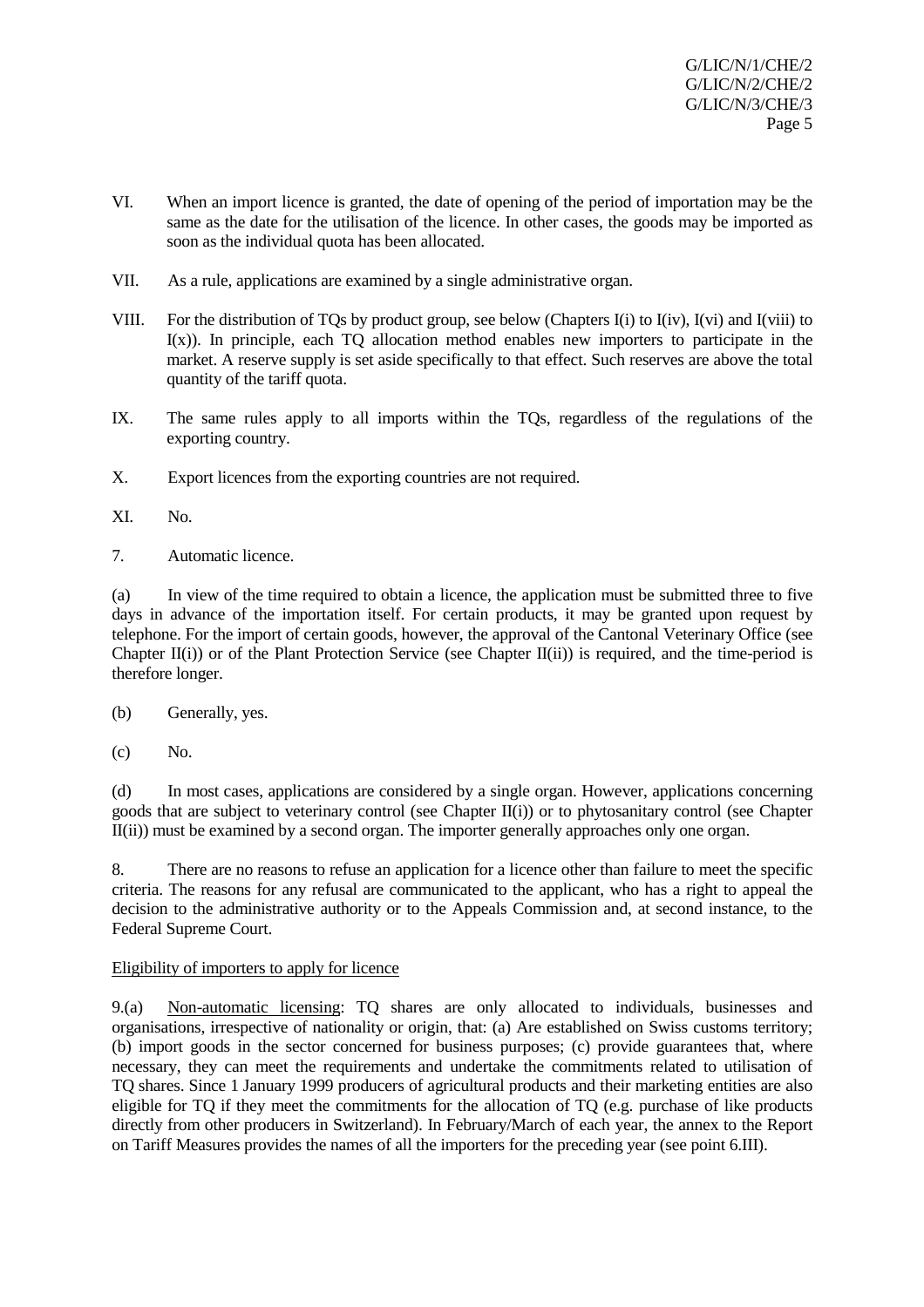VI. When an import licence is granted, the date of opening of the period of importation may be the same as the date for the utilisation of the licence. In other cases, the goods may be imported as soon as the individual quota has been allocated.

VII. As a rule, applications are examined by a single administrative organ.

VIII. For the distribution of TQs by product group, see below (Chapters I(i) to I(iv), I(vi) and I(viii) to I(x)). In principle, each TQ allocation method enables new importers to participate in the market. A reserve supply is set aside specifically to that effect. Such reserves are above the total quantity of the tariff quota.

IX. The same rules apply to all imports within the TQs, regardless of the regulations of the exporting country.

X. Export licences from the exporting countries are not required.

XI. No.

7. Automatic licence.

(a) In view of the time required to obtain a licence, the application must be submitted three to five days in advance of the importation itself. For certain products, it may be granted upon request by telephone. For the import of certain goods, however, the approval of the Cantonal Veterinary Office (see Chapter II(i)) or of the Plant Protection Service (see Chapter II(ii)) is required, and the time-period is therefore longer.

(b) Generally, yes.

(c) No.

(d) In most cases, applications are considered by a single organ. However, applications concerning goods that are subject to veterinary control (see Chapter II(i)) or to phytosanitary control (see Chapter II(ii)) must be examined by a second organ. The importer generally approaches only one organ.

8. There are no reasons to refuse an application for a licence other than failure to meet the specific criteria. The reasons for any refusal are communicated to the applicant, who has a right to appeal the decision to the administrative authority or to the Appeals Commission and, at second instance, to the Federal Supreme Court.

Eligibility of importers to apply for licence

9.(a) Non-automatic licensing: TQ shares are only allocated to individuals, businesses and organisations, irrespective of nationality or origin, that: (a) Are established on Swiss customs territory; (b) import goods in the sector concerned for business purposes; (c) provide guarantees that, where necessary, they can meet the requirements and undertake the commitments related to utilisation of TQ shares. Since 1 January 1999 producers of agricultural products and their marketing entities are also eligible for TQ if they meet the commitments for the allocation of TQ (e.g. purchase of like products directly from other producers in Switzerland). In February/March of each year, the annex to the Report on Tariff Measures provides the names of all the importers for the preceding year (see point 6.III).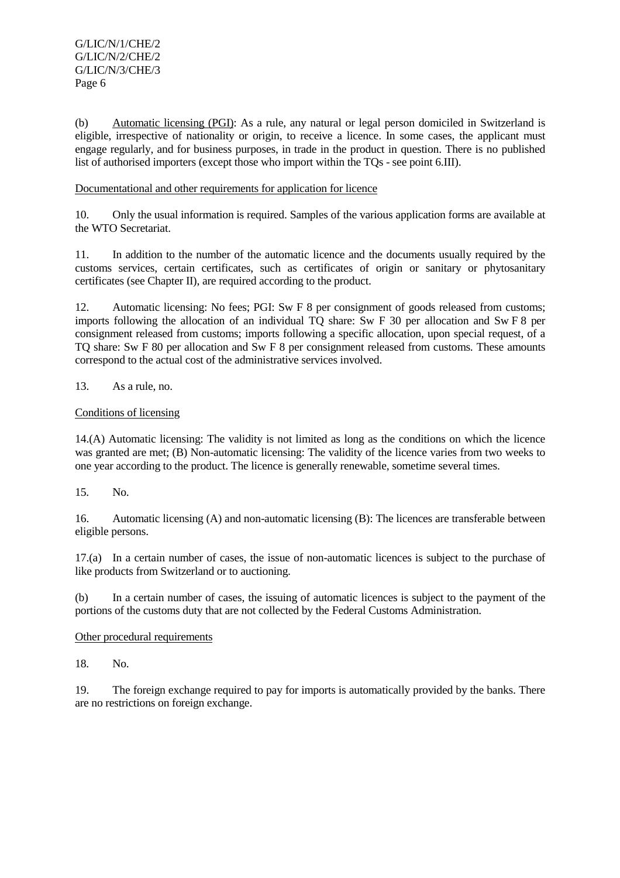(b) Automatic licensing (PGI): As a rule, any natural or legal person domiciled in Switzerland is eligible, irrespective of nationality or origin, to receive a licence. In some cases, the applicant must engage regularly, and for business purposes, in trade in the product in question. There is no published list of authorised importers (except those who import within the TQs - see point 6.III).

Documentational and other requirements for application for licence

10. Only the usual information is required. Samples of the various application forms are available at the WTO Secretariat.

11. In addition to the number of the automatic licence and the documents usually required by the customs services, certain certificates, such as certificates of origin or sanitary or phytosanitary certificates (see Chapter II), are required according to the product.

12. Automatic licensing: No fees; PGI: Sw F 8 per consignment of goods released from customs; imports following the allocation of an individual TQ share: Sw F 30 per allocation and Sw F 8 per consignment released from customs; imports following a specific allocation, upon special request, of a TQ share: Sw F 80 per allocation and Sw F 8 per consignment released from customs. These amounts correspond to the actual cost of the administrative services involved.

13. As a rule, no.

Conditions of licensing

14.(A) Automatic licensing: The validity is not limited as long as the conditions on which the licence was granted are met; (B) Non-automatic licensing: The validity of the licence varies from two weeks to one year according to the product. The licence is generally renewable, sometime several times.

15. No.

16. Automatic licensing (A) and non-automatic licensing (B): The licences are transferable between eligible persons.

17.(a) In a certain number of cases, the issue of non-automatic licences is subject to the purchase of like products from Switzerland or to auctioning.

(b) In a certain number of cases, the issuing of automatic licences is subject to the payment of the portions of the customs duty that are not collected by the Federal Customs Administration.

Other procedural requirements

18. No.

19. The foreign exchange required to pay for imports is automatically provided by the banks. There are no restrictions on foreign exchange.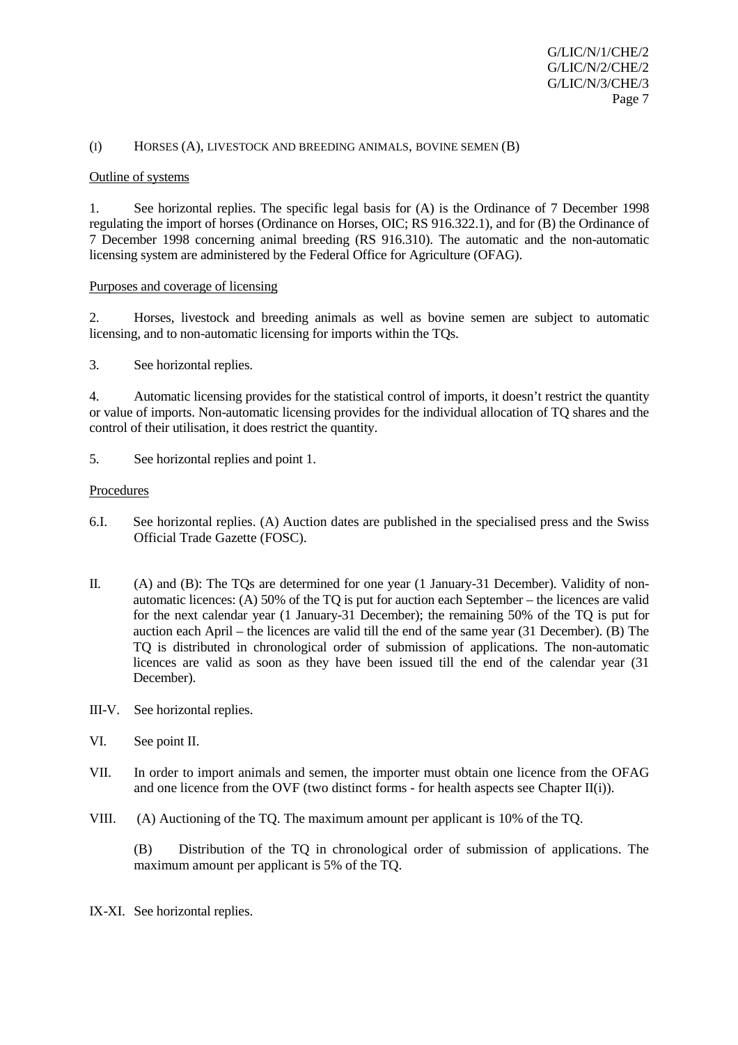## (I) HORSES (A), LIVESTOCK AND BREEDING ANIMALS, BOVINE SEMEN (B)

Outline of systems

1. See horizontal replies. The specific legal basis for (A) is the Ordinance of 7 December 1998 regulating the import of horses (Ordinance on Horses, OIC; RS 916.322.1), and for (B) the Ordinance of 7 December 1998 concerning animal breeding (RS 916.310). The automatic and the non-automatic licensing system are administered by the Federal Office for Agriculture (OFAG).

Purposes and coverage of licensing

2. Horses, livestock and breeding animals as well as bovine semen are subject to automatic licensing, and to non-automatic licensing for imports within the TQs.

3. See horizontal replies.

4. Automatic licensing provides for the statistical control of imports, it doesn't restrict the quantity or value of imports. Non-automatic licensing provides for the individual allocation of TQ shares and the control of their utilisation, it does restrict the quantity.

5. See horizontal replies and point 1.

Procedures

6.I. See horizontal replies. (A) Auction dates are published in the specialised press and the Swiss Official Trade Gazette (FOSC).

II. (A) and (B): The TQs are determined for one year (1 January-31 December). Validity of non-automatic licences: (A) 50% of the TQ is put for auction each September – the licences are valid for the next calendar year (1 January-31 December); the remaining 50% of the TQ is put for auction each April – the licences are valid till the end of the same year (31 December). (B) The TQ is distributed in chronological order of submission of applications. The non-automatic licences are valid as soon as they have been issued till the end of the calendar year (31 December).

III-V. See horizontal replies.

VI. See point II.

VII. In order to import animals and semen, the importer must obtain one licence from the OFAG and one licence from the OVF (two distinct forms - for health aspects see Chapter II(i)).

VIII. (A) Auctioning of the TQ. The maximum amount per applicant is 10% of the TQ.

(B) Distribution of the TQ in chronological order of submission of applications. The maximum amount per applicant is 5% of the TQ.

IX-XI. See horizontal replies.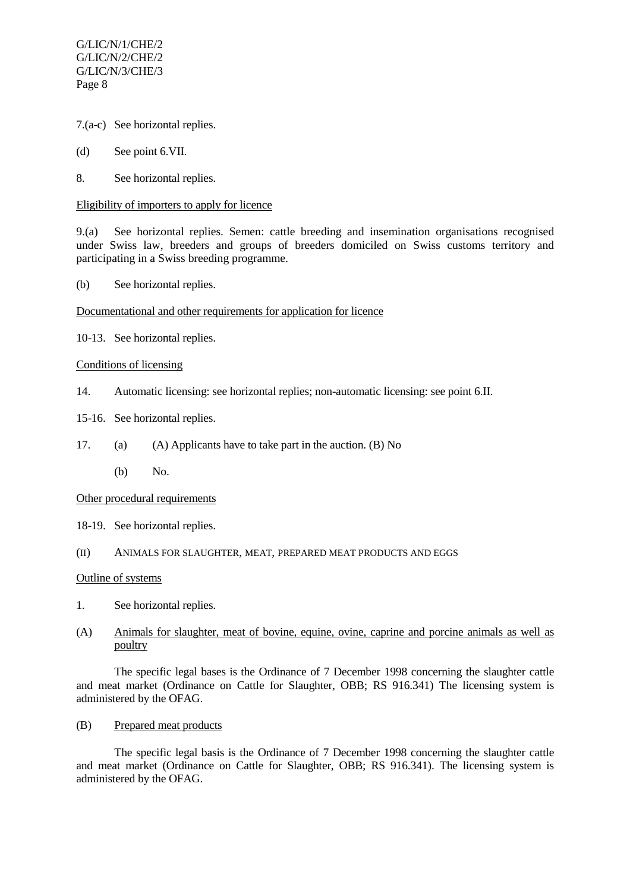7.(a-c) See horizontal replies.

(d) See point 6.VII.

8. See horizontal replies.

<u>Eligibility of importers to apply for licence</u>

9.(a) See horizontal replies. Semen: cattle breeding and insemination organisations recognised under Swiss law, breeders and groups of breeders domiciled on Swiss customs territory and participating in a Swiss breeding programme.

(b) See horizontal replies.

<u>Documentational and other requirements for application for licence</u>

10-13. See horizontal replies.

<u>Conditions of licensing</u>

14. Automatic licensing: see horizontal replies; non-automatic licensing: see point 6.II.

15-16. See horizontal replies.

17. (a) (A) Applicants have to take part in the auction. (B) No

(b) No.

<u>Other procedural requirements</u>

18-19. See horizontal replies.

(II) ANIMALS FOR SLAUGHTER, MEAT, PREPARED MEAT PRODUCTS AND EGGS

<u>Outline of systems</u>

1. See horizontal replies.

(A) <u>Animals for slaughter, meat of bovine, equine, ovine, caprine and porcine animals as well as poultry</u>

The specific legal bases is the Ordinance of 7 December 1998 concerning the slaughter cattle and meat market (Ordinance on Cattle for Slaughter, OBB; RS 916.341) The licensing system is administered by the OFAG.

(B) <u>Prepared meat products</u>

The specific legal basis is the Ordinance of 7 December 1998 concerning the slaughter cattle and meat market (Ordinance on Cattle for Slaughter, OBB; RS 916.341). The licensing system is administered by the OFAG.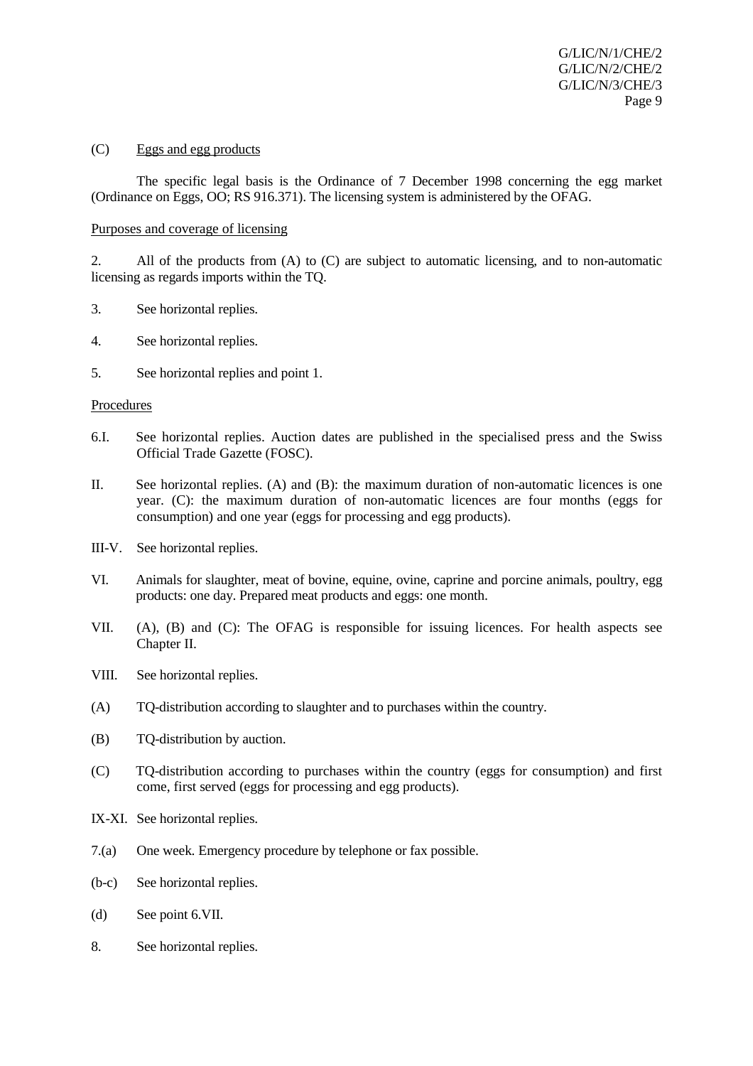(C) Eggs and egg products

The specific legal basis is the Ordinance of 7 December 1998 concerning the egg market (Ordinance on Eggs, OO; RS 916.371). The licensing system is administered by the OFAG.

Purposes and coverage of licensing

2. All of the products from (A) to (C) are subject to automatic licensing, and to non-automatic licensing as regards imports within the TQ.

3. See horizontal replies.

4. See horizontal replies.

5. See horizontal replies and point 1.

Procedures

6.I. See horizontal replies. Auction dates are published in the specialised press and the Swiss Official Trade Gazette (FOSC).

II. See horizontal replies. (A) and (B): the maximum duration of non-automatic licences is one year. (C): the maximum duration of non-automatic licences are four months (eggs for consumption) and one year (eggs for processing and egg products).

III-V. See horizontal replies.

VI. Animals for slaughter, meat of bovine, equine, ovine, caprine and porcine animals, poultry, egg products: one day. Prepared meat products and eggs: one month.

VII. (A), (B) and (C): The OFAG is responsible for issuing licences. For health aspects see Chapter II.

VIII. See horizontal replies.

(A) TQ-distribution according to slaughter and to purchases within the country.

(B) TQ-distribution by auction.

(C) TQ-distribution according to purchases within the country (eggs for consumption) and first come, first served (eggs for processing and egg products).

IX-XI. See horizontal replies.

7.(a) One week. Emergency procedure by telephone or fax possible.

(b-c) See horizontal replies.

(d) See point 6.VII.

8. See horizontal replies.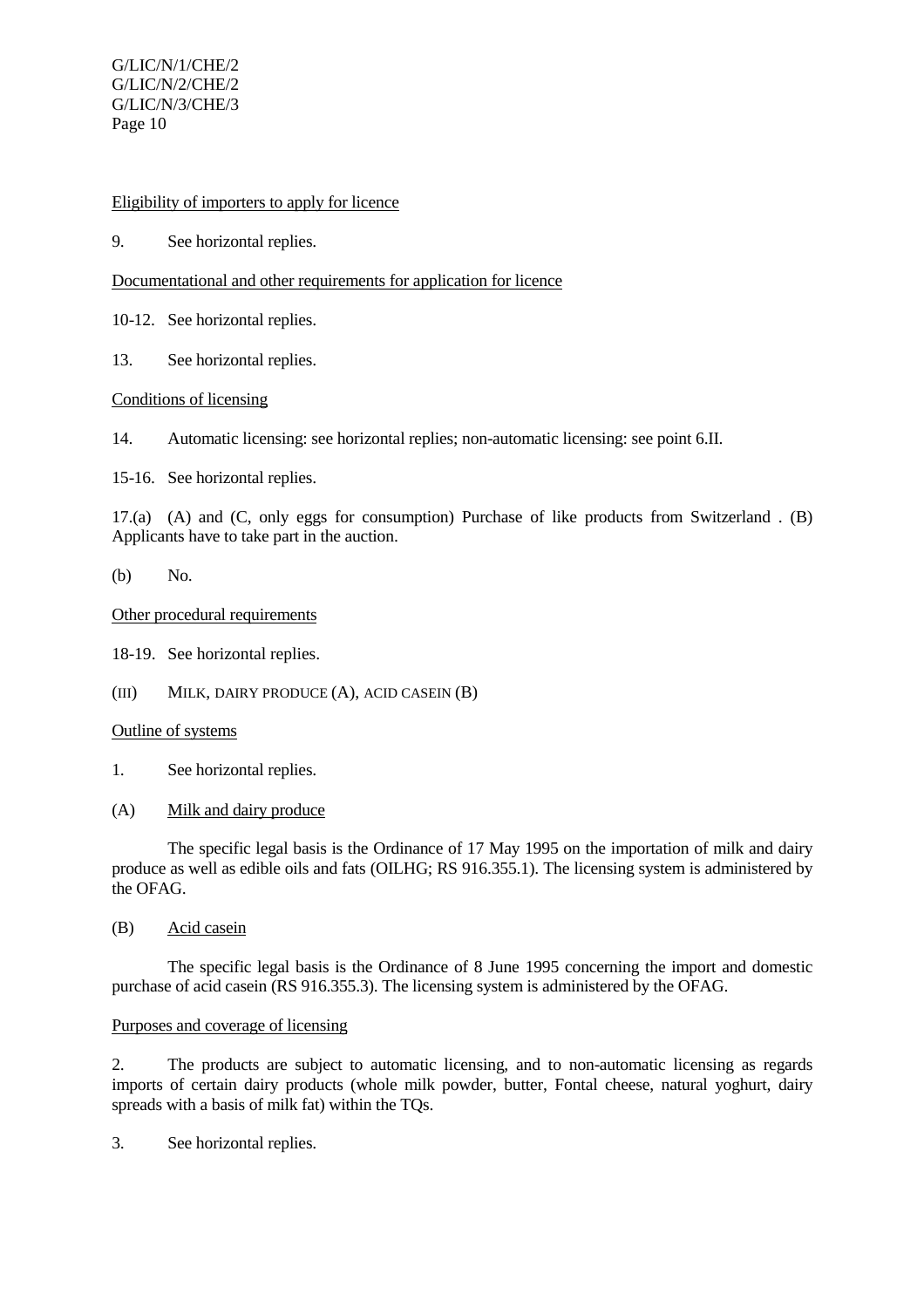Eligibility of importers to apply for licence

9. See horizontal replies.

Documentational and other requirements for application for licence

10-12. See horizontal replies.

13. See horizontal replies.

Conditions of licensing

14. Automatic licensing: see horizontal replies; non-automatic licensing: see point 6.II.

15-16. See horizontal replies.

17.(a) (A) and (C, only eggs for consumption) Purchase of like products from Switzerland . (B) Applicants have to take part in the auction.

(b) No.

Other procedural requirements

18-19. See horizontal replies.

(III) MILK, DAIRY PRODUCE (A), ACID CASEIN (B)

Outline of systems

1. See horizontal replies.

(A) Milk and dairy produce

The specific legal basis is the Ordinance of 17 May 1995 on the importation of milk and dairy produce as well as edible oils and fats (OILHG; RS 916.355.1). The licensing system is administered by the OFAG.

(B) Acid casein

The specific legal basis is the Ordinance of 8 June 1995 concerning the import and domestic purchase of acid casein (RS 916.355.3). The licensing system is administered by the OFAG.

Purposes and coverage of licensing

2. The products are subject to automatic licensing, and to non-automatic licensing as regards imports of certain dairy products (whole milk powder, butter, Fontal cheese, natural yoghurt, dairy spreads with a basis of milk fat) within the TQs.

3. See horizontal replies.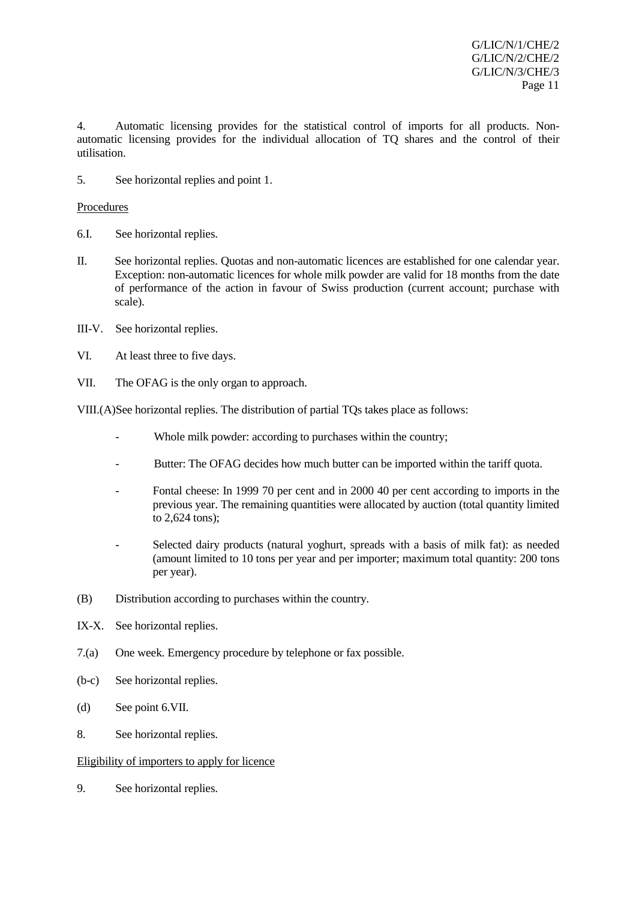4. Automatic licensing provides for the statistical control of imports for all products. Non-automatic licensing provides for the individual allocation of TQ shares and the control of their utilisation.

5. See horizontal replies and point 1.

Procedures

6.I. See horizontal replies.

II. See horizontal replies. Quotas and non-automatic licences are established for one calendar year. Exception: non-automatic licences for whole milk powder are valid for 18 months from the date of performance of the action in favour of Swiss production (current account; purchase with scale).

III-V. See horizontal replies.

VI. At least three to five days.

VII. The OFAG is the only organ to approach.

VIII.(A) See horizontal replies. The distribution of partial TQs takes place as follows:

- Whole milk powder: according to purchases within the country;
- Butter: The OFAG decides how much butter can be imported within the tariff quota.
- Fontal cheese: In 1999 70 per cent and in 2000 40 per cent according to imports in the previous year. The remaining quantities were allocated by auction (total quantity limited to 2,624 tons);
- Selected dairy products (natural yoghurt, spreads with a basis of milk fat): as needed (amount limited to 10 tons per year and per importer; maximum total quantity: 200 tons per year).

(B) Distribution according to purchases within the country.

IX-X. See horizontal replies.

7.(a) One week. Emergency procedure by telephone or fax possible.

(b-c) See horizontal replies.

(d) See point 6.VII.

8. See horizontal replies.

Eligibility of importers to apply for licence

9. See horizontal replies.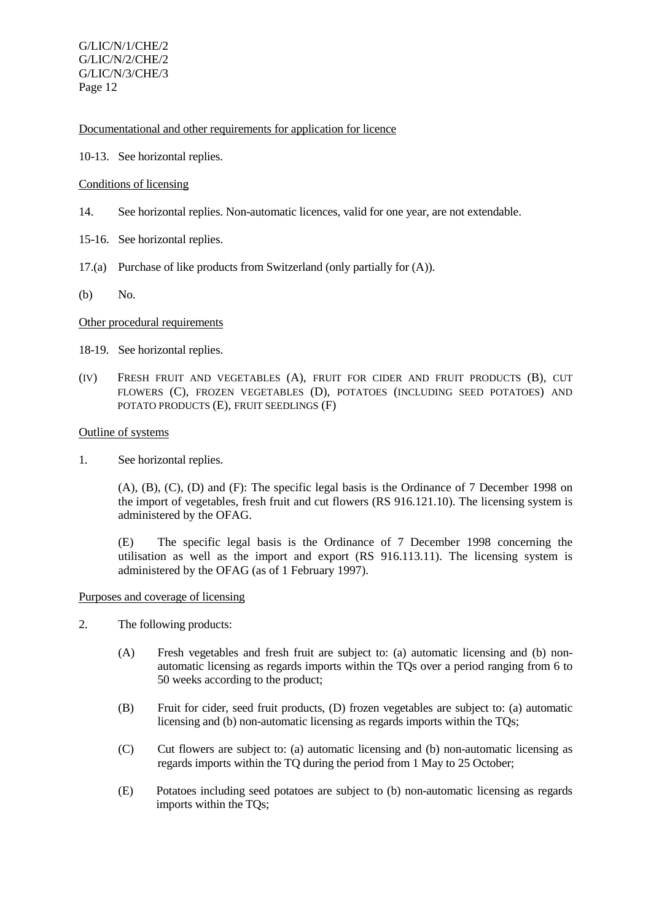Documentational and other requirements for application for licence

10-13. See horizontal replies.

Conditions of licensing

14. See horizontal replies. Non-automatic licences, valid for one year, are not extendable.

15-16. See horizontal replies.

17.(a) Purchase of like products from Switzerland (only partially for (A)).

(b) No.

Other procedural requirements

18-19. See horizontal replies.

(IV) FRESH FRUIT AND VEGETABLES (A), FRUIT FOR CIDER AND FRUIT PRODUCTS (B), CUT FLOWERS (C), FROZEN VEGETABLES (D), POTATOES (INCLUDING SEED POTATOES) AND POTATO PRODUCTS (E), FRUIT SEEDLINGS (F)

Outline of systems

1. See horizontal replies.

   (A), (B), (C), (D) and (F): The specific legal basis is the Ordinance of 7 December 1998 on the import of vegetables, fresh fruit and cut flowers (RS 916.121.10). The licensing system is administered by the OFAG.

   (E) The specific legal basis is the Ordinance of 7 December 1998 concerning the utilisation as well as the import and export (RS 916.113.11). The licensing system is administered by the OFAG (as of 1 February 1997).

Purposes and coverage of licensing

2. The following products:

   (A) Fresh vegetables and fresh fruit are subject to: (a) automatic licensing and (b) non-automatic licensing as regards imports within the TQs over a period ranging from 6 to 50 weeks according to the product;

   (B) Fruit for cider, seed fruit products, (D) frozen vegetables are subject to: (a) automatic licensing and (b) non-automatic licensing as regards imports within the TQs;

   (C) Cut flowers are subject to: (a) automatic licensing and (b) non-automatic licensing as regards imports within the TQ during the period from 1 May to 25 October;

   (E) Potatoes including seed potatoes are subject to (b) non-automatic licensing as regards imports within the TQs;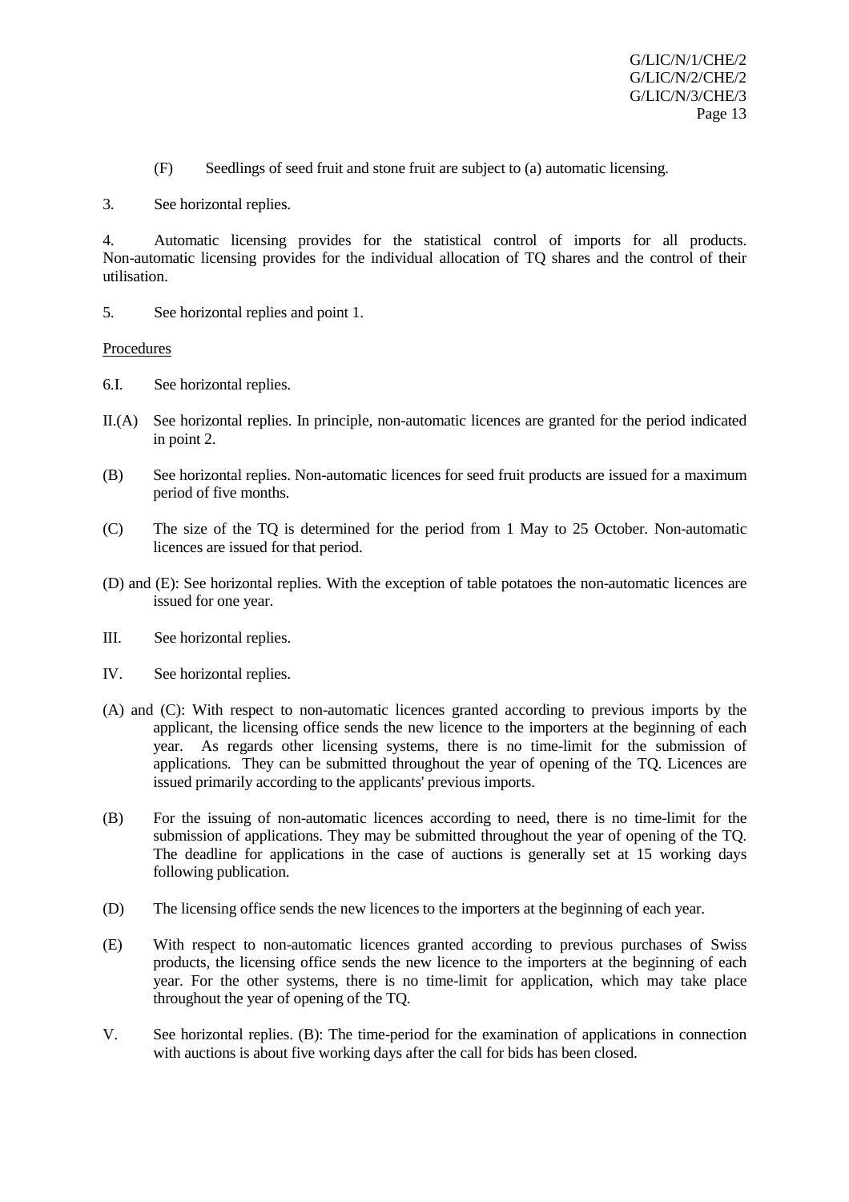(F) Seedlings of seed fruit and stone fruit are subject to (a) automatic licensing.

3. See horizontal replies.

4. Automatic licensing provides for the statistical control of imports for all products. Non-automatic licensing provides for the individual allocation of TQ shares and the control of their utilisation.

5. See horizontal replies and point 1.

Procedures

6.I. See horizontal replies.

II.(A) See horizontal replies. In principle, non-automatic licences are granted for the period indicated in point 2.

(B) See horizontal replies. Non-automatic licences for seed fruit products are issued for a maximum period of five months.

(C) The size of the TQ is determined for the period from 1 May to 25 October. Non-automatic licences are issued for that period.

(D) and (E): See horizontal replies. With the exception of table potatoes the non-automatic licences are issued for one year.

III. See horizontal replies.

IV. See horizontal replies.

(A) and (C): With respect to non-automatic licences granted according to previous imports by the applicant, the licensing office sends the new licence to the importers at the beginning of each year. As regards other licensing systems, there is no time-limit for the submission of applications. They can be submitted throughout the year of opening of the TQ. Licences are issued primarily according to the applicants' previous imports.

(B) For the issuing of non-automatic licences according to need, there is no time-limit for the submission of applications. They may be submitted throughout the year of opening of the TQ. The deadline for applications in the case of auctions is generally set at 15 working days following publication.

(D) The licensing office sends the new licences to the importers at the beginning of each year.

(E) With respect to non-automatic licences granted according to previous purchases of Swiss products, the licensing office sends the new licence to the importers at the beginning of each year. For the other systems, there is no time-limit for application, which may take place throughout the year of opening of the TQ.

V. See horizontal replies. (B): The time-period for the examination of applications in connection with auctions is about five working days after the call for bids has been closed.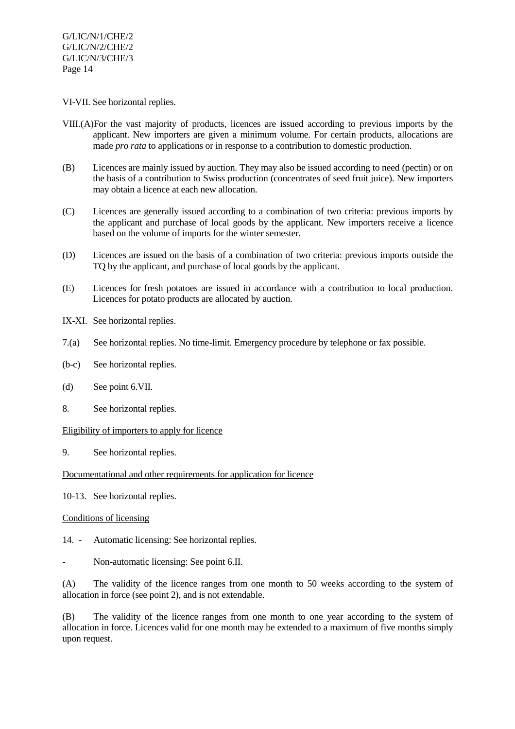VI-VII. See horizontal replies.

VIII.(A) For the vast majority of products, licences are issued according to previous imports by the applicant. New importers are given a minimum volume. For certain products, allocations are made *pro rata* to applications or in response to a contribution to domestic production.

(B) Licences are mainly issued by auction. They may also be issued according to need (pectin) or on the basis of a contribution to Swiss production (concentrates of seed fruit juice). New importers may obtain a licence at each new allocation.

(C) Licences are generally issued according to a combination of two criteria: previous imports by the applicant and purchase of local goods by the applicant. New importers receive a licence based on the volume of imports for the winter semester.

(D) Licences are issued on the basis of a combination of two criteria: previous imports outside the TQ by the applicant, and purchase of local goods by the applicant.

(E) Licences for fresh potatoes are issued in accordance with a contribution to local production. Licences for potato products are allocated by auction.

IX-XI. See horizontal replies.

7.(a) See horizontal replies. No time-limit. Emergency procedure by telephone or fax possible.

(b-c) See horizontal replies.

(d) See point 6.VII.

8. See horizontal replies.

Eligibility of importers to apply for licence

9. See horizontal replies.

Documentational and other requirements for application for licence

10-13. See horizontal replies.

Conditions of licensing

14. - Automatic licensing: See horizontal replies.

- Non-automatic licensing: See point 6.II.

(A) The validity of the licence ranges from one month to 50 weeks according to the system of allocation in force (see point 2), and is not extendable.

(B) The validity of the licence ranges from one month to one year according to the system of allocation in force. Licences valid for one month may be extended to a maximum of five months simply upon request.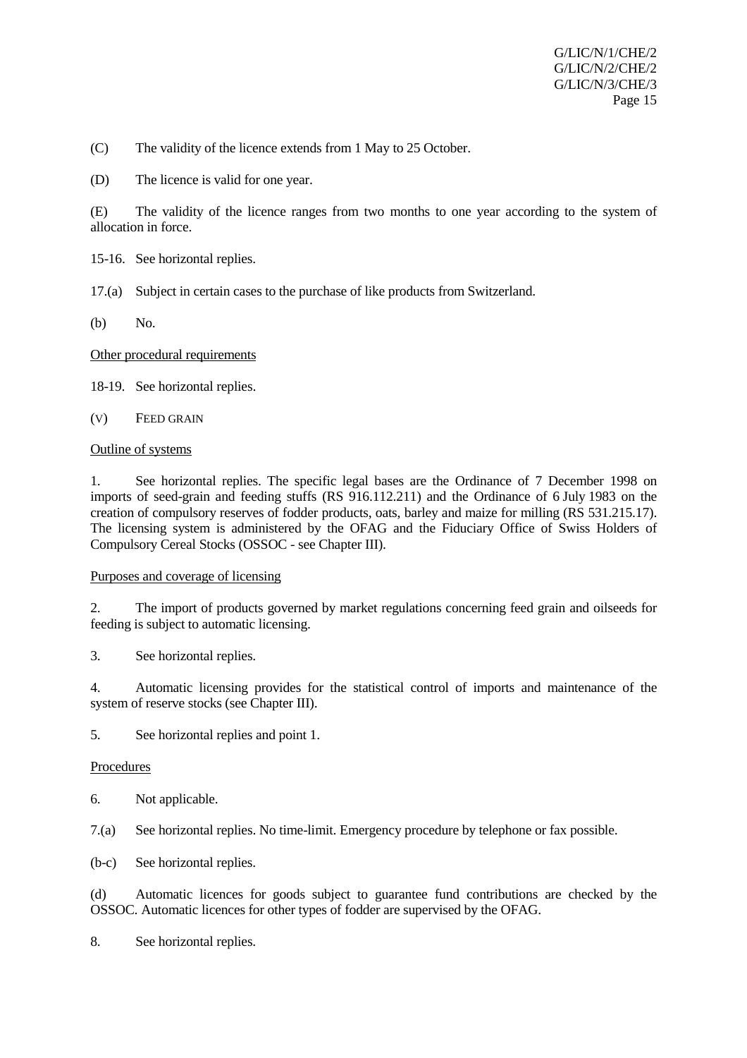(C) The validity of the licence extends from 1 May to 25 October.

(D) The licence is valid for one year.

(E) The validity of the licence ranges from two months to one year according to the system of allocation in force.

15-16. See horizontal replies.

17.(a) Subject in certain cases to the purchase of like products from Switzerland.

(b) No.

Other procedural requirements

18-19. See horizontal replies.

(V) FEED GRAIN

Outline of systems

1. See horizontal replies. The specific legal bases are the Ordinance of 7 December 1998 on imports of seed-grain and feeding stuffs (RS 916.112.211) and the Ordinance of 6 July 1983 on the creation of compulsory reserves of fodder products, oats, barley and maize for milling (RS 531.215.17). The licensing system is administered by the OFAG and the Fiduciary Office of Swiss Holders of Compulsory Cereal Stocks (OSSOC - see Chapter III).

Purposes and coverage of licensing

2. The import of products governed by market regulations concerning feed grain and oilseeds for feeding is subject to automatic licensing.

3. See horizontal replies.

4. Automatic licensing provides for the statistical control of imports and maintenance of the system of reserve stocks (see Chapter III).

5. See horizontal replies and point 1.

Procedures

6. Not applicable.

7.(a) See horizontal replies. No time-limit. Emergency procedure by telephone or fax possible.

(b-c) See horizontal replies.

(d) Automatic licences for goods subject to guarantee fund contributions are checked by the OSSOC. Automatic licences for other types of fodder are supervised by the OFAG.

8. See horizontal replies.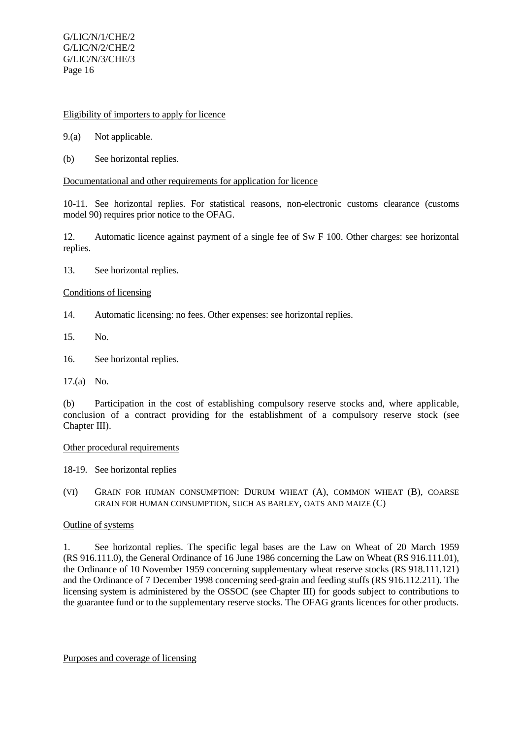Eligibility of importers to apply for licence

9.(a) Not applicable.

(b) See horizontal replies.

Documentational and other requirements for application for licence

10-11. See horizontal replies. For statistical reasons, non-electronic customs clearance (customs model 90) requires prior notice to the OFAG.

12. Automatic licence against payment of a single fee of Sw F 100. Other charges: see horizontal replies.

13. See horizontal replies.

Conditions of licensing

14. Automatic licensing: no fees. Other expenses: see horizontal replies.

15. No.

16. See horizontal replies.

17.(a) No.

(b) Participation in the cost of establishing compulsory reserve stocks and, where applicable, conclusion of a contract providing for the establishment of a compulsory reserve stock (see Chapter III).

Other procedural requirements

18-19. See horizontal replies

## (VI) GRAIN FOR HUMAN CONSUMPTION: DURUM WHEAT (A), COMMON WHEAT (B), COARSE GRAIN FOR HUMAN CONSUMPTION, SUCH AS BARLEY, OATS AND MAIZE (C)

Outline of systems

1. See horizontal replies. The specific legal bases are the Law on Wheat of 20 March 1959 (RS 916.111.0), the General Ordinance of 16 June 1986 concerning the Law on Wheat (RS 916.111.01), the Ordinance of 10 November 1959 concerning supplementary wheat reserve stocks (RS 918.111.121) and the Ordinance of 7 December 1998 concerning seed-grain and feeding stuffs (RS 916.112.211). The licensing system is administered by the OSSOC (see Chapter III) for goods subject to contributions to the guarantee fund or to the supplementary reserve stocks. The OFAG grants licences for other products.

Purposes and coverage of licensing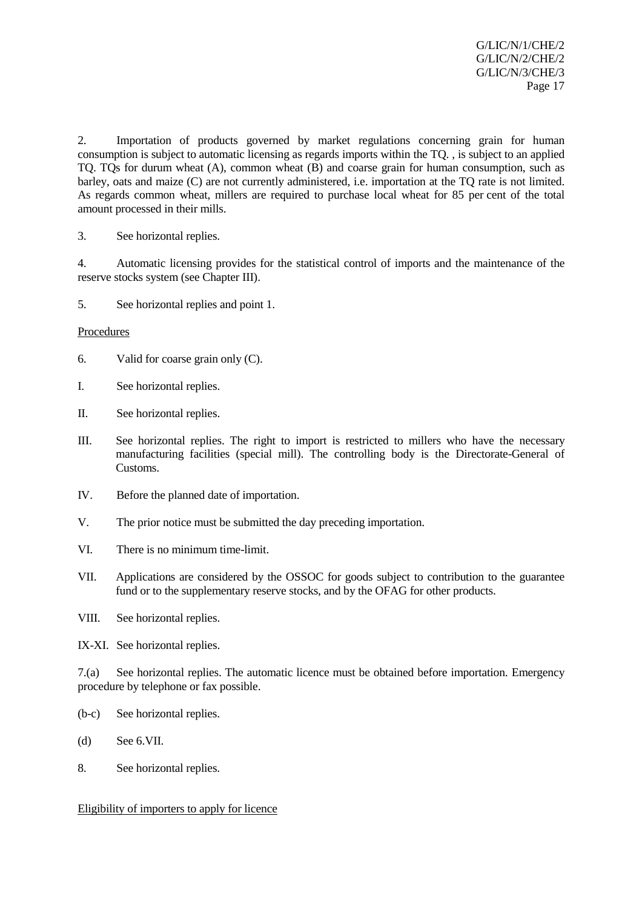2. Importation of products governed by market regulations concerning grain for human consumption is subject to automatic licensing as regards imports within the TQ. , is subject to an applied TQ. TQs for durum wheat (A), common wheat (B) and coarse grain for human consumption, such as barley, oats and maize (C) are not currently administered, i.e. importation at the TQ rate is not limited. As regards common wheat, millers are required to purchase local wheat for 85 per cent of the total amount processed in their mills.

3. See horizontal replies.

4. Automatic licensing provides for the statistical control of imports and the maintenance of the reserve stocks system (see Chapter III).

5. See horizontal replies and point 1.

<u>Procedures</u>

6. Valid for coarse grain only (C).

I. See horizontal replies.

II. See horizontal replies.

III. See horizontal replies. The right to import is restricted to millers who have the necessary manufacturing facilities (special mill). The controlling body is the Directorate-General of Customs.

IV. Before the planned date of importation.

V. The prior notice must be submitted the day preceding importation.

VI. There is no minimum time-limit.

VII. Applications are considered by the OSSOC for goods subject to contribution to the guarantee fund or to the supplementary reserve stocks, and by the OFAG for other products.

VIII. See horizontal replies.

IX-XI. See horizontal replies.

7.(a) See horizontal replies. The automatic licence must be obtained before importation. Emergency procedure by telephone or fax possible.

(b-c) See horizontal replies.

(d) See 6.VII.

8. See horizontal replies.

<u>Eligibility of importers to apply for licence</u>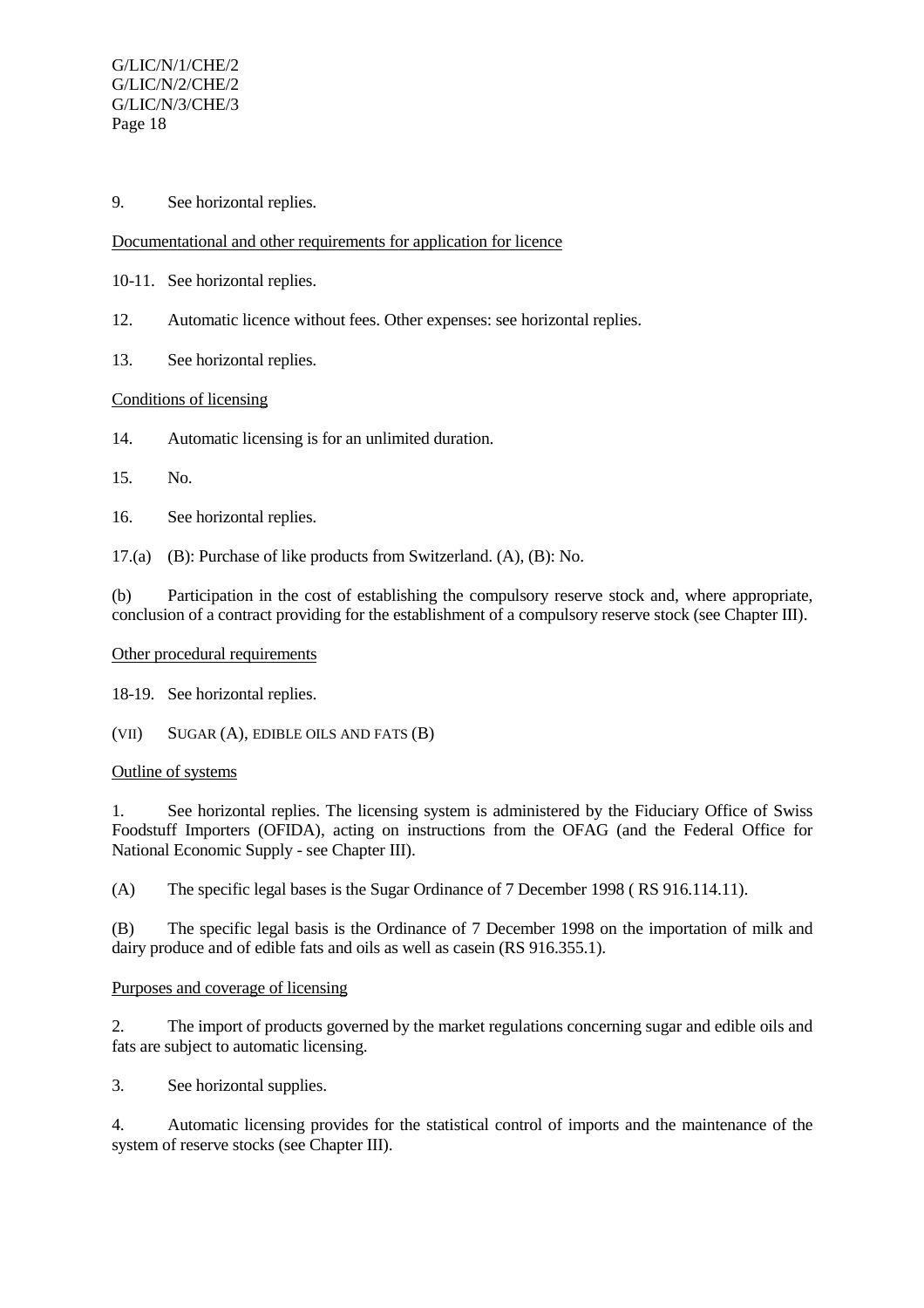9. See horizontal replies.

Documentational and other requirements for application for licence

10-11. See horizontal replies.

12. Automatic licence without fees. Other expenses: see horizontal replies.

13. See horizontal replies.

Conditions of licensing

14. Automatic licensing is for an unlimited duration.

15. No.

16. See horizontal replies.

17.(a) (B): Purchase of like products from Switzerland. (A), (B): No.

(b) Participation in the cost of establishing the compulsory reserve stock and, where appropriate, conclusion of a contract providing for the establishment of a compulsory reserve stock (see Chapter III).

Other procedural requirements

18-19. See horizontal replies.

## (VII) SUGAR (A), EDIBLE OILS AND FATS (B)

Outline of systems

1. See horizontal replies. The licensing system is administered by the Fiduciary Office of Swiss Foodstuff Importers (OFIDA), acting on instructions from the OFAG (and the Federal Office for National Economic Supply - see Chapter III).

(A) The specific legal bases is the Sugar Ordinance of 7 December 1998 ( RS 916.114.11).

(B) The specific legal basis is the Ordinance of 7 December 1998 on the importation of milk and dairy produce and of edible fats and oils as well as casein (RS 916.355.1).

Purposes and coverage of licensing

2. The import of products governed by the market regulations concerning sugar and edible oils and fats are subject to automatic licensing.

3. See horizontal supplies.

4. Automatic licensing provides for the statistical control of imports and the maintenance of the system of reserve stocks (see Chapter III).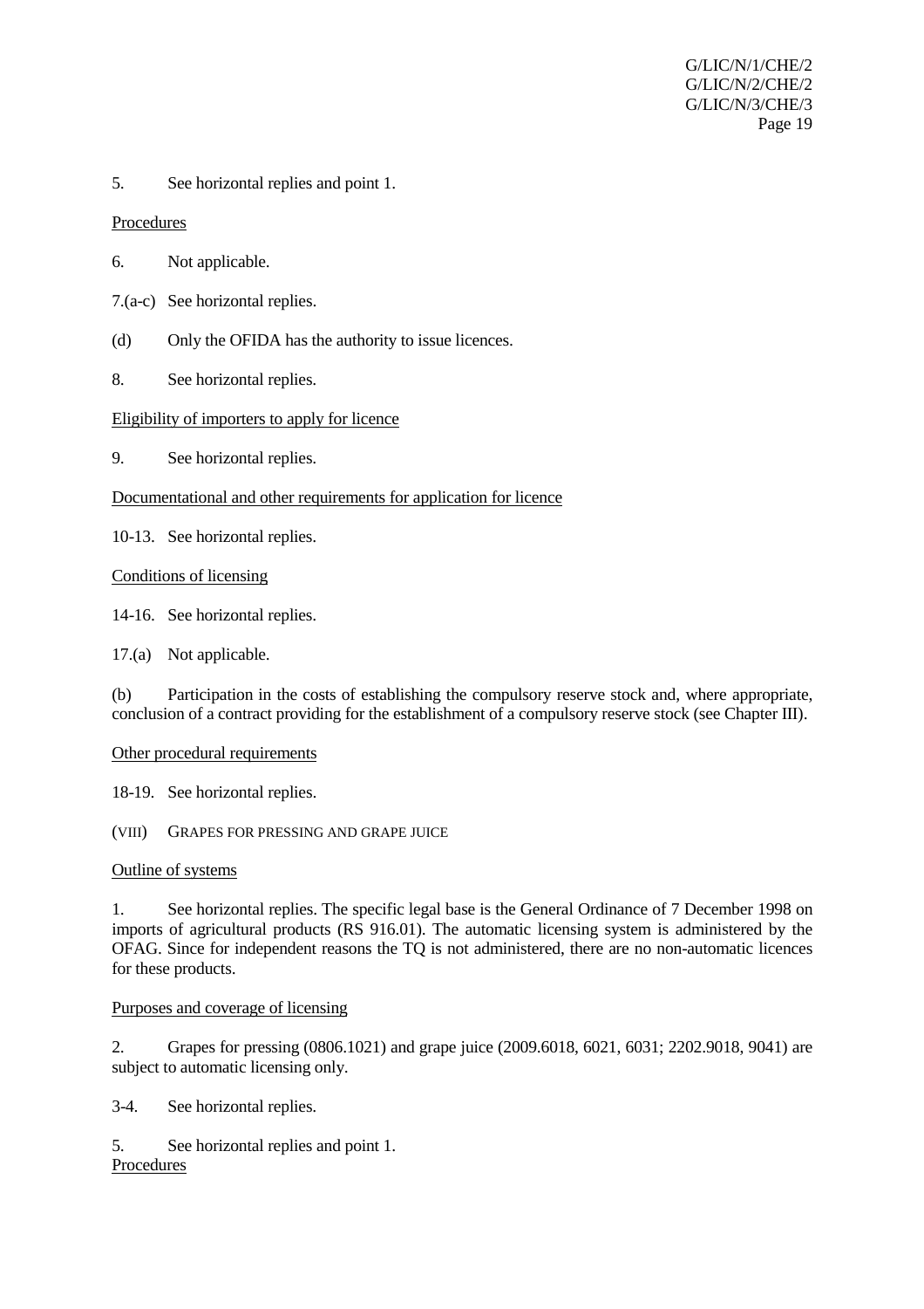5. See horizontal replies and point 1.

Procedures

6. Not applicable.

7.(a-c) See horizontal replies.

(d) Only the OFIDA has the authority to issue licences.

8. See horizontal replies.

Eligibility of importers to apply for licence

9. See horizontal replies.

Documentational and other requirements for application for licence

10-13. See horizontal replies.

Conditions of licensing

14-16. See horizontal replies.

17.(a) Not applicable.

(b) Participation in the costs of establishing the compulsory reserve stock and, where appropriate, conclusion of a contract providing for the establishment of a compulsory reserve stock (see Chapter III).

Other procedural requirements

18-19. See horizontal replies.

(VIII) GRAPES FOR PRESSING AND GRAPE JUICE

Outline of systems

1. See horizontal replies. The specific legal base is the General Ordinance of 7 December 1998 on imports of agricultural products (RS 916.01). The automatic licensing system is administered by the OFAG. Since for independent reasons the TQ is not administered, there are no non-automatic licences for these products.

Purposes and coverage of licensing

2. Grapes for pressing (0806.1021) and grape juice (2009.6018, 6021, 6031; 2202.9018, 9041) are subject to automatic licensing only.

3-4. See horizontal replies.

5. See horizontal replies and point 1.

Procedures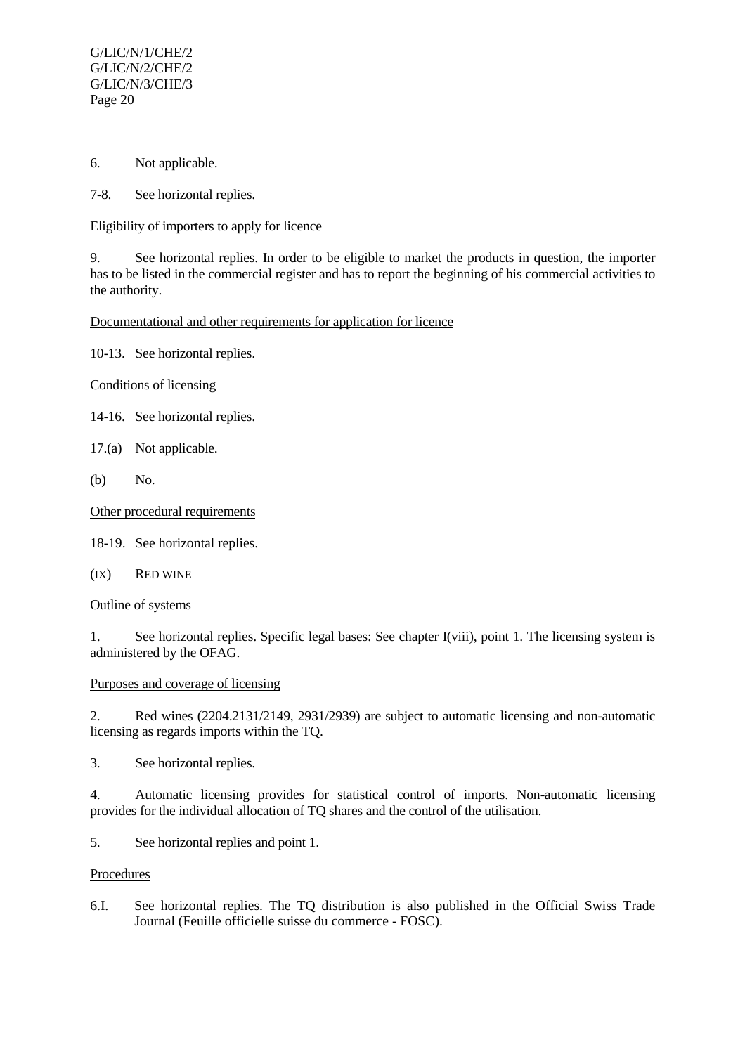6. Not applicable.

7-8. See horizontal replies.

Eligibility of importers to apply for licence

9. See horizontal replies. In order to be eligible to market the products in question, the importer has to be listed in the commercial register and has to report the beginning of his commercial activities to the authority.

Documentational and other requirements for application for licence

10-13. See horizontal replies.

Conditions of licensing

14-16. See horizontal replies.

17.(a) Not applicable.

(b) No.

Other procedural requirements

18-19. See horizontal replies.

### (IX) RED WINE

Outline of systems

1. See horizontal replies. Specific legal bases: See chapter I(viii), point 1. The licensing system is administered by the OFAG.

Purposes and coverage of licensing

2. Red wines (2204.2131/2149, 2931/2939) are subject to automatic licensing and non-automatic licensing as regards imports within the TQ.

3. See horizontal replies.

4. Automatic licensing provides for statistical control of imports. Non-automatic licensing provides for the individual allocation of TQ shares and the control of the utilisation.

5. See horizontal replies and point 1.

Procedures

6.I. See horizontal replies. The TQ distribution is also published in the Official Swiss Trade Journal (Feuille officielle suisse du commerce - FOSC).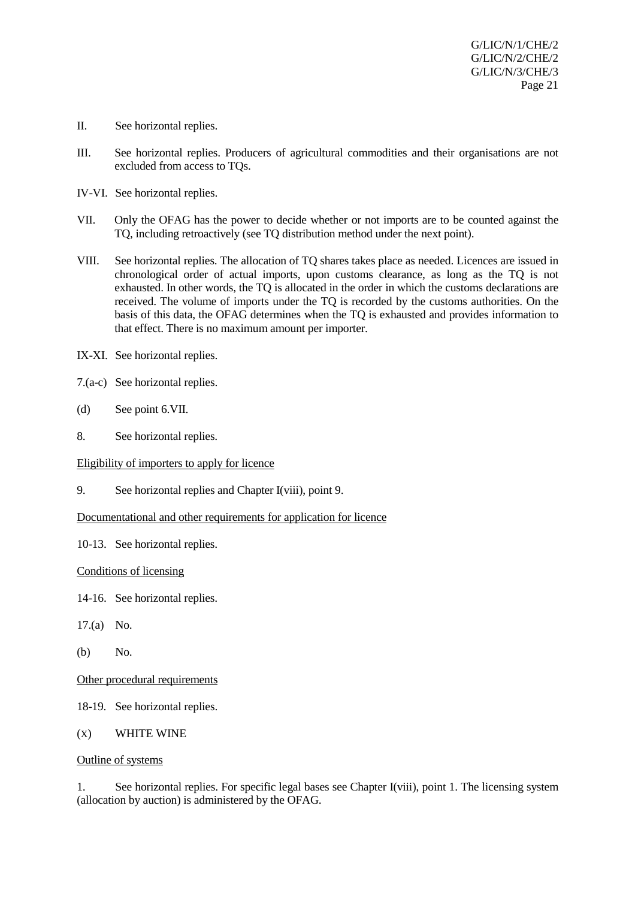II. See horizontal replies.

III. See horizontal replies. Producers of agricultural commodities and their organisations are not excluded from access to TQs.

IV-VI. See horizontal replies.

VII. Only the OFAG has the power to decide whether or not imports are to be counted against the TQ, including retroactively (see TQ distribution method under the next point).

VIII. See horizontal replies. The allocation of TQ shares takes place as needed. Licences are issued in chronological order of actual imports, upon customs clearance, as long as the TQ is not exhausted. In other words, the TQ is allocated in the order in which the customs declarations are received. The volume of imports under the TQ is recorded by the customs authorities. On the basis of this data, the OFAG determines when the TQ is exhausted and provides information to that effect. There is no maximum amount per importer.

IX-XI. See horizontal replies.

7.(a-c) See horizontal replies.

(d) See point 6.VII.

8. See horizontal replies.

Eligibility of importers to apply for licence

9. See horizontal replies and Chapter I(viii), point 9.

Documentational and other requirements for application for licence

10-13. See horizontal replies.

Conditions of licensing

14-16. See horizontal replies.

17.(a) No.

(b) No.

Other procedural requirements

18-19. See horizontal replies.

(X) WHITE WINE

Outline of systems

1. See horizontal replies. For specific legal bases see Chapter I(viii), point 1. The licensing system (allocation by auction) is administered by the OFAG.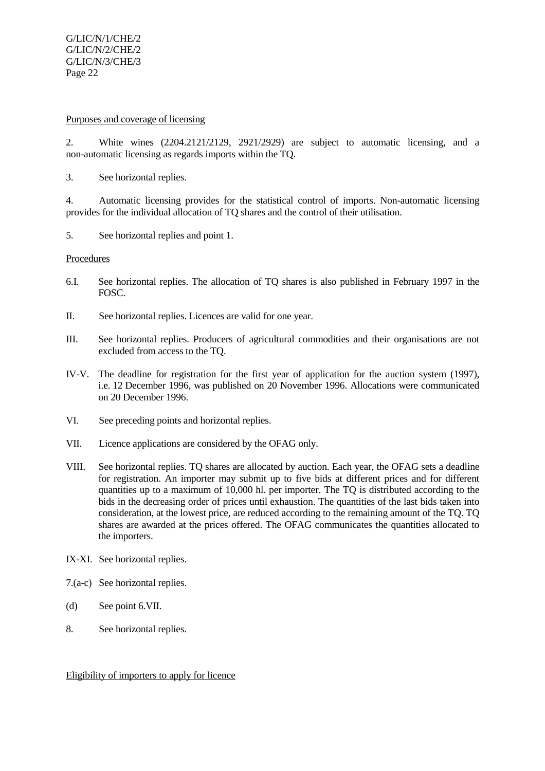Purposes and coverage of licensing

2. White wines (2204.2121/2129, 2921/2929) are subject to automatic licensing, and a non-automatic licensing as regards imports within the TQ.

3. See horizontal replies.

4. Automatic licensing provides for the statistical control of imports. Non-automatic licensing provides for the individual allocation of TQ shares and the control of their utilisation.

5. See horizontal replies and point 1.

Procedures

6.I. See horizontal replies. The allocation of TQ shares is also published in February 1997 in the FOSC.

II. See horizontal replies. Licences are valid for one year.

III. See horizontal replies. Producers of agricultural commodities and their organisations are not excluded from access to the TQ.

IV-V. The deadline for registration for the first year of application for the auction system (1997), i.e. 12 December 1996, was published on 20 November 1996. Allocations were communicated on 20 December 1996.

VI. See preceding points and horizontal replies.

VII. Licence applications are considered by the OFAG only.

VIII. See horizontal replies. TQ shares are allocated by auction. Each year, the OFAG sets a deadline for registration. An importer may submit up to five bids at different prices and for different quantities up to a maximum of 10,000 hl. per importer. The TQ is distributed according to the bids in the decreasing order of prices until exhaustion. The quantities of the last bids taken into consideration, at the lowest price, are reduced according to the remaining amount of the TQ. TQ shares are awarded at the prices offered. The OFAG communicates the quantities allocated to the importers.

IX-XI. See horizontal replies.

7.(a-c) See horizontal replies.

(d) See point 6.VII.

8. See horizontal replies.

Eligibility of importers to apply for licence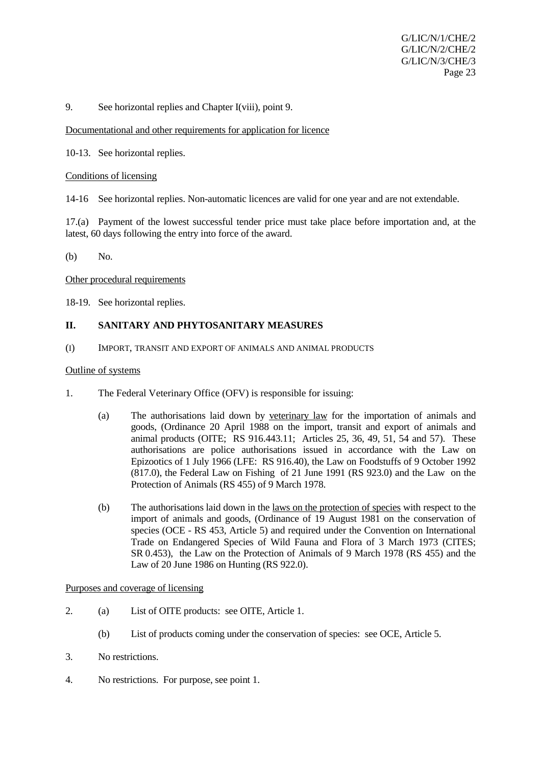9. See horizontal replies and Chapter I(viii), point 9.

Documentational and other requirements for application for licence

10-13. See horizontal replies.

Conditions of licensing

14-16 See horizontal replies. Non-automatic licences are valid for one year and are not extendable.

17.(a) Payment of the lowest successful tender price must take place before importation and, at the latest, 60 days following the entry into force of the award.

(b) No.

Other procedural requirements

18-19. See horizontal replies.

## II. SANITARY AND PHYTOSANITARY MEASURES

(I) IMPORT, TRANSIT AND EXPORT OF ANIMALS AND ANIMAL PRODUCTS

Outline of systems

1. The Federal Veterinary Office (OFV) is responsible for issuing:

   (a) The authorisations laid down by veterinary law for the importation of animals and goods, (Ordinance 20 April 1988 on the import, transit and export of animals and animal products (OITE; RS 916.443.11; Articles 25, 36, 49, 51, 54 and 57). These authorisations are police authorisations issued in accordance with the Law on Epizootics of 1 July 1966 (LFE: RS 916.40), the Law on Foodstuffs of 9 October 1992 (817.0), the Federal Law on Fishing of 21 June 1991 (RS 923.0) and the Law on the Protection of Animals (RS 455) of 9 March 1978.

   (b) The authorisations laid down in the laws on the protection of species with respect to the import of animals and goods, (Ordinance of 19 August 1981 on the conservation of species (OCE - RS 453, Article 5) and required under the Convention on International Trade on Endangered Species of Wild Fauna and Flora of 3 March 1973 (CITES; SR 0.453), the Law on the Protection of Animals of 9 March 1978 (RS 455) and the Law of 20 June 1986 on Hunting (RS 922.0).

Purposes and coverage of licensing

2. (a) List of OITE products: see OITE, Article 1.

   (b) List of products coming under the conservation of species: see OCE, Article 5.

3. No restrictions.

4. No restrictions. For purpose, see point 1.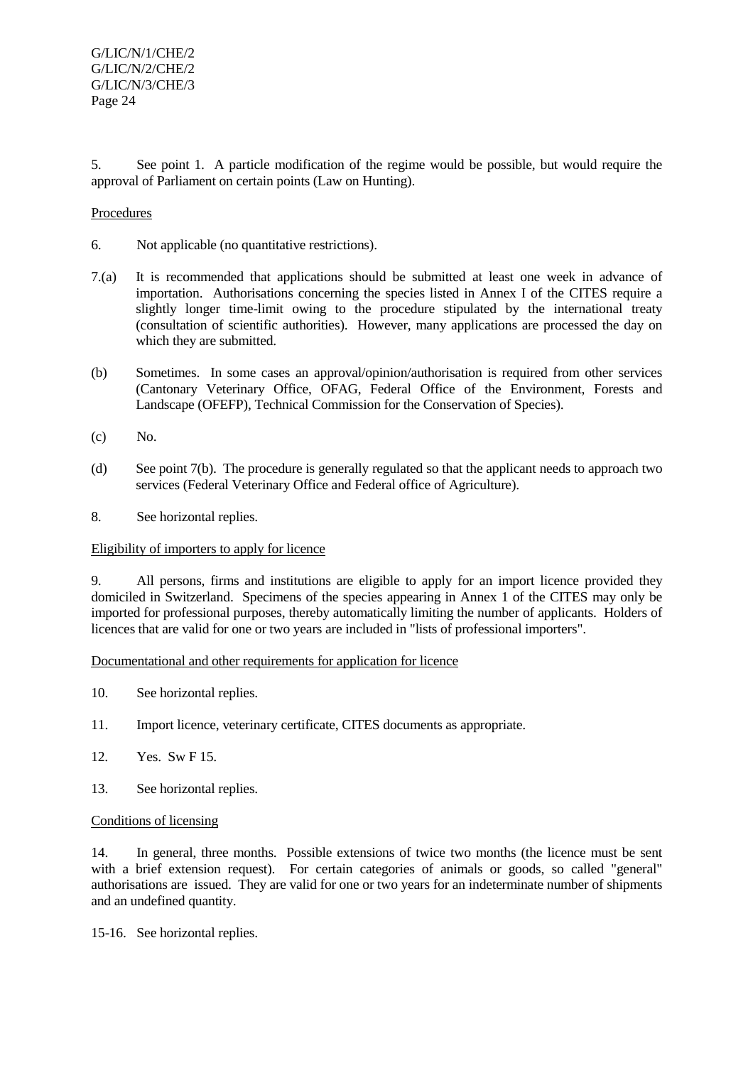5. See point 1. A particle modification of the regime would be possible, but would require the approval of Parliament on certain points (Law on Hunting).

Procedures

6. Not applicable (no quantitative restrictions).

7.(a) It is recommended that applications should be submitted at least one week in advance of importation. Authorisations concerning the species listed in Annex I of the CITES require a slightly longer time-limit owing to the procedure stipulated by the international treaty (consultation of scientific authorities). However, many applications are processed the day on which they are submitted.

(b) Sometimes. In some cases an approval/opinion/authorisation is required from other services (Cantonary Veterinary Office, OFAG, Federal Office of the Environment, Forests and Landscape (OFEFP), Technical Commission for the Conservation of Species).

(c) No.

(d) See point 7(b). The procedure is generally regulated so that the applicant needs to approach two services (Federal Veterinary Office and Federal office of Agriculture).

8. See horizontal replies.

Eligibility of importers to apply for licence

9. All persons, firms and institutions are eligible to apply for an import licence provided they domiciled in Switzerland. Specimens of the species appearing in Annex 1 of the CITES may only be imported for professional purposes, thereby automatically limiting the number of applicants. Holders of licences that are valid for one or two years are included in "lists of professional importers".

Documentational and other requirements for application for licence

10. See horizontal replies.

11. Import licence, veterinary certificate, CITES documents as appropriate.

12. Yes. Sw F 15.

13. See horizontal replies.

Conditions of licensing

14. In general, three months. Possible extensions of twice two months (the licence must be sent with a brief extension request). For certain categories of animals or goods, so called "general" authorisations are issued. They are valid for one or two years for an indeterminate number of shipments and an undefined quantity.

15-16. See horizontal replies.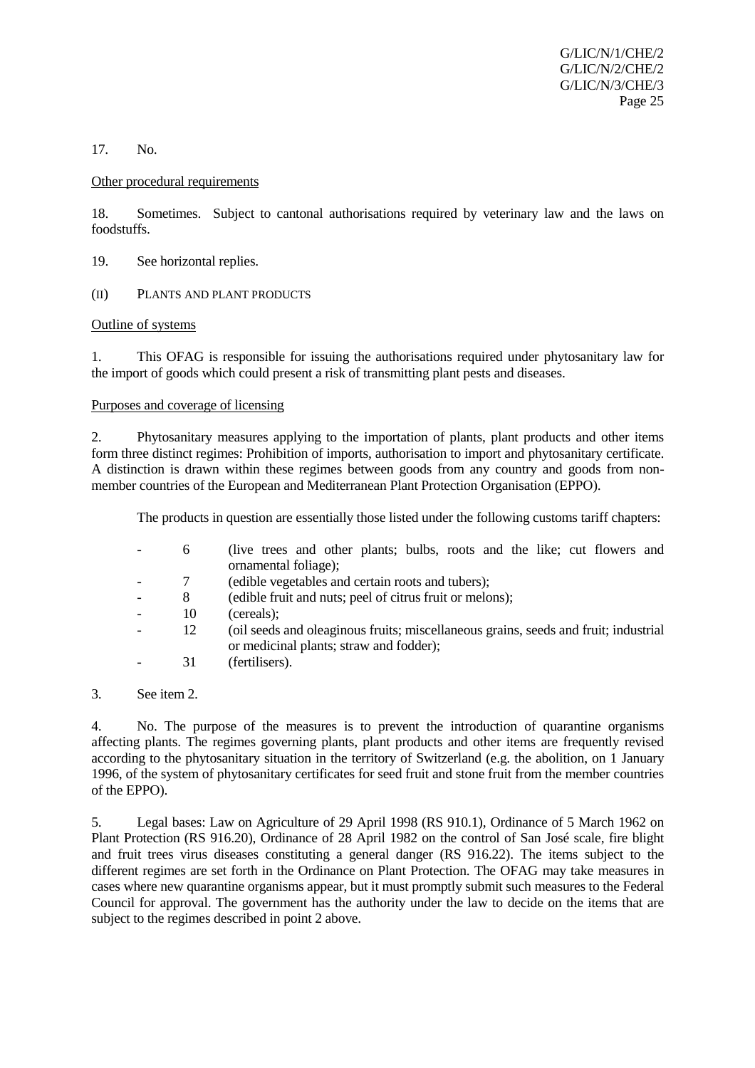17. No.

Other procedural requirements

18. Sometimes. Subject to cantonal authorisations required by veterinary law and the laws on foodstuffs.

19. See horizontal replies.

(II) PLANTS AND PLANT PRODUCTS

Outline of systems

1. This OFAG is responsible for issuing the authorisations required under phytosanitary law for the import of goods which could present a risk of transmitting plant pests and diseases.

Purposes and coverage of licensing

2. Phytosanitary measures applying to the importation of plants, plant products and other items form three distinct regimes: Prohibition of imports, authorisation to import and phytosanitary certificate. A distinction is drawn within these regimes between goods from any country and goods from non-member countries of the European and Mediterranean Plant Protection Organisation (EPPO).

The products in question are essentially those listed under the following customs tariff chapters:

- 6 (live trees and other plants; bulbs, roots and the like; cut flowers and ornamental foliage);
- 7 (edible vegetables and certain roots and tubers);
- 8 (edible fruit and nuts; peel of citrus fruit or melons);
- 10 (cereals);
- 12 (oil seeds and oleaginous fruits; miscellaneous grains, seeds and fruit; industrial or medicinal plants; straw and fodder);
- 31 (fertilisers).

3. See item 2.

4. No. The purpose of the measures is to prevent the introduction of quarantine organisms affecting plants. The regimes governing plants, plant products and other items are frequently revised according to the phytosanitary situation in the territory of Switzerland (e.g. the abolition, on 1 January 1996, of the system of phytosanitary certificates for seed fruit and stone fruit from the member countries of the EPPO).

5. Legal bases: Law on Agriculture of 29 April 1998 (RS 910.1), Ordinance of 5 March 1962 on Plant Protection (RS 916.20), Ordinance of 28 April 1982 on the control of San José scale, fire blight and fruit trees virus diseases constituting a general danger (RS 916.22). The items subject to the different regimes are set forth in the Ordinance on Plant Protection. The OFAG may take measures in cases where new quarantine organisms appear, but it must promptly submit such measures to the Federal Council for approval. The government has the authority under the law to decide on the items that are subject to the regimes described in point 2 above.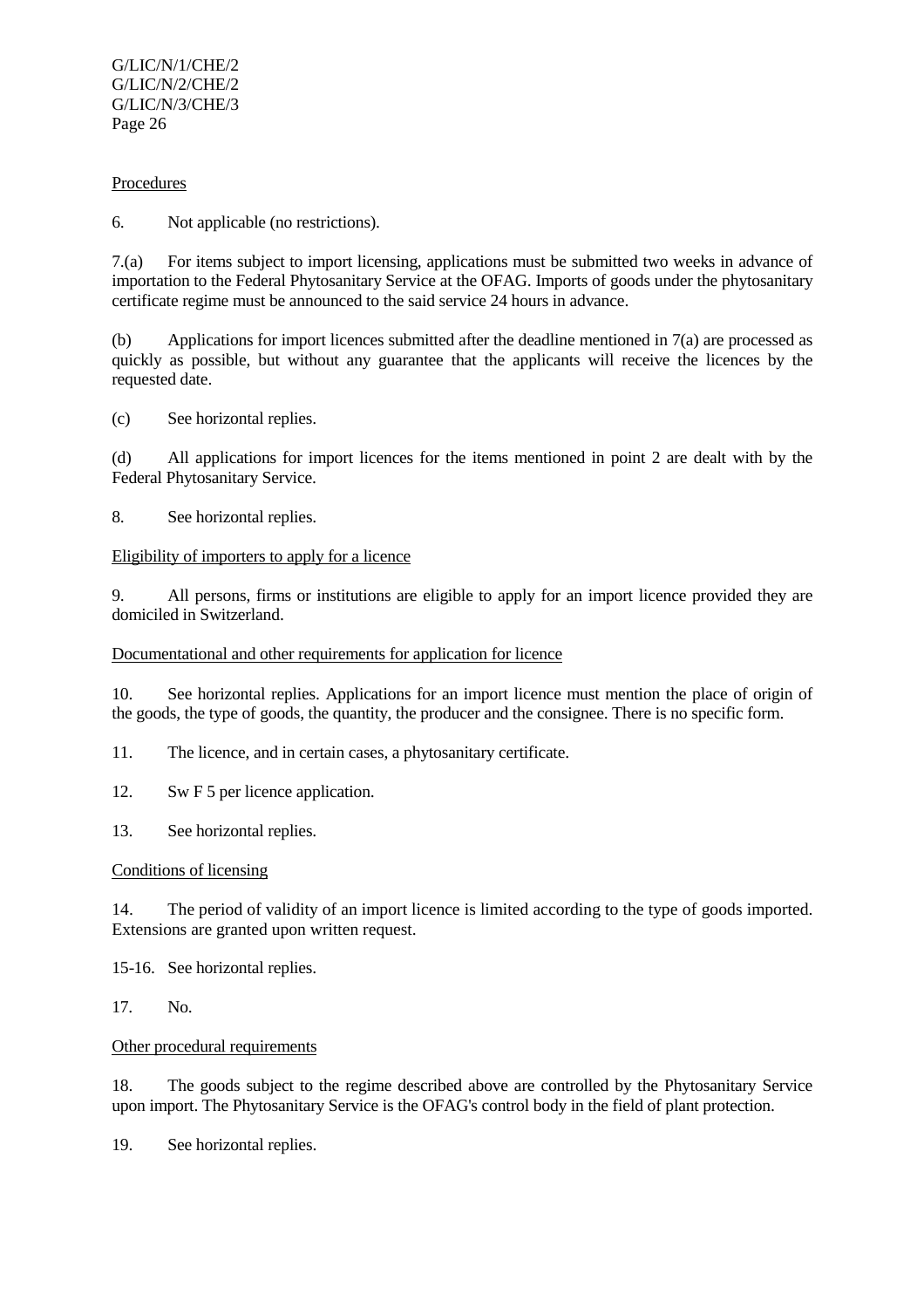Procedures

6. Not applicable (no restrictions).

7.(a) For items subject to import licensing, applications must be submitted two weeks in advance of importation to the Federal Phytosanitary Service at the OFAG. Imports of goods under the phytosanitary certificate regime must be announced to the said service 24 hours in advance.

(b) Applications for import licences submitted after the deadline mentioned in 7(a) are processed as quickly as possible, but without any guarantee that the applicants will receive the licences by the requested date.

(c) See horizontal replies.

(d) All applications for import licences for the items mentioned in point 2 are dealt with by the Federal Phytosanitary Service.

8. See horizontal replies.

Eligibility of importers to apply for a licence

9. All persons, firms or institutions are eligible to apply for an import licence provided they are domiciled in Switzerland.

Documentational and other requirements for application for licence

10. See horizontal replies. Applications for an import licence must mention the place of origin of the goods, the type of goods, the quantity, the producer and the consignee. There is no specific form.

11. The licence, and in certain cases, a phytosanitary certificate.

12. Sw F 5 per licence application.

13. See horizontal replies.

Conditions of licensing

14. The period of validity of an import licence is limited according to the type of goods imported. Extensions are granted upon written request.

15-16. See horizontal replies.

17. No.

Other procedural requirements

18. The goods subject to the regime described above are controlled by the Phytosanitary Service upon import. The Phytosanitary Service is the OFAG's control body in the field of plant protection.

19. See horizontal replies.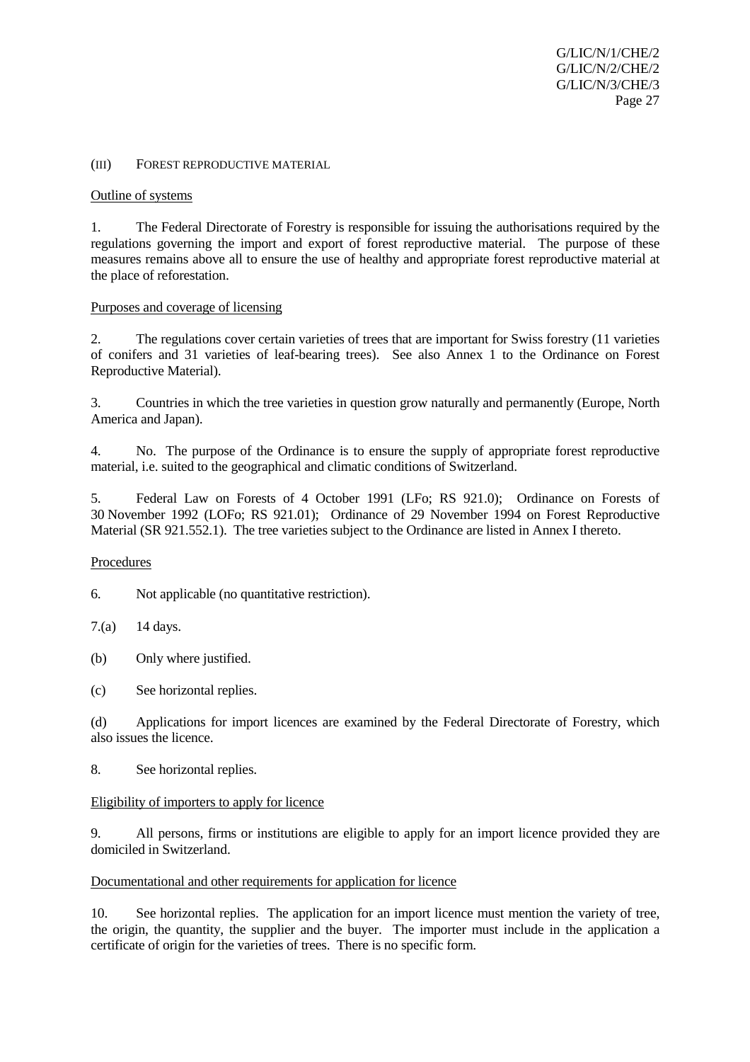## (III) FOREST REPRODUCTIVE MATERIAL

Outline of systems

1. The Federal Directorate of Forestry is responsible for issuing the authorisations required by the regulations governing the import and export of forest reproductive material. The purpose of these measures remains above all to ensure the use of healthy and appropriate forest reproductive material at the place of reforestation.

Purposes and coverage of licensing

2. The regulations cover certain varieties of trees that are important for Swiss forestry (11 varieties of conifers and 31 varieties of leaf-bearing trees). See also Annex 1 to the Ordinance on Forest Reproductive Material).

3. Countries in which the tree varieties in question grow naturally and permanently (Europe, North America and Japan).

4. No. The purpose of the Ordinance is to ensure the supply of appropriate forest reproductive material, i.e. suited to the geographical and climatic conditions of Switzerland.

5. Federal Law on Forests of 4 October 1991 (LFo; RS 921.0); Ordinance on Forests of 30 November 1992 (LOFo; RS 921.01); Ordinance of 29 November 1994 on Forest Reproductive Material (SR 921.552.1). The tree varieties subject to the Ordinance are listed in Annex I thereto.

Procedures

6. Not applicable (no quantitative restriction).

7.(a) 14 days.

(b) Only where justified.

(c) See horizontal replies.

(d) Applications for import licences are examined by the Federal Directorate of Forestry, which also issues the licence.

8. See horizontal replies.

Eligibility of importers to apply for licence

9. All persons, firms or institutions are eligible to apply for an import licence provided they are domiciled in Switzerland.

Documentational and other requirements for application for licence

10. See horizontal replies. The application for an import licence must mention the variety of tree, the origin, the quantity, the supplier and the buyer. The importer must include in the application a certificate of origin for the varieties of trees. There is no specific form.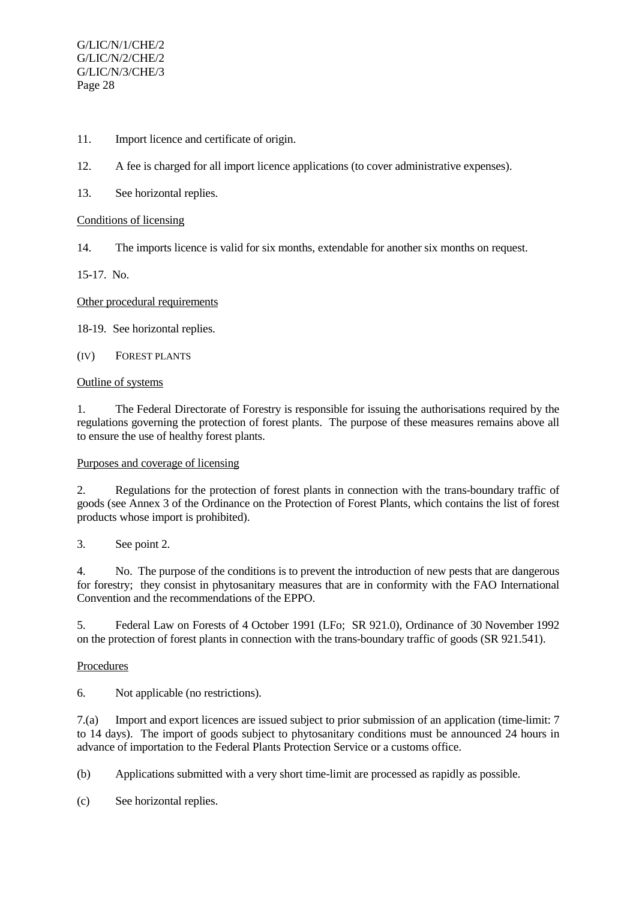11. Import licence and certificate of origin.

12. A fee is charged for all import licence applications (to cover administrative expenses).

13. See horizontal replies.

Conditions of licensing

14. The imports licence is valid for six months, extendable for another six months on request.

15-17. No.

Other procedural requirements

18-19. See horizontal replies.

(IV) FOREST PLANTS

Outline of systems

1. The Federal Directorate of Forestry is responsible for issuing the authorisations required by the regulations governing the protection of forest plants. The purpose of these measures remains above all to ensure the use of healthy forest plants.

Purposes and coverage of licensing

2. Regulations for the protection of forest plants in connection with the trans-boundary traffic of goods (see Annex 3 of the Ordinance on the Protection of Forest Plants, which contains the list of forest products whose import is prohibited).

3. See point 2.

4. No. The purpose of the conditions is to prevent the introduction of new pests that are dangerous for forestry; they consist in phytosanitary measures that are in conformity with the FAO International Convention and the recommendations of the EPPO.

5. Federal Law on Forests of 4 October 1991 (LFo; SR 921.0), Ordinance of 30 November 1992 on the protection of forest plants in connection with the trans-boundary traffic of goods (SR 921.541).

Procedures

6. Not applicable (no restrictions).

7.(a) Import and export licences are issued subject to prior submission of an application (time-limit: 7 to 14 days). The import of goods subject to phytosanitary conditions must be announced 24 hours in advance of importation to the Federal Plants Protection Service or a customs office.

(b) Applications submitted with a very short time-limit are processed as rapidly as possible.

(c) See horizontal replies.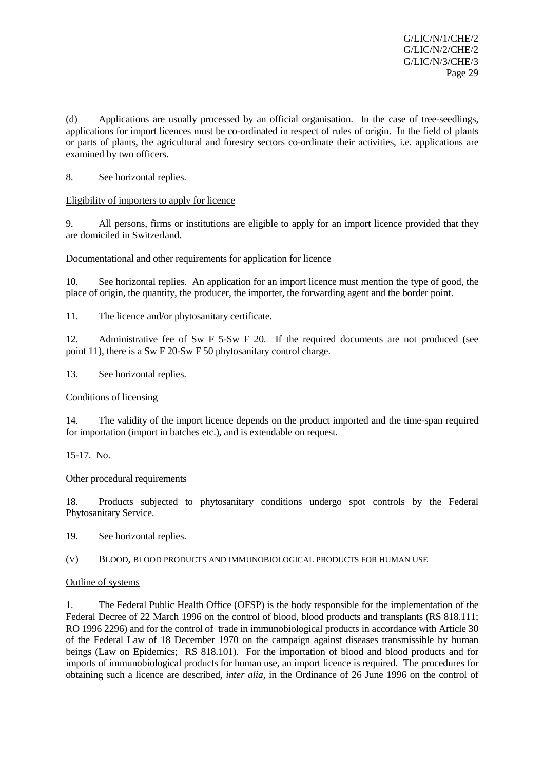(d) Applications are usually processed by an official organisation. In the case of tree-seedlings, applications for import licences must be co-ordinated in respect of rules of origin. In the field of plants or parts of plants, the agricultural and forestry sectors co-ordinate their activities, i.e. applications are examined by two officers.

8. See horizontal replies.

Eligibility of importers to apply for licence

9. All persons, firms or institutions are eligible to apply for an import licence provided that they are domiciled in Switzerland.

Documentational and other requirements for application for licence

10. See horizontal replies. An application for an import licence must mention the type of good, the place of origin, the quantity, the producer, the importer, the forwarding agent and the border point.

11. The licence and/or phytosanitary certificate.

12. Administrative fee of Sw F 5-Sw F 20. If the required documents are not produced (see point 11), there is a Sw F 20-Sw F 50 phytosanitary control charge.

13. See horizontal replies.

Conditions of licensing

14. The validity of the import licence depends on the product imported and the time-span required for importation (import in batches etc.), and is extendable on request.

15-17. No.

Other procedural requirements

18. Products subjected to phytosanitary conditions undergo spot controls by the Federal Phytosanitary Service.

19. See horizontal replies.

(V) BLOOD, BLOOD PRODUCTS AND IMMUNOBIOLOGICAL PRODUCTS FOR HUMAN USE

Outline of systems

1. The Federal Public Health Office (OFSP) is the body responsible for the implementation of the Federal Decree of 22 March 1996 on the control of blood, blood products and transplants (RS 818.111; RO 1996 2296) and for the control of trade in immunobiological products in accordance with Article 30 of the Federal Law of 18 December 1970 on the campaign against diseases transmissible by human beings (Law on Epidemics; RS 818.101). For the importation of blood and blood products and for imports of immunobiological products for human use, an import licence is required. The procedures for obtaining such a licence are described, *inter alia*, in the Ordinance of 26 June 1996 on the control of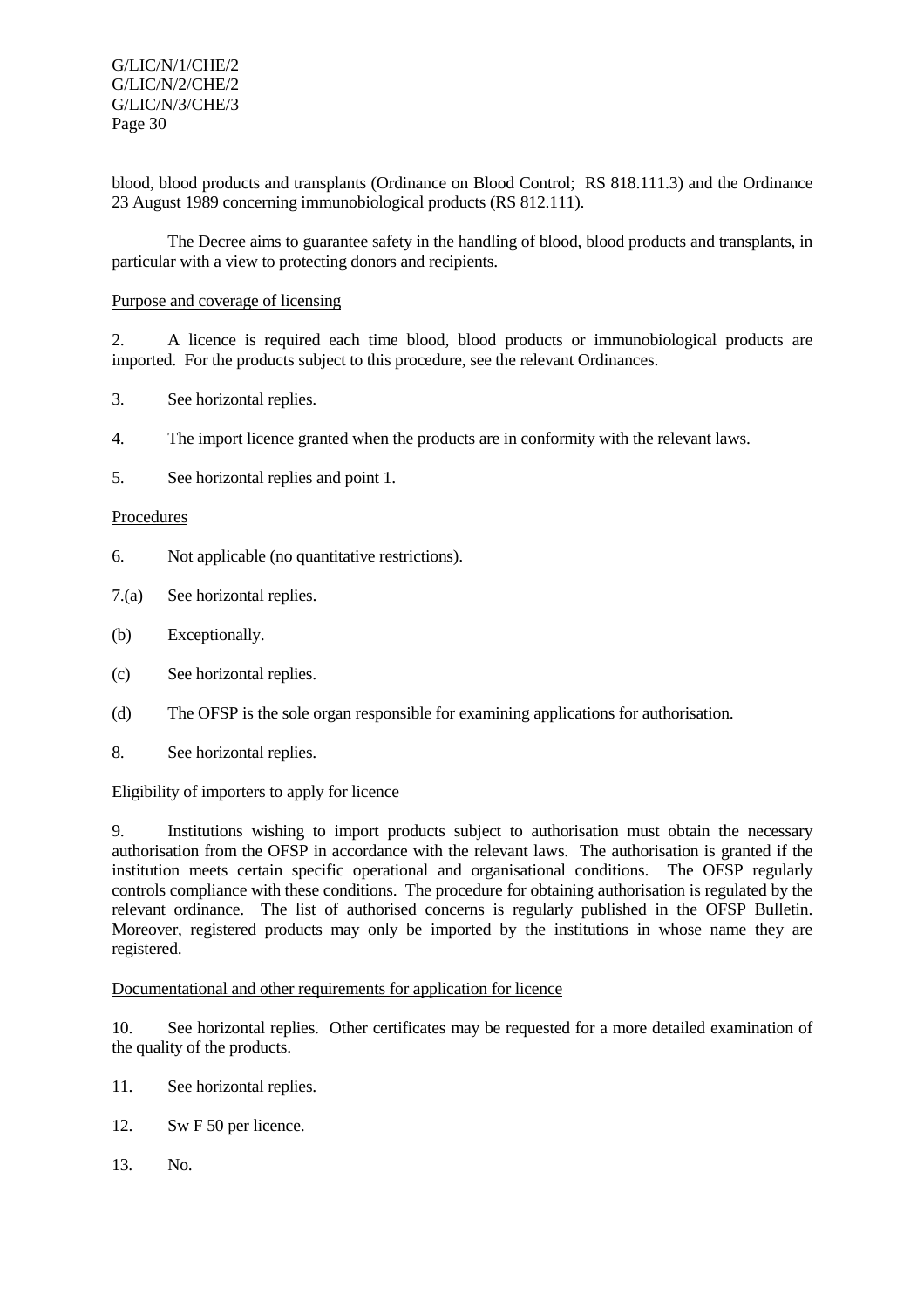blood, blood products and transplants (Ordinance on Blood Control;  RS 818.111.3) and the Ordinance 23 August 1989 concerning immunobiological products (RS 812.111).

The Decree aims to guarantee safety in the handling of blood, blood products and transplants, in particular with a view to protecting donors and recipients.

<u>Purpose and coverage of licensing</u>

2. A licence is required each time blood, blood products or immunobiological products are imported.  For the products subject to this procedure, see the relevant Ordinances.

3. See horizontal replies.

4. The import licence granted when the products are in conformity with the relevant laws.

5. See horizontal replies and point 1.

<u>Procedures</u>

6. Not applicable (no quantitative restrictions).

7.(a) See horizontal replies.

(b) Exceptionally.

(c) See horizontal replies.

(d) The OFSP is the sole organ responsible for examining applications for authorisation.

8. See horizontal replies.

<u>Eligibility of importers to apply for licence</u>

9. Institutions wishing to import products subject to authorisation must obtain the necessary authorisation from the OFSP in accordance with the relevant laws.  The authorisation is granted if the institution meets certain specific operational and organisational conditions.  The OFSP regularly controls compliance with these conditions.  The procedure for obtaining authorisation is regulated by the relevant ordinance.  The list of authorised concerns is regularly published in the OFSP Bulletin.  Moreover, registered products may only be imported by the institutions in whose name they are registered.

<u>Documentational and other requirements for application for licence</u>

10. See horizontal replies.  Other certificates may be requested for a more detailed examination of the quality of the products.

11. See horizontal replies.

12. Sw F 50 per licence.

13. No.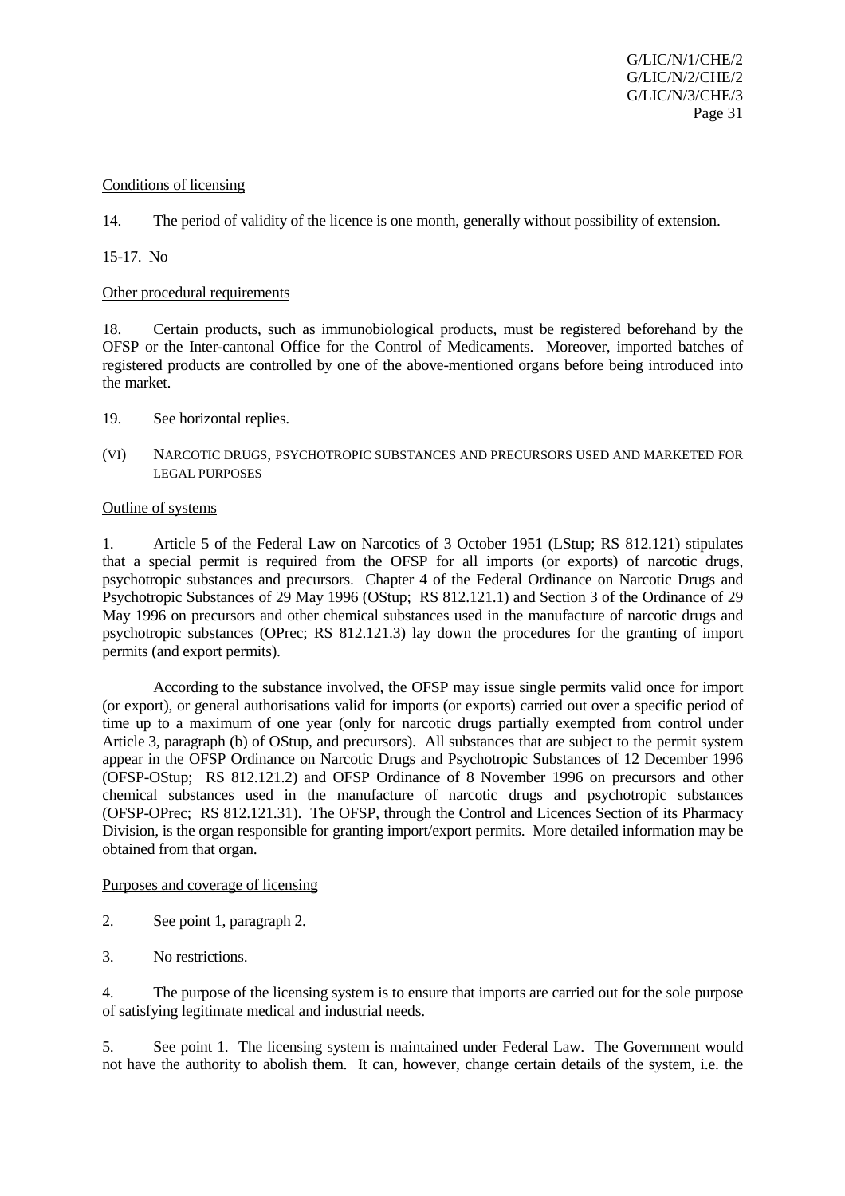Conditions of licensing

14. The period of validity of the licence is one month, generally without possibility of extension.

15-17. No

Other procedural requirements

18. Certain products, such as immunobiological products, must be registered beforehand by the OFSP or the Inter-cantonal Office for the Control of Medicaments. Moreover, imported batches of registered products are controlled by one of the above-mentioned organs before being introduced into the market.

19. See horizontal replies.

(VI) NARCOTIC DRUGS, PSYCHOTROPIC SUBSTANCES AND PRECURSORS USED AND MARKETED FOR LEGAL PURPOSES

Outline of systems

1. Article 5 of the Federal Law on Narcotics of 3 October 1951 (LStup; RS 812.121) stipulates that a special permit is required from the OFSP for all imports (or exports) of narcotic drugs, psychotropic substances and precursors. Chapter 4 of the Federal Ordinance on Narcotic Drugs and Psychotropic Substances of 29 May 1996 (OStup; RS 812.121.1) and Section 3 of the Ordinance of 29 May 1996 on precursors and other chemical substances used in the manufacture of narcotic drugs and psychotropic substances (OPrec; RS 812.121.3) lay down the procedures for the granting of import permits (and export permits).

According to the substance involved, the OFSP may issue single permits valid once for import (or export), or general authorisations valid for imports (or exports) carried out over a specific period of time up to a maximum of one year (only for narcotic drugs partially exempted from control under Article 3, paragraph (b) of OStup, and precursors). All substances that are subject to the permit system appear in the OFSP Ordinance on Narcotic Drugs and Psychotropic Substances of 12 December 1996 (OFSP-OStup; RS 812.121.2) and OFSP Ordinance of 8 November 1996 on precursors and other chemical substances used in the manufacture of narcotic drugs and psychotropic substances (OFSP-OPrec; RS 812.121.31). The OFSP, through the Control and Licences Section of its Pharmacy Division, is the organ responsible for granting import/export permits. More detailed information may be obtained from that organ.

Purposes and coverage of licensing

2. See point 1, paragraph 2.

3. No restrictions.

4. The purpose of the licensing system is to ensure that imports are carried out for the sole purpose of satisfying legitimate medical and industrial needs.

5. See point 1. The licensing system is maintained under Federal Law. The Government would not have the authority to abolish them. It can, however, change certain details of the system, i.e. the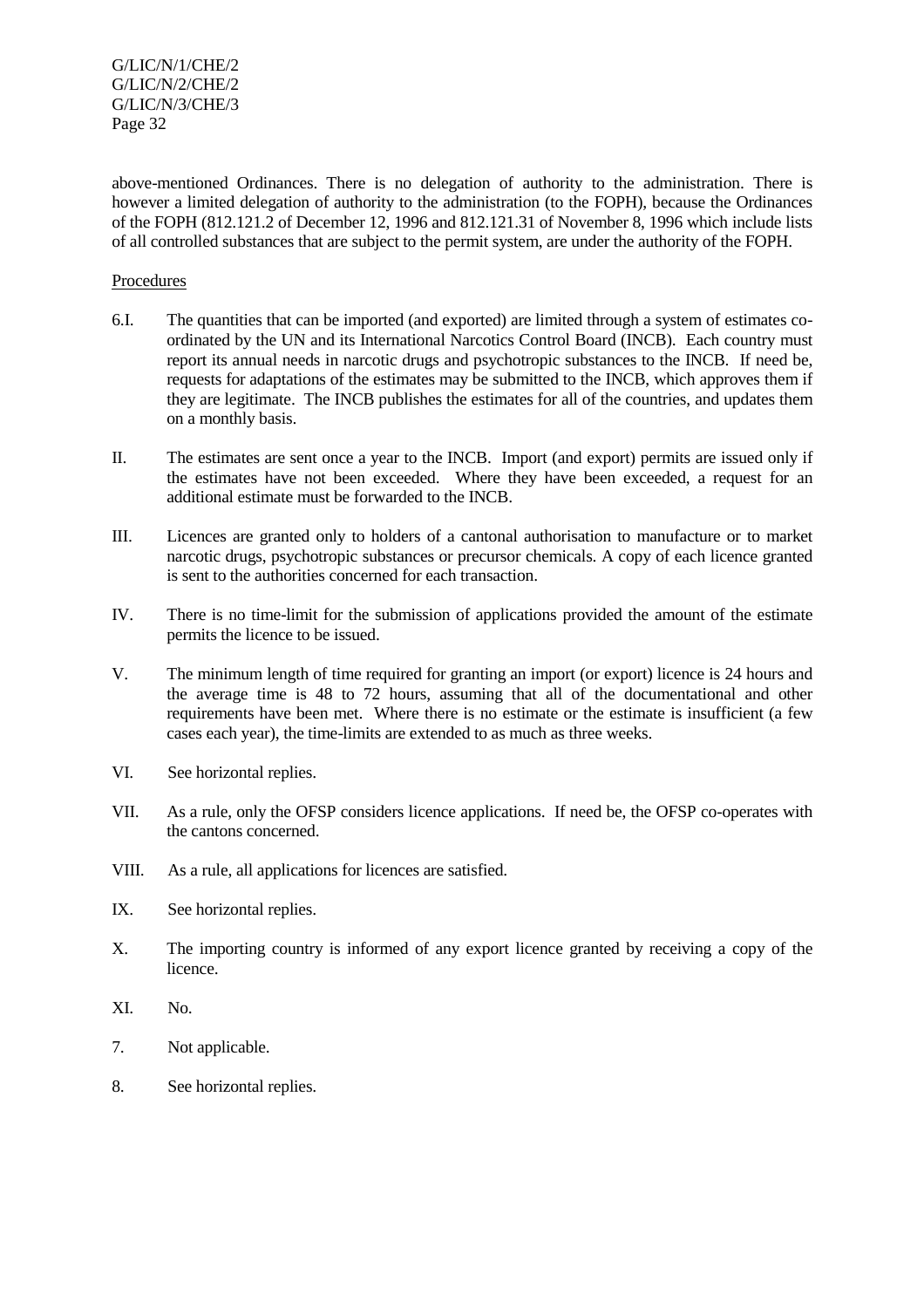above-mentioned Ordinances. There is no delegation of authority to the administration. There is however a limited delegation of authority to the administration (to the FOPH), because the Ordinances of the FOPH (812.121.2 of December 12, 1996 and 812.121.31 of November 8, 1996 which include lists of all controlled substances that are subject to the permit system, are under the authority of the FOPH.

Procedures

6.I. The quantities that can be imported (and exported) are limited through a system of estimates co-ordinated by the UN and its International Narcotics Control Board (INCB). Each country must report its annual needs in narcotic drugs and psychotropic substances to the INCB. If need be, requests for adaptations of the estimates may be submitted to the INCB, which approves them if they are legitimate. The INCB publishes the estimates for all of the countries, and updates them on a monthly basis.

II. The estimates are sent once a year to the INCB. Import (and export) permits are issued only if the estimates have not been exceeded. Where they have been exceeded, a request for an additional estimate must be forwarded to the INCB.

III. Licences are granted only to holders of a cantonal authorisation to manufacture or to market narcotic drugs, psychotropic substances or precursor chemicals. A copy of each licence granted is sent to the authorities concerned for each transaction.

IV. There is no time-limit for the submission of applications provided the amount of the estimate permits the licence to be issued.

V. The minimum length of time required for granting an import (or export) licence is 24 hours and the average time is 48 to 72 hours, assuming that all of the documentational and other requirements have been met. Where there is no estimate or the estimate is insufficient (a few cases each year), the time-limits are extended to as much as three weeks.

VI. See horizontal replies.

VII. As a rule, only the OFSP considers licence applications. If need be, the OFSP co-operates with the cantons concerned.

VIII. As a rule, all applications for licences are satisfied.

IX. See horizontal replies.

X. The importing country is informed of any export licence granted by receiving a copy of the licence.

XI. No.

7. Not applicable.

8. See horizontal replies.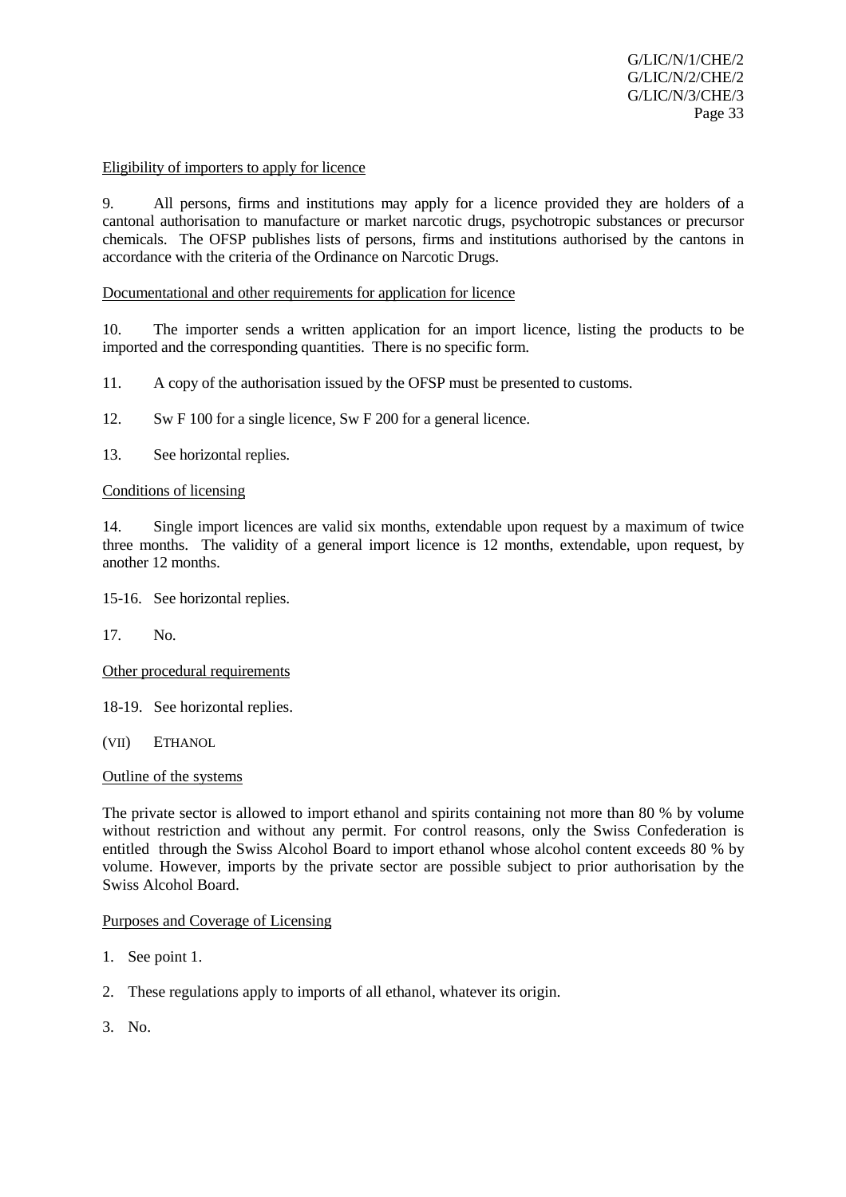Eligibility of importers to apply for licence

9. All persons, firms and institutions may apply for a licence provided they are holders of a cantonal authorisation to manufacture or market narcotic drugs, psychotropic substances or precursor chemicals. The OFSP publishes lists of persons, firms and institutions authorised by the cantons in accordance with the criteria of the Ordinance on Narcotic Drugs.

Documentational and other requirements for application for licence

10. The importer sends a written application for an import licence, listing the products to be imported and the corresponding quantities. There is no specific form.

11. A copy of the authorisation issued by the OFSP must be presented to customs.

12. Sw F 100 for a single licence, Sw F 200 for a general licence.

13. See horizontal replies.

Conditions of licensing

14. Single import licences are valid six months, extendable upon request by a maximum of twice three months. The validity of a general import licence is 12 months, extendable, upon request, by another 12 months.

15-16. See horizontal replies.

17. No.

Other procedural requirements

18-19. See horizontal replies.

(VII) ETHANOL

Outline of the systems

The private sector is allowed to import ethanol and spirits containing not more than 80 % by volume without restriction and without any permit. For control reasons, only the Swiss Confederation is entitled through the Swiss Alcohol Board to import ethanol whose alcohol content exceeds 80 % by volume. However, imports by the private sector are possible subject to prior authorisation by the Swiss Alcohol Board.

Purposes and Coverage of Licensing

1. See point 1.

2. These regulations apply to imports of all ethanol, whatever its origin.

3. No.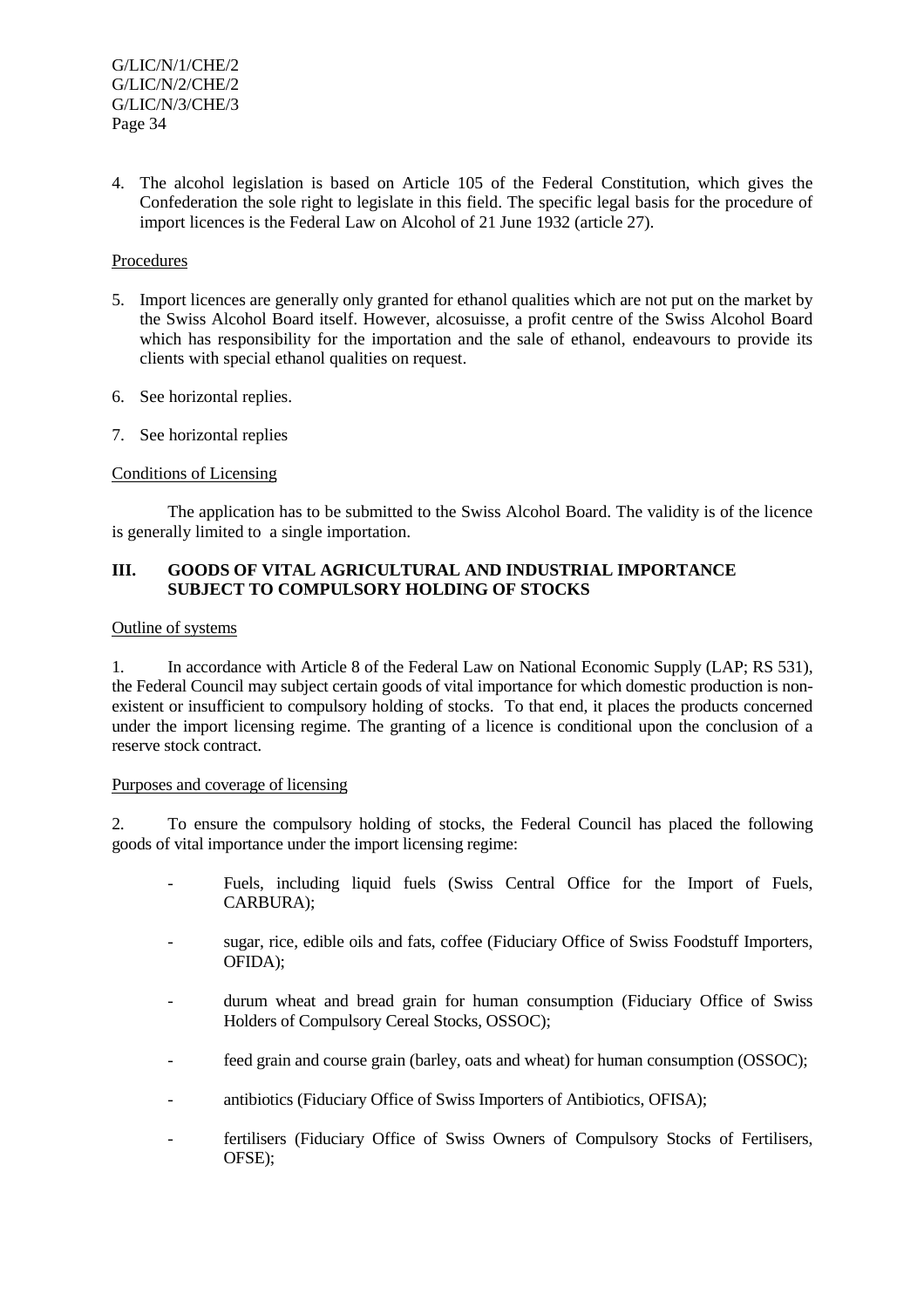4. The alcohol legislation is based on Article 105 of the Federal Constitution, which gives the Confederation the sole right to legislate in this field. The specific legal basis for the procedure of import licences is the Federal Law on Alcohol of 21 June 1932 (article 27).

Procedures

5. Import licences are generally only granted for ethanol qualities which are not put on the market by the Swiss Alcohol Board itself. However, alcosuisse, a profit centre of the Swiss Alcohol Board which has responsibility for the importation and the sale of ethanol, endeavours to provide its clients with special ethanol qualities on request.

6. See horizontal replies.

7. See horizontal replies

Conditions of Licensing

The application has to be submitted to the Swiss Alcohol Board. The validity is of the licence is generally limited to a single importation.

## III. GOODS OF VITAL AGRICULTURAL AND INDUSTRIAL IMPORTANCE SUBJECT TO COMPULSORY HOLDING OF STOCKS

Outline of systems

1. In accordance with Article 8 of the Federal Law on National Economic Supply (LAP; RS 531), the Federal Council may subject certain goods of vital importance for which domestic production is non-existent or insufficient to compulsory holding of stocks. To that end, it places the products concerned under the import licensing regime. The granting of a licence is conditional upon the conclusion of a reserve stock contract.

Purposes and coverage of licensing

2. To ensure the compulsory holding of stocks, the Federal Council has placed the following goods of vital importance under the import licensing regime:

- Fuels, including liquid fuels (Swiss Central Office for the Import of Fuels, CARBURA);
- sugar, rice, edible oils and fats, coffee (Fiduciary Office of Swiss Foodstuff Importers, OFIDA);
- durum wheat and bread grain for human consumption (Fiduciary Office of Swiss Holders of Compulsory Cereal Stocks, OSSOC);
- feed grain and course grain (barley, oats and wheat) for human consumption (OSSOC);
- antibiotics (Fiduciary Office of Swiss Importers of Antibiotics, OFISA);
- fertilisers (Fiduciary Office of Swiss Owners of Compulsory Stocks of Fertilisers, OFSE);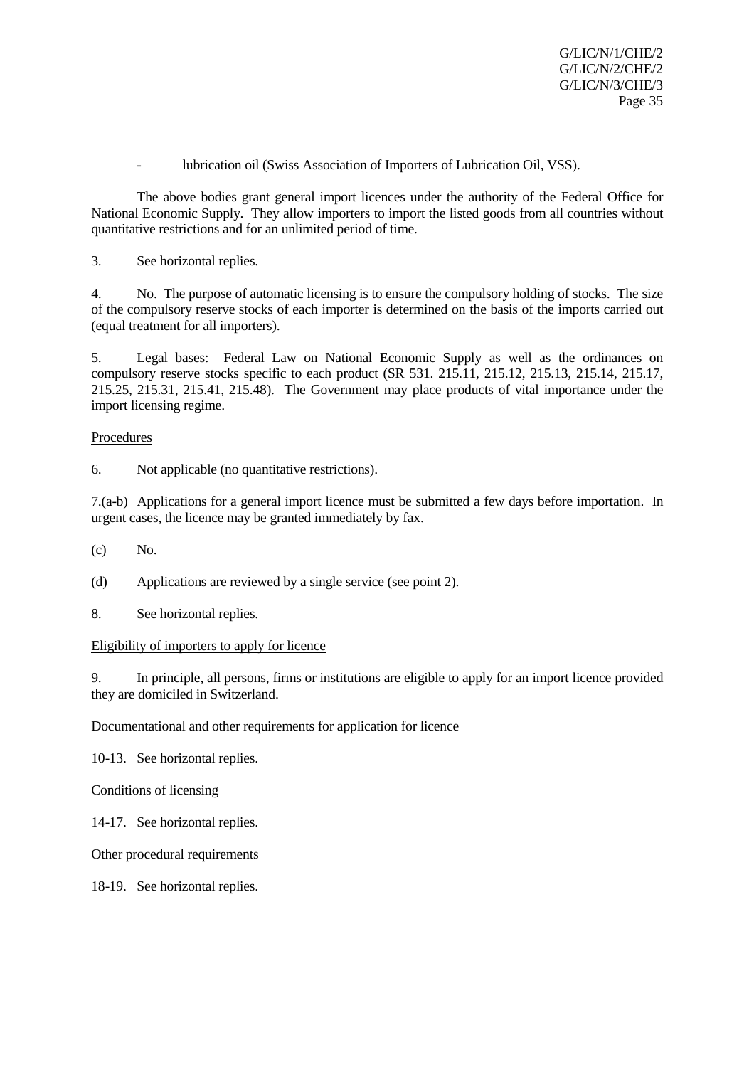- lubrication oil (Swiss Association of Importers of Lubrication Oil, VSS).

The above bodies grant general import licences under the authority of the Federal Office for National Economic Supply. They allow importers to import the listed goods from all countries without quantitative restrictions and for an unlimited period of time.

3. See horizontal replies.

4. No. The purpose of automatic licensing is to ensure the compulsory holding of stocks. The size of the compulsory reserve stocks of each importer is determined on the basis of the imports carried out (equal treatment for all importers).

5. Legal bases: Federal Law on National Economic Supply as well as the ordinances on compulsory reserve stocks specific to each product (SR 531. 215.11, 215.12, 215.13, 215.14, 215.17, 215.25, 215.31, 215.41, 215.48). The Government may place products of vital importance under the import licensing regime.

Procedures

6. Not applicable (no quantitative restrictions).

7.(a-b) Applications for a general import licence must be submitted a few days before importation. In urgent cases, the licence may be granted immediately by fax.

(c) No.

(d) Applications are reviewed by a single service (see point 2).

8. See horizontal replies.

Eligibility of importers to apply for licence

9. In principle, all persons, firms or institutions are eligible to apply for an import licence provided they are domiciled in Switzerland.

Documentational and other requirements for application for licence

10-13. See horizontal replies.

Conditions of licensing

14-17. See horizontal replies.

Other procedural requirements

18-19. See horizontal replies.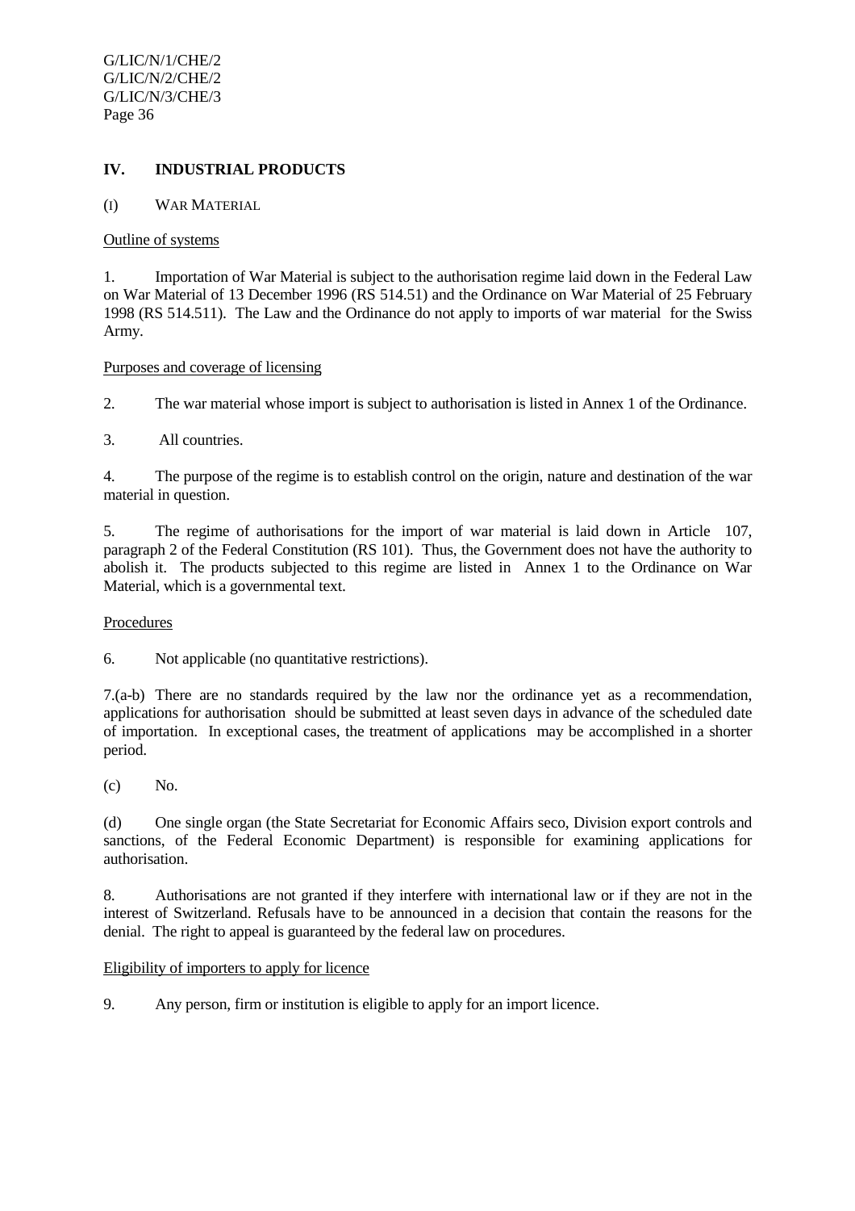## IV. INDUSTRIAL PRODUCTS

### (I) WAR MATERIAL

Outline of systems

1. Importation of War Material is subject to the authorisation regime laid down in the Federal Law on War Material of 13 December 1996 (RS 514.51) and the Ordinance on War Material of 25 February 1998 (RS 514.511). The Law and the Ordinance do not apply to imports of war material for the Swiss Army.

Purposes and coverage of licensing

2. The war material whose import is subject to authorisation is listed in Annex 1 of the Ordinance.

3. All countries.

4. The purpose of the regime is to establish control on the origin, nature and destination of the war material in question.

5. The regime of authorisations for the import of war material is laid down in Article 107, paragraph 2 of the Federal Constitution (RS 101). Thus, the Government does not have the authority to abolish it. The products subjected to this regime are listed in Annex 1 to the Ordinance on War Material, which is a governmental text.

Procedures

6. Not applicable (no quantitative restrictions).

7.(a-b) There are no standards required by the law nor the ordinance yet as a recommendation, applications for authorisation should be submitted at least seven days in advance of the scheduled date of importation. In exceptional cases, the treatment of applications may be accomplished in a shorter period.

(c) No.

(d) One single organ (the State Secretariat for Economic Affairs seco, Division export controls and sanctions, of the Federal Economic Department) is responsible for examining applications for authorisation.

8. Authorisations are not granted if they interfere with international law or if they are not in the interest of Switzerland. Refusals have to be announced in a decision that contain the reasons for the denial. The right to appeal is guaranteed by the federal law on procedures.

Eligibility of importers to apply for licence

9. Any person, firm or institution is eligible to apply for an import licence.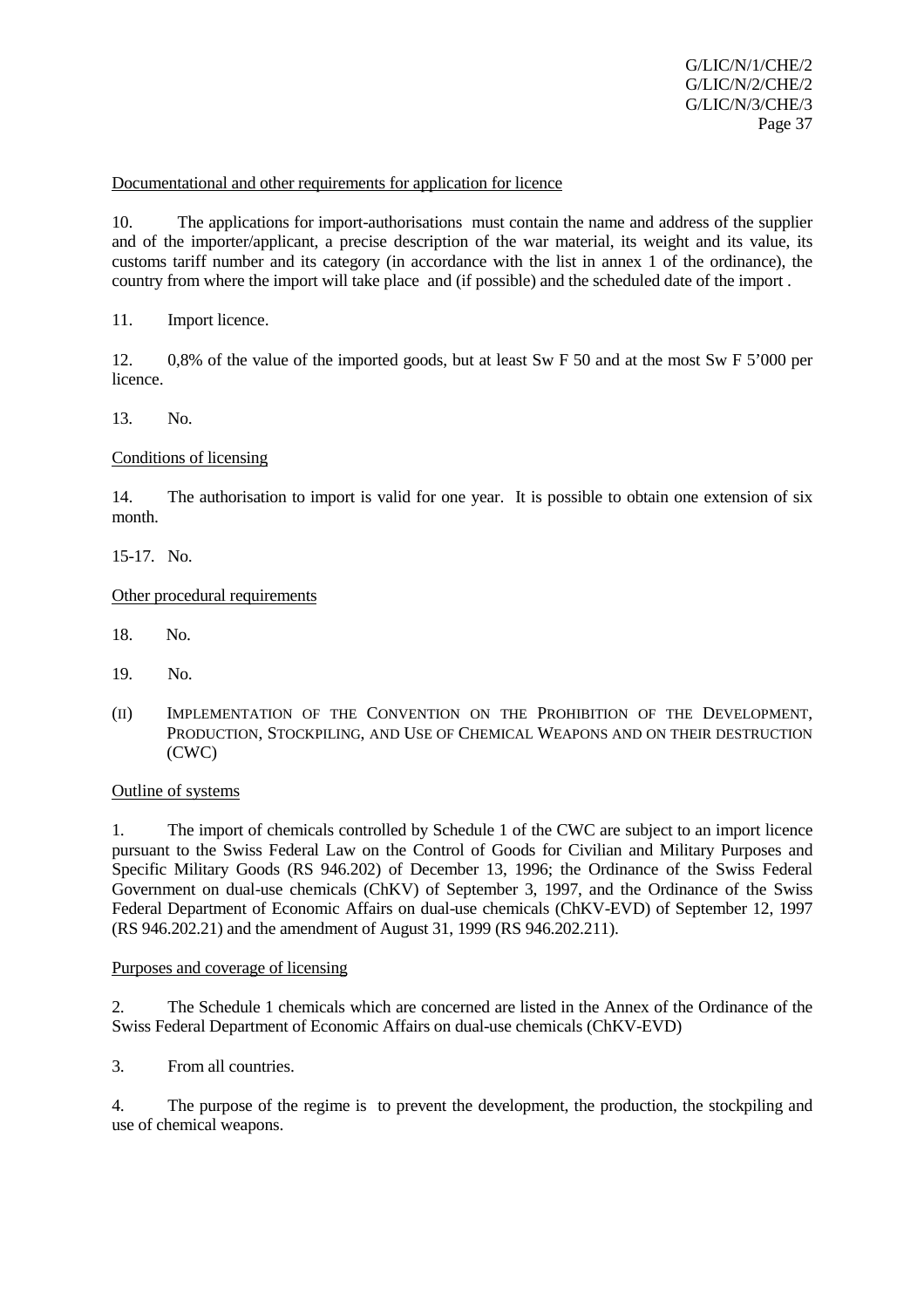Documentational and other requirements for application for licence

10. The applications for import-authorisations must contain the name and address of the supplier and of the importer/applicant, a precise description of the war material, its weight and its value, its customs tariff number and its category (in accordance with the list in annex 1 of the ordinance), the country from where the import will take place and (if possible) and the scheduled date of the import .

11. Import licence.

12. 0,8% of the value of the imported goods, but at least Sw F 50 and at the most Sw F 5'000 per licence.

13. No.

Conditions of licensing

14. The authorisation to import is valid for one year. It is possible to obtain one extension of six month.

15-17. No.

Other procedural requirements

18. No.

19. No.

(II) IMPLEMENTATION OF THE CONVENTION ON THE PROHIBITION OF THE DEVELOPMENT, PRODUCTION, STOCKPILING, AND USE OF CHEMICAL WEAPONS AND ON THEIR DESTRUCTION (CWC)

Outline of systems

1. The import of chemicals controlled by Schedule 1 of the CWC are subject to an import licence pursuant to the Swiss Federal Law on the Control of Goods for Civilian and Military Purposes and Specific Military Goods (RS 946.202) of December 13, 1996; the Ordinance of the Swiss Federal Government on dual-use chemicals (ChKV) of September 3, 1997, and the Ordinance of the Swiss Federal Department of Economic Affairs on dual-use chemicals (ChKV-EVD) of September 12, 1997 (RS 946.202.21) and the amendment of August 31, 1999 (RS 946.202.211).

Purposes and coverage of licensing

2. The Schedule 1 chemicals which are concerned are listed in the Annex of the Ordinance of the Swiss Federal Department of Economic Affairs on dual-use chemicals (ChKV-EVD)

3. From all countries.

4. The purpose of the regime is to prevent the development, the production, the stockpiling and use of chemical weapons.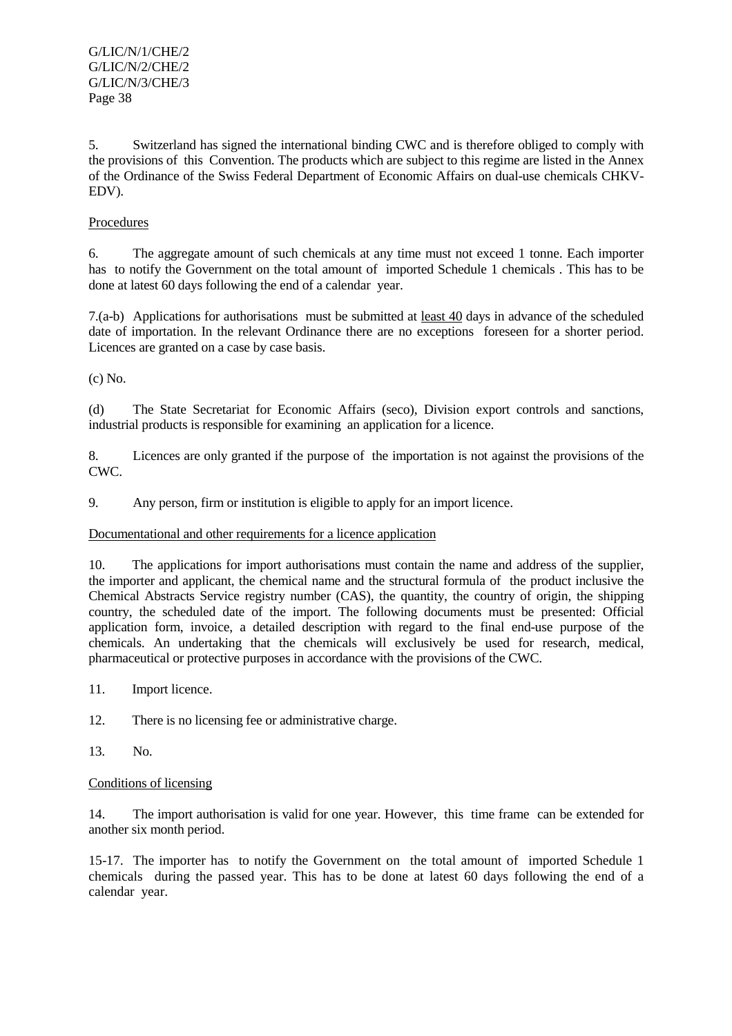5. Switzerland has signed the international binding CWC and is therefore obliged to comply with the provisions of this Convention. The products which are subject to this regime are listed in the Annex of the Ordinance of the Swiss Federal Department of Economic Affairs on dual-use chemicals CHKV-EDV).

Procedures

6. The aggregate amount of such chemicals at any time must not exceed 1 tonne. Each importer has to notify the Government on the total amount of imported Schedule 1 chemicals . This has to be done at latest 60 days following the end of a calendar year.

7.(a-b) Applications for authorisations must be submitted at least 40 days in advance of the scheduled date of importation. In the relevant Ordinance there are no exceptions foreseen for a shorter period. Licences are granted on a case by case basis.

(c) No.

(d) The State Secretariat for Economic Affairs (seco), Division export controls and sanctions, industrial products is responsible for examining an application for a licence.

8. Licences are only granted if the purpose of the importation is not against the provisions of the CWC.

9. Any person, firm or institution is eligible to apply for an import licence.

Documentational and other requirements for a licence application

10. The applications for import authorisations must contain the name and address of the supplier, the importer and applicant, the chemical name and the structural formula of the product inclusive the Chemical Abstracts Service registry number (CAS), the quantity, the country of origin, the shipping country, the scheduled date of the import. The following documents must be presented: Official application form, invoice, a detailed description with regard to the final end-use purpose of the chemicals. An undertaking that the chemicals will exclusively be used for research, medical, pharmaceutical or protective purposes in accordance with the provisions of the CWC.

11. Import licence.

12. There is no licensing fee or administrative charge.

13. No.

Conditions of licensing

14. The import authorisation is valid for one year. However, this time frame can be extended for another six month period.

15-17. The importer has to notify the Government on the total amount of imported Schedule 1 chemicals during the passed year. This has to be done at latest 60 days following the end of a calendar year.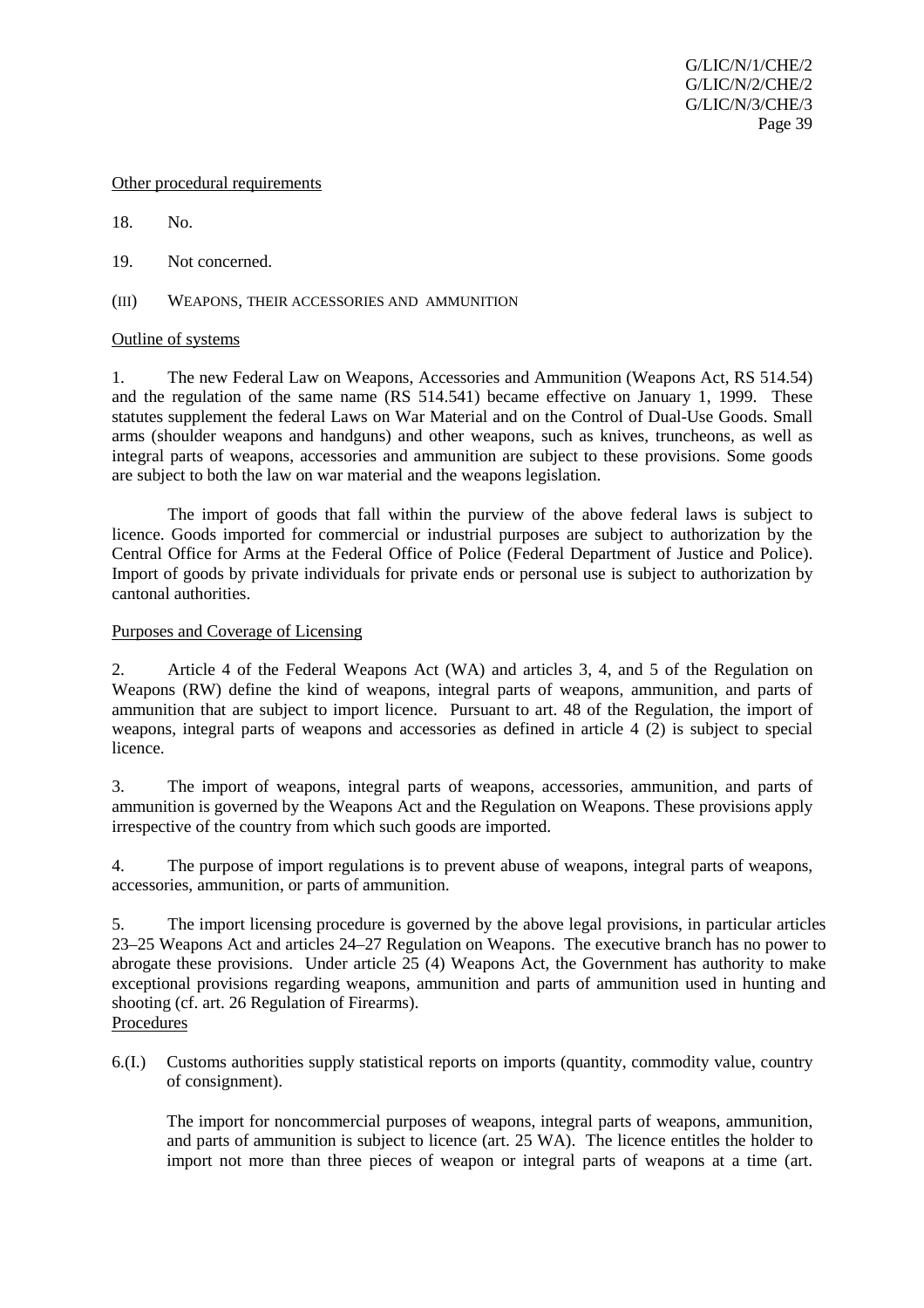Other procedural requirements

18. No.

19. Not concerned.

(III) WEAPONS, THEIR ACCESSORIES AND AMMUNITION

Outline of systems

1. The new Federal Law on Weapons, Accessories and Ammunition (Weapons Act, RS 514.54) and the regulation of the same name (RS 514.541) became effective on January 1, 1999. These statutes supplement the federal Laws on War Material and on the Control of Dual-Use Goods. Small arms (shoulder weapons and handguns) and other weapons, such as knives, truncheons, as well as integral parts of weapons, accessories and ammunition are subject to these provisions. Some goods are subject to both the law on war material and the weapons legislation.

The import of goods that fall within the purview of the above federal laws is subject to licence. Goods imported for commercial or industrial purposes are subject to authorization by the Central Office for Arms at the Federal Office of Police (Federal Department of Justice and Police). Import of goods by private individuals for private ends or personal use is subject to authorization by cantonal authorities.

Purposes and Coverage of Licensing

2. Article 4 of the Federal Weapons Act (WA) and articles 3, 4, and 5 of the Regulation on Weapons (RW) define the kind of weapons, integral parts of weapons, ammunition, and parts of ammunition that are subject to import licence. Pursuant to art. 48 of the Regulation, the import of weapons, integral parts of weapons and accessories as defined in article 4 (2) is subject to special licence.

3. The import of weapons, integral parts of weapons, accessories, ammunition, and parts of ammunition is governed by the Weapons Act and the Regulation on Weapons. These provisions apply irrespective of the country from which such goods are imported.

4. The purpose of import regulations is to prevent abuse of weapons, integral parts of weapons, accessories, ammunition, or parts of ammunition.

5. The import licensing procedure is governed by the above legal provisions, in particular articles 23–25 Weapons Act and articles 24–27 Regulation on Weapons. The executive branch has no power to abrogate these provisions. Under article 25 (4) Weapons Act, the Government has authority to make exceptional provisions regarding weapons, ammunition and parts of ammunition used in hunting and shooting (cf. art. 26 Regulation of Firearms).

Procedures

6.(I.) Customs authorities supply statistical reports on imports (quantity, commodity value, country of consignment).

The import for noncommercial purposes of weapons, integral parts of weapons, ammunition, and parts of ammunition is subject to licence (art. 25 WA). The licence entitles the holder to import not more than three pieces of weapon or integral parts of weapons at a time (art.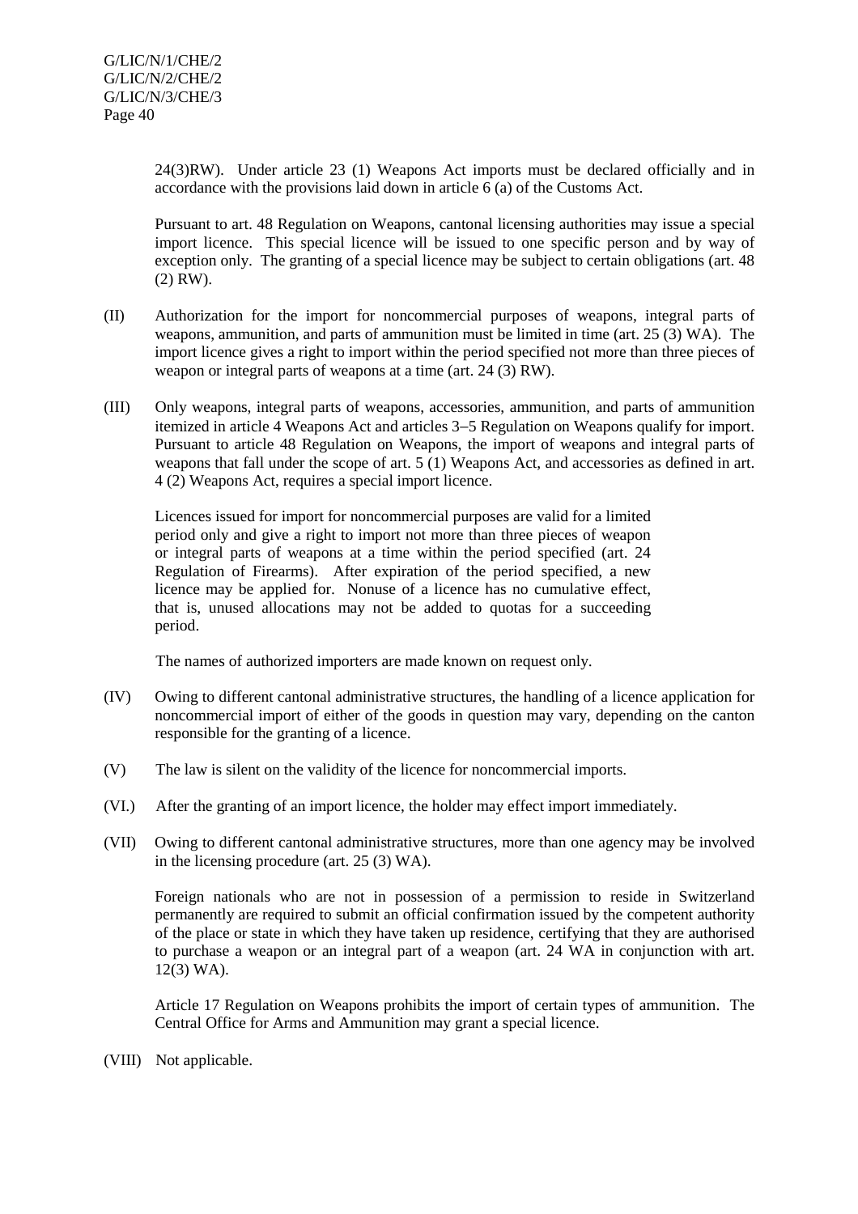24(3)RW). Under article 23 (1) Weapons Act imports must be declared officially and in accordance with the provisions laid down in article 6 (a) of the Customs Act.

Pursuant to art. 48 Regulation on Weapons, cantonal licensing authorities may issue a special import licence. This special licence will be issued to one specific person and by way of exception only. The granting of a special licence may be subject to certain obligations (art. 48 (2) RW).

(II) Authorization for the import for noncommercial purposes of weapons, integral parts of weapons, ammunition, and parts of ammunition must be limited in time (art. 25 (3) WA). The import licence gives a right to import within the period specified not more than three pieces of weapon or integral parts of weapons at a time (art. 24 (3) RW).

(III) Only weapons, integral parts of weapons, accessories, ammunition, and parts of ammunition itemized in article 4 Weapons Act and articles 3–5 Regulation on Weapons qualify for import. Pursuant to article 48 Regulation on Weapons, the import of weapons and integral parts of weapons that fall under the scope of art. 5 (1) Weapons Act, and accessories as defined in art. 4 (2) Weapons Act, requires a special import licence.

Licences issued for import for noncommercial purposes are valid for a limited period only and give a right to import not more than three pieces of weapon or integral parts of weapons at a time within the period specified (art. 24 Regulation of Firearms). After expiration of the period specified, a new licence may be applied for. Nonuse of a licence has no cumulative effect, that is, unused allocations may not be added to quotas for a succeeding period.

The names of authorized importers are made known on request only.

(IV) Owing to different cantonal administrative structures, the handling of a licence application for noncommercial import of either of the goods in question may vary, depending on the canton responsible for the granting of a licence.

(V) The law is silent on the validity of the licence for noncommercial imports.

(VI.) After the granting of an import licence, the holder may effect import immediately.

(VII) Owing to different cantonal administrative structures, more than one agency may be involved in the licensing procedure (art. 25 (3) WA).

Foreign nationals who are not in possession of a permission to reside in Switzerland permanently are required to submit an official confirmation issued by the competent authority of the place or state in which they have taken up residence, certifying that they are authorised to purchase a weapon or an integral part of a weapon (art. 24 WA in conjunction with art. 12(3) WA).

Article 17 Regulation on Weapons prohibits the import of certain types of ammunition. The Central Office for Arms and Ammunition may grant a special licence.

(VIII) Not applicable.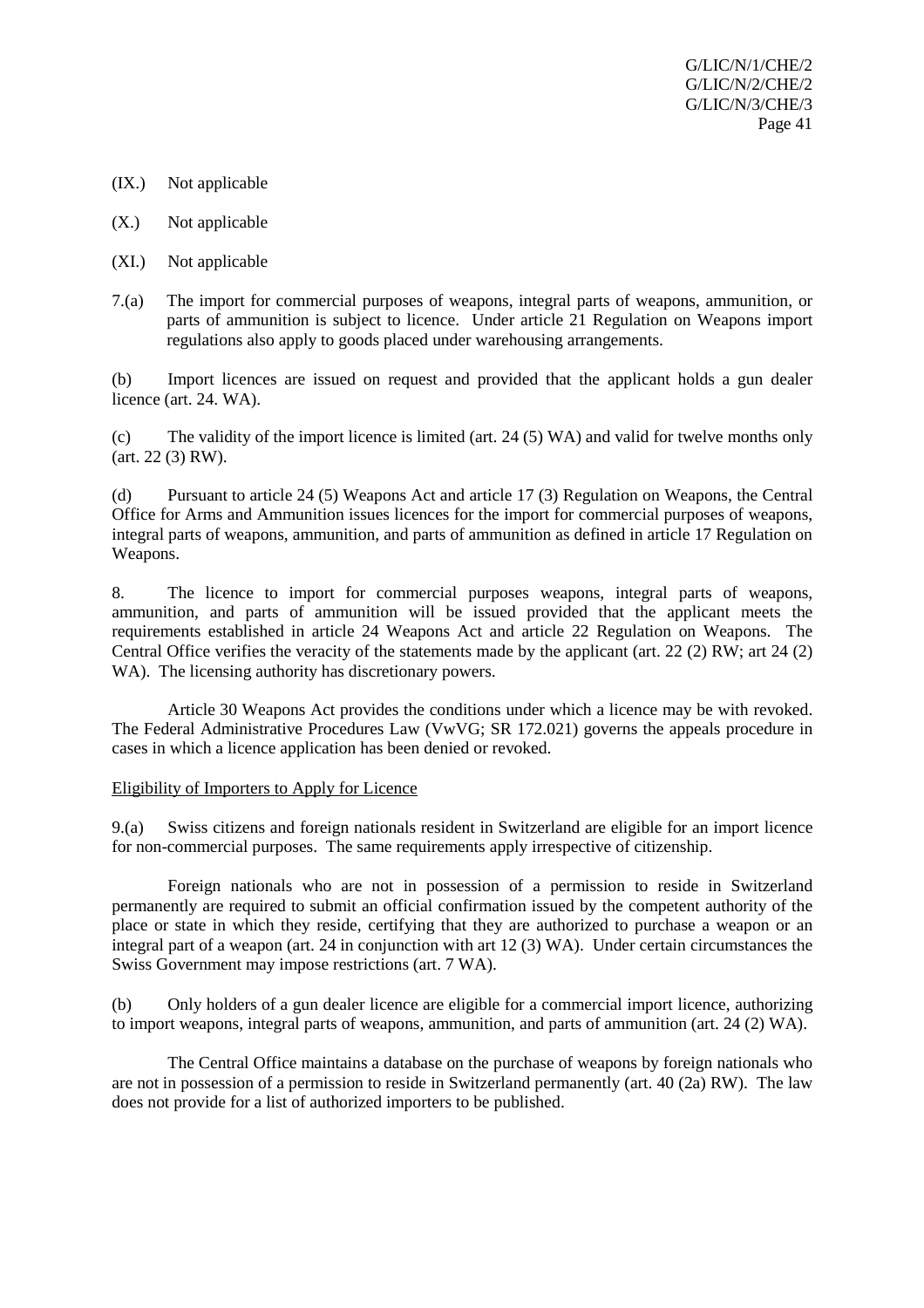(IX.) Not applicable

(X.) Not applicable

(XI.) Not applicable

7.(a) The import for commercial purposes of weapons, integral parts of weapons, ammunition, or parts of ammunition is subject to licence. Under article 21 Regulation on Weapons import regulations also apply to goods placed under warehousing arrangements.

(b) Import licences are issued on request and provided that the applicant holds a gun dealer licence (art. 24. WA).

(c) The validity of the import licence is limited (art. 24 (5) WA) and valid for twelve months only (art. 22 (3) RW).

(d) Pursuant to article 24 (5) Weapons Act and article 17 (3) Regulation on Weapons, the Central Office for Arms and Ammunition issues licences for the import for commercial purposes of weapons, integral parts of weapons, ammunition, and parts of ammunition as defined in article 17 Regulation on Weapons.

8. The licence to import for commercial purposes weapons, integral parts of weapons, ammunition, and parts of ammunition will be issued provided that the applicant meets the requirements established in article 24 Weapons Act and article 22 Regulation on Weapons. The Central Office verifies the veracity of the statements made by the applicant (art. 22 (2) RW; art 24 (2) WA). The licensing authority has discretionary powers.

Article 30 Weapons Act provides the conditions under which a licence may be with revoked. The Federal Administrative Procedures Law (VwVG; SR 172.021) governs the appeals procedure in cases in which a licence application has been denied or revoked.

Eligibility of Importers to Apply for Licence

9.(a) Swiss citizens and foreign nationals resident in Switzerland are eligible for an import licence for non-commercial purposes. The same requirements apply irrespective of citizenship.

Foreign nationals who are not in possession of a permission to reside in Switzerland permanently are required to submit an official confirmation issued by the competent authority of the place or state in which they reside, certifying that they are authorized to purchase a weapon or an integral part of a weapon (art. 24 in conjunction with art 12 (3) WA). Under certain circumstances the Swiss Government may impose restrictions (art. 7 WA).

(b) Only holders of a gun dealer licence are eligible for a commercial import licence, authorizing to import weapons, integral parts of weapons, ammunition, and parts of ammunition (art. 24 (2) WA).

The Central Office maintains a database on the purchase of weapons by foreign nationals who are not in possession of a permission to reside in Switzerland permanently (art. 40 (2a) RW). The law does not provide for a list of authorized importers to be published.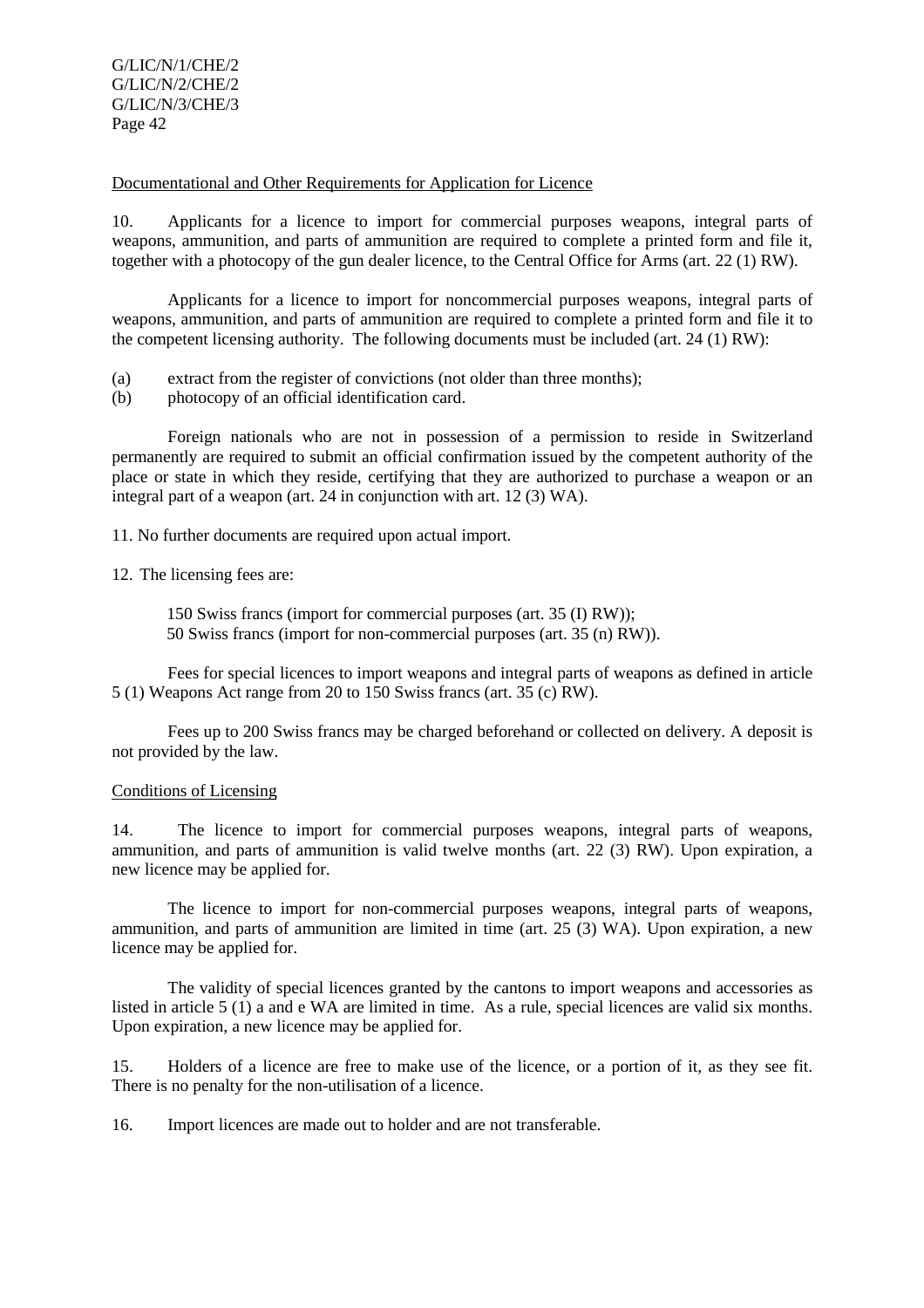Documentational and Other Requirements for Application for Licence

10. Applicants for a licence to import for commercial purposes weapons, integral parts of weapons, ammunition, and parts of ammunition are required to complete a printed form and file it, together with a photocopy of the gun dealer licence, to the Central Office for Arms (art. 22 (1) RW).

Applicants for a licence to import for noncommercial purposes weapons, integral parts of weapons, ammunition, and parts of ammunition are required to complete a printed form and file it to the competent licensing authority. The following documents must be included (art. 24 (1) RW):

(a) extract from the register of convictions (not older than three months);
(b) photocopy of an official identification card.

Foreign nationals who are not in possession of a permission to reside in Switzerland permanently are required to submit an official confirmation issued by the competent authority of the place or state in which they reside, certifying that they are authorized to purchase a weapon or an integral part of a weapon (art. 24 in conjunction with art. 12 (3) WA).

11. No further documents are required upon actual import.

12. The licensing fees are:

150 Swiss francs (import for commercial purposes (art. 35 (I) RW));
50 Swiss francs (import for non-commercial purposes (art. 35 (n) RW)).

Fees for special licences to import weapons and integral parts of weapons as defined in article 5 (1) Weapons Act range from 20 to 150 Swiss francs (art. 35 (c) RW).

Fees up to 200 Swiss francs may be charged beforehand or collected on delivery. A deposit is not provided by the law.

Conditions of Licensing

14. The licence to import for commercial purposes weapons, integral parts of weapons, ammunition, and parts of ammunition is valid twelve months (art. 22 (3) RW). Upon expiration, a new licence may be applied for.

The licence to import for non-commercial purposes weapons, integral parts of weapons, ammunition, and parts of ammunition are limited in time (art. 25 (3) WA). Upon expiration, a new licence may be applied for.

The validity of special licences granted by the cantons to import weapons and accessories as listed in article 5 (1) a and e WA are limited in time. As a rule, special licences are valid six months. Upon expiration, a new licence may be applied for.

15. Holders of a licence are free to make use of the licence, or a portion of it, as they see fit. There is no penalty for the non-utilisation of a licence.

16. Import licences are made out to holder and are not transferable.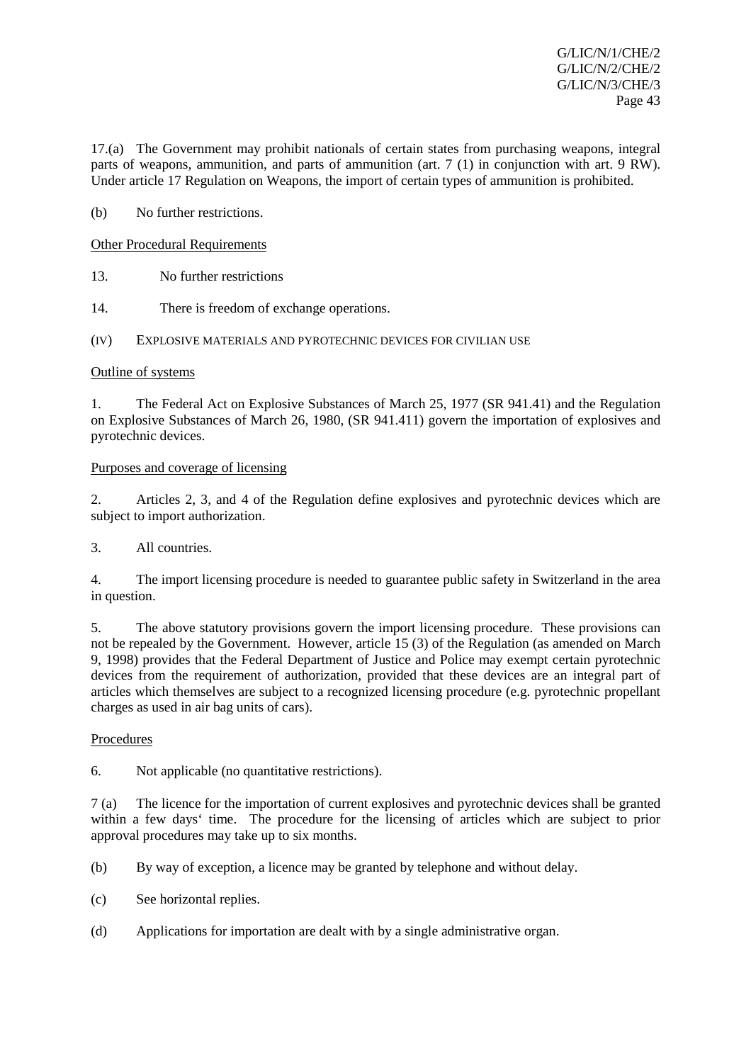17.(a) The Government may prohibit nationals of certain states from purchasing weapons, integral parts of weapons, ammunition, and parts of ammunition (art. 7 (1) in conjunction with art. 9 RW). Under article 17 Regulation on Weapons, the import of certain types of ammunition is prohibited.

(b) No further restrictions.

Other Procedural Requirements

13. No further restrictions

14. There is freedom of exchange operations.

(IV) EXPLOSIVE MATERIALS AND PYROTECHNIC DEVICES FOR CIVILIAN USE

Outline of systems

1. The Federal Act on Explosive Substances of March 25, 1977 (SR 941.41) and the Regulation on Explosive Substances of March 26, 1980, (SR 941.411) govern the importation of explosives and pyrotechnic devices.

Purposes and coverage of licensing

2. Articles 2, 3, and 4 of the Regulation define explosives and pyrotechnic devices which are subject to import authorization.

3. All countries.

4. The import licensing procedure is needed to guarantee public safety in Switzerland in the area in question.

5. The above statutory provisions govern the import licensing procedure. These provisions can not be repealed by the Government. However, article 15 (3) of the Regulation (as amended on March 9, 1998) provides that the Federal Department of Justice and Police may exempt certain pyrotechnic devices from the requirement of authorization, provided that these devices are an integral part of articles which themselves are subject to a recognized licensing procedure (e.g. pyrotechnic propellant charges as used in air bag units of cars).

Procedures

6. Not applicable (no quantitative restrictions).

7 (a) The licence for the importation of current explosives and pyrotechnic devices shall be granted within a few days' time. The procedure for the licensing of articles which are subject to prior approval procedures may take up to six months.

(b) By way of exception, a licence may be granted by telephone and without delay.

(c) See horizontal replies.

(d) Applications for importation are dealt with by a single administrative organ.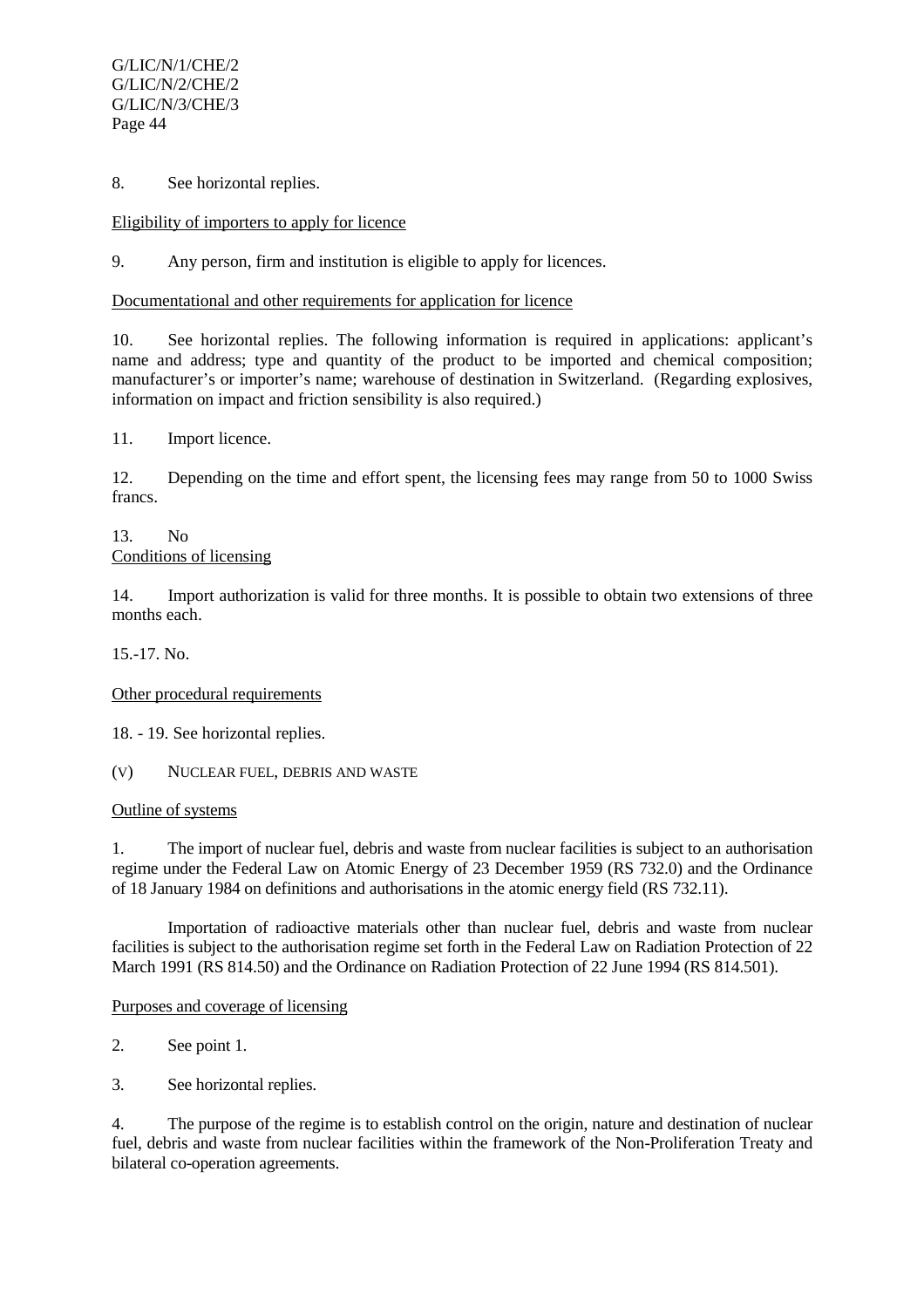8. See horizontal replies.

Eligibility of importers to apply for licence

9. Any person, firm and institution is eligible to apply for licences.

Documentational and other requirements for application for licence

10. See horizontal replies. The following information is required in applications: applicant's name and address; type and quantity of the product to be imported and chemical composition; manufacturer's or importer's name; warehouse of destination in Switzerland. (Regarding explosives, information on impact and friction sensibility is also required.)

11. Import licence.

12. Depending on the time and effort spent, the licensing fees may range from 50 to 1000 Swiss francs.

13. No

Conditions of licensing

14. Import authorization is valid for three months. It is possible to obtain two extensions of three months each.

15.-17. No.

Other procedural requirements

18. - 19. See horizontal replies.

(V) NUCLEAR FUEL, DEBRIS AND WASTE

Outline of systems

1. The import of nuclear fuel, debris and waste from nuclear facilities is subject to an authorisation regime under the Federal Law on Atomic Energy of 23 December 1959 (RS 732.0) and the Ordinance of 18 January 1984 on definitions and authorisations in the atomic energy field (RS 732.11).

Importation of radioactive materials other than nuclear fuel, debris and waste from nuclear facilities is subject to the authorisation regime set forth in the Federal Law on Radiation Protection of 22 March 1991 (RS 814.50) and the Ordinance on Radiation Protection of 22 June 1994 (RS 814.501).

Purposes and coverage of licensing

2. See point 1.

3. See horizontal replies.

4. The purpose of the regime is to establish control on the origin, nature and destination of nuclear fuel, debris and waste from nuclear facilities within the framework of the Non-Proliferation Treaty and bilateral co-operation agreements.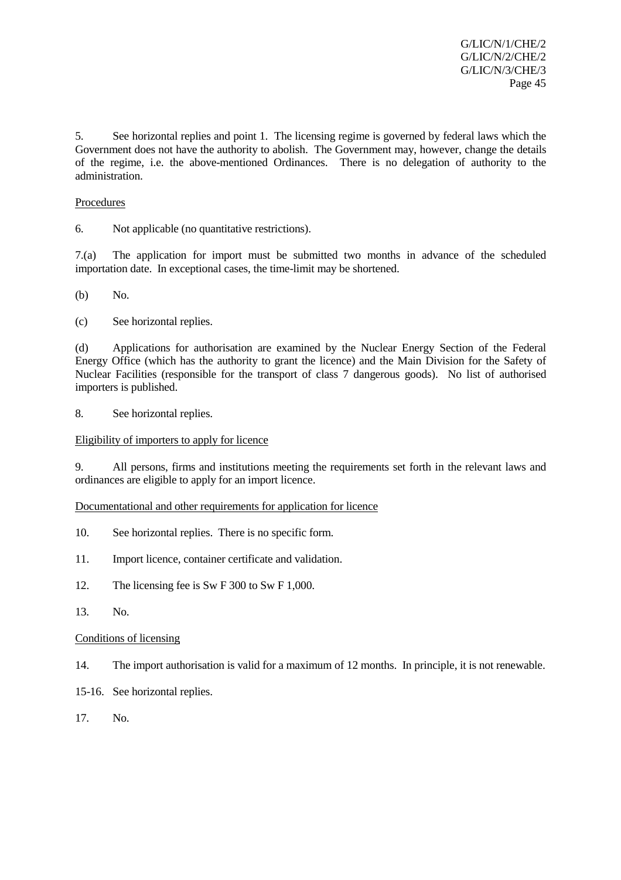5. See horizontal replies and point 1. The licensing regime is governed by federal laws which the Government does not have the authority to abolish. The Government may, however, change the details of the regime, i.e. the above-mentioned Ordinances. There is no delegation of authority to the administration.

Procedures

6. Not applicable (no quantitative restrictions).

7.(a) The application for import must be submitted two months in advance of the scheduled importation date. In exceptional cases, the time-limit may be shortened.

(b) No.

(c) See horizontal replies.

(d) Applications for authorisation are examined by the Nuclear Energy Section of the Federal Energy Office (which has the authority to grant the licence) and the Main Division for the Safety of Nuclear Facilities (responsible for the transport of class 7 dangerous goods). No list of authorised importers is published.

8. See horizontal replies.

Eligibility of importers to apply for licence

9. All persons, firms and institutions meeting the requirements set forth in the relevant laws and ordinances are eligible to apply for an import licence.

Documentational and other requirements for application for licence

10. See horizontal replies. There is no specific form.

11. Import licence, container certificate and validation.

12. The licensing fee is Sw F 300 to Sw F 1,000.

13. No.

Conditions of licensing

14. The import authorisation is valid for a maximum of 12 months. In principle, it is not renewable.

15-16. See horizontal replies.

17. No.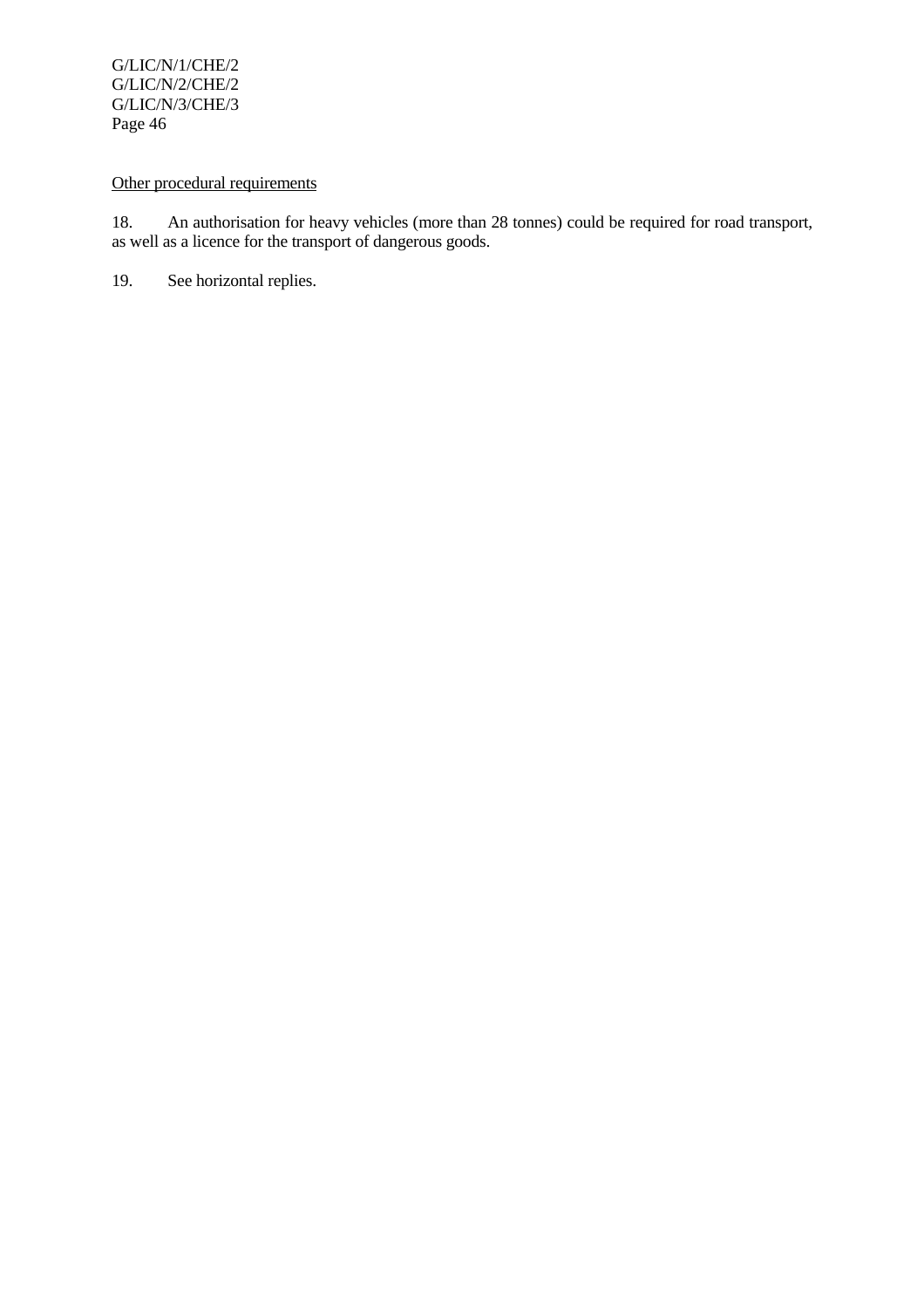Other procedural requirements

18. An authorisation for heavy vehicles (more than 28 tonnes) could be required for road transport, as well as a licence for the transport of dangerous goods.

19. See horizontal replies.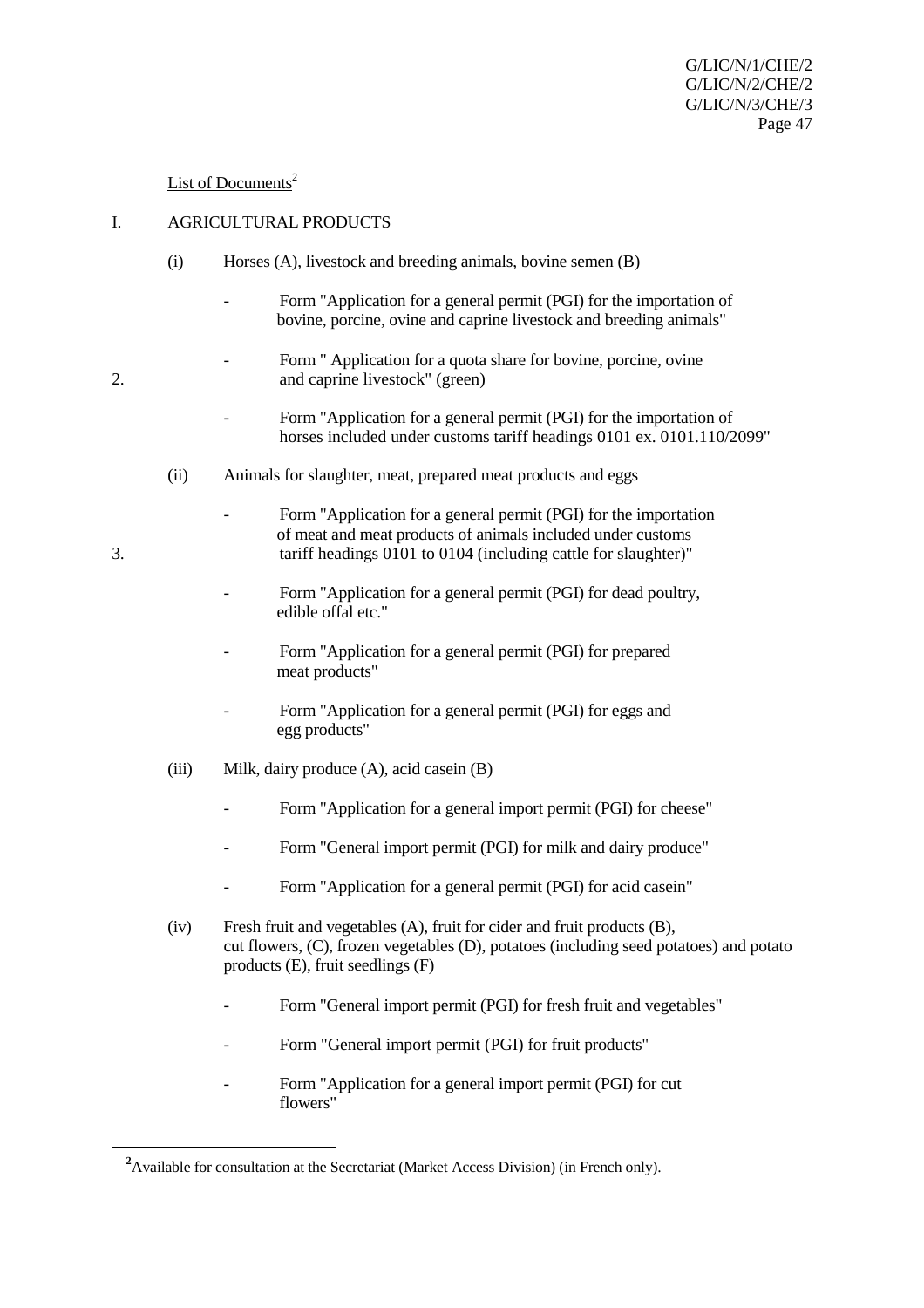List of Documents[2]

I. AGRICULTURAL PRODUCTS

(i) Horses (A), livestock and breeding animals, bovine semen (B)

- Form "Application for a general permit (PGI) for the importation of bovine, porcine, ovine and caprine livestock and breeding animals"
- Form " Application for a quota share for bovine, porcine, ovine and caprine livestock" (green)
- Form "Application for a general permit (PGI) for the importation of horses included under customs tariff headings 0101 ex. 0101.110/2099"

(ii) Animals for slaughter, meat, prepared meat products and eggs

- Form "Application for a general permit (PGI) for the importation of meat and meat products of animals included under customs tariff headings 0101 to 0104 (including cattle for slaughter)"
- Form "Application for a general permit (PGI) for dead poultry, edible offal etc."
- Form "Application for a general permit (PGI) for prepared meat products"
- Form "Application for a general permit (PGI) for eggs and egg products"

(iii) Milk, dairy produce (A), acid casein (B)

- Form "Application for a general import permit (PGI) for cheese"
- Form "General import permit (PGI) for milk and dairy produce"
- Form "Application for a general permit (PGI) for acid casein"

(iv) Fresh fruit and vegetables (A), fruit for cider and fruit products (B), cut flowers, (C), frozen vegetables (D), potatoes (including seed potatoes) and potato products (E), fruit seedlings (F)

- Form "General import permit (PGI) for fresh fruit and vegetables"
- Form "General import permit (PGI) for fruit products"
- Form "Application for a general import permit (PGI) for cut flowers"

---

[2] Available for consultation at the Secretariat (Market Access Division) (in French only).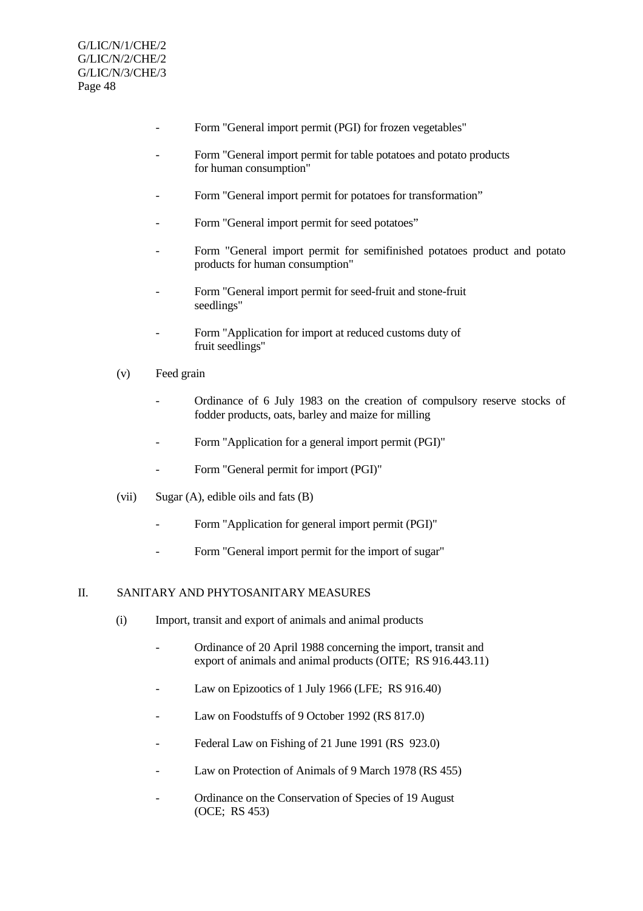- Form "General import permit (PGI) for frozen vegetables"
- Form "General import permit for table potatoes and potato products for human consumption"
- Form "General import permit for potatoes for transformation"
- Form "General import permit for seed potatoes"
- Form "General import permit for semifinished potatoes product and potato products for human consumption"
- Form "General import permit for seed-fruit and stone-fruit seedlings"
- Form "Application for import at reduced customs duty of fruit seedlings"

(v) Feed grain

- Ordinance of 6 July 1983 on the creation of compulsory reserve stocks of fodder products, oats, barley and maize for milling
- Form "Application for a general import permit (PGI)"
- Form "General permit for import (PGI)"

(vii) Sugar (A), edible oils and fats (B)

- Form "Application for general import permit (PGI)"
- Form "General import permit for the import of sugar"

## II. SANITARY AND PHYTOSANITARY MEASURES

(i) Import, transit and export of animals and animal products

- Ordinance of 20 April 1988 concerning the import, transit and export of animals and animal products (OITE; RS 916.443.11)
- Law on Epizootics of 1 July 1966 (LFE; RS 916.40)
- Law on Foodstuffs of 9 October 1992 (RS 817.0)
- Federal Law on Fishing of 21 June 1991 (RS 923.0)
- Law on Protection of Animals of 9 March 1978 (RS 455)
- Ordinance on the Conservation of Species of 19 August (OCE; RS 453)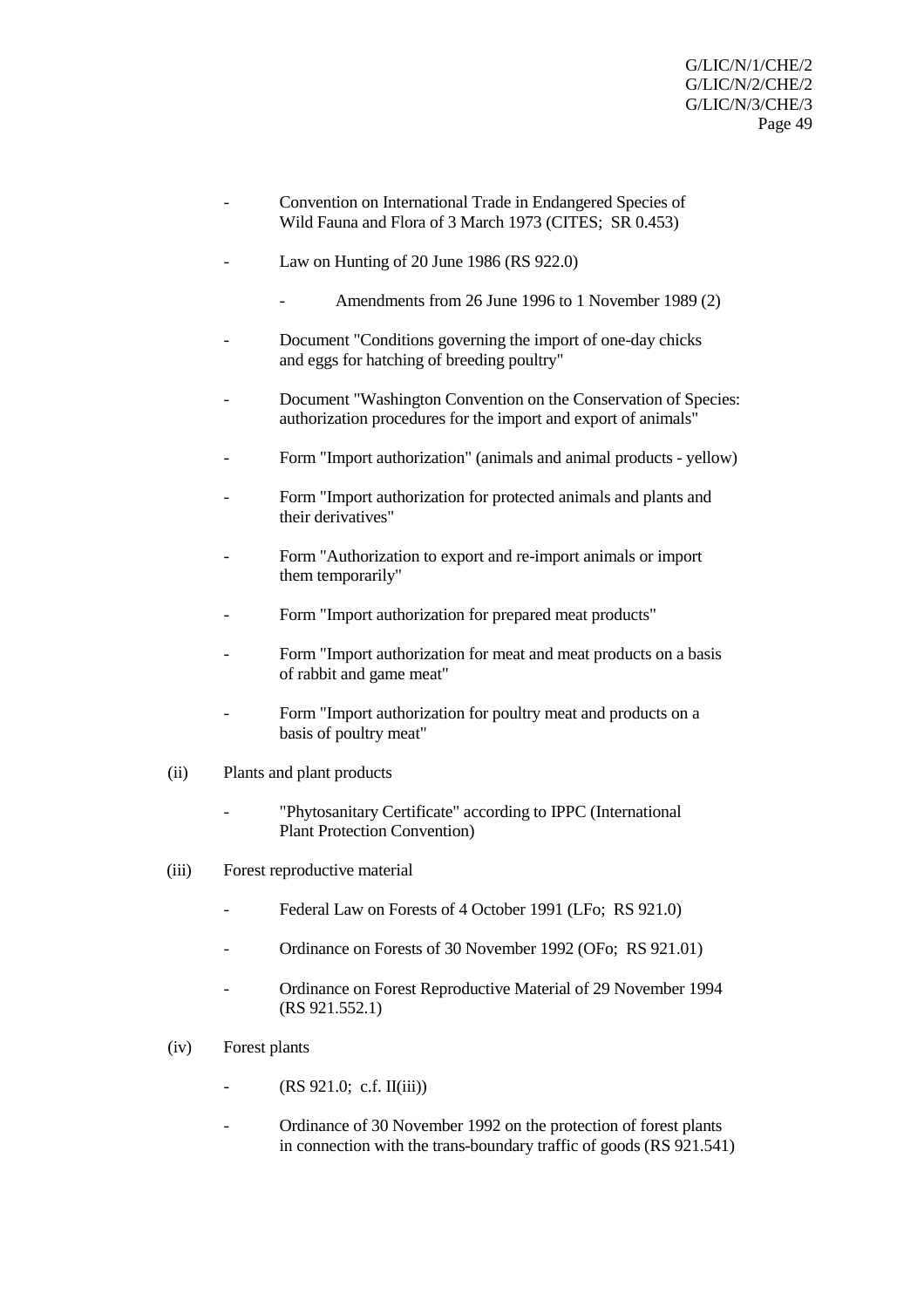- Convention on International Trade in Endangered Species of Wild Fauna and Flora of 3 March 1973 (CITES; SR 0.453)

- Law on Hunting of 20 June 1986 (RS 922.0)

    - Amendments from 26 June 1996 to 1 November 1989 (2)

- Document "Conditions governing the import of one-day chicks and eggs for hatching of breeding poultry"

- Document "Washington Convention on the Conservation of Species: authorization procedures for the import and export of animals"

- Form "Import authorization" (animals and animal products - yellow)

- Form "Import authorization for protected animals and plants and their derivatives"

- Form "Authorization to export and re-import animals or import them temporarily"

- Form "Import authorization for prepared meat products"

- Form "Import authorization for meat and meat products on a basis of rabbit and game meat"

- Form "Import authorization for poultry meat and products on a basis of poultry meat"

(ii) Plants and plant products

- "Phytosanitary Certificate" according to IPPC (International Plant Protection Convention)

(iii) Forest reproductive material

- Federal Law on Forests of 4 October 1991 (LFo; RS 921.0)

- Ordinance on Forests of 30 November 1992 (OFo; RS 921.01)

- Ordinance on Forest Reproductive Material of 29 November 1994 (RS 921.552.1)

(iv) Forest plants

- (RS 921.0; c.f. II(iii))

- Ordinance of 30 November 1992 on the protection of forest plants in connection with the trans-boundary traffic of goods (RS 921.541)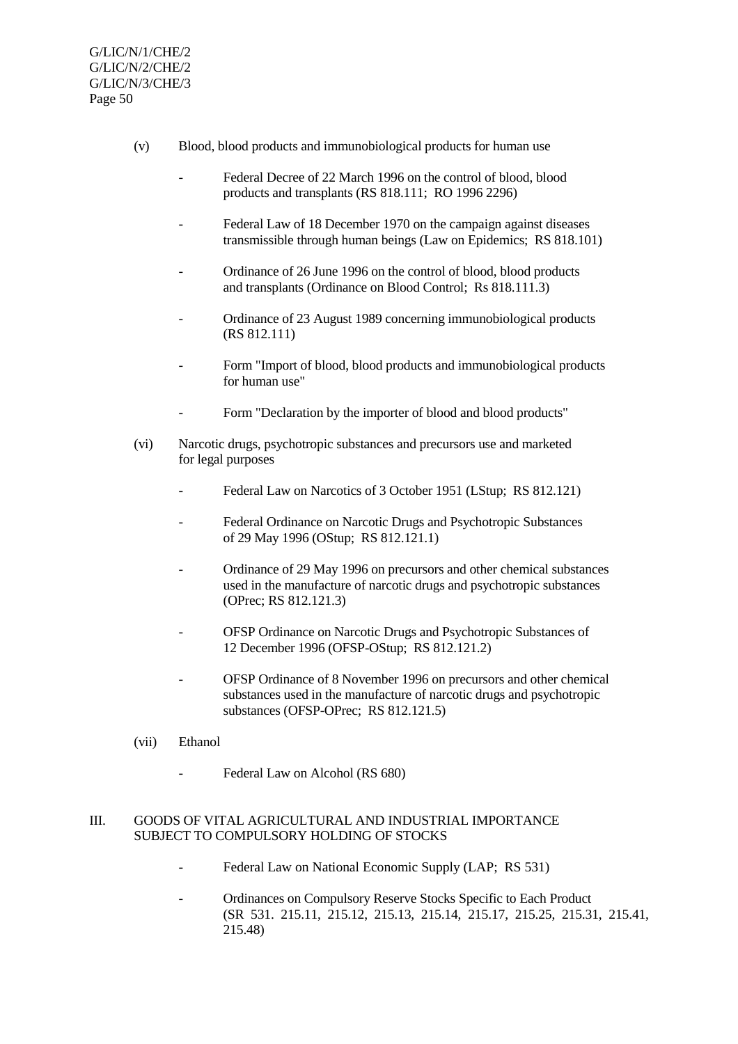(v) Blood, blood products and immunobiological products for human use

- Federal Decree of 22 March 1996 on the control of blood, blood products and transplants (RS 818.111; RO 1996 2296)
- Federal Law of 18 December 1970 on the campaign against diseases transmissible through human beings (Law on Epidemics; RS 818.101)
- Ordinance of 26 June 1996 on the control of blood, blood products and transplants (Ordinance on Blood Control; Rs 818.111.3)
- Ordinance of 23 August 1989 concerning immunobiological products (RS 812.111)
- Form "Import of blood, blood products and immunobiological products for human use"
- Form "Declaration by the importer of blood and blood products"

(vi) Narcotic drugs, psychotropic substances and precursors use and marketed for legal purposes

- Federal Law on Narcotics of 3 October 1951 (LStup; RS 812.121)
- Federal Ordinance on Narcotic Drugs and Psychotropic Substances of 29 May 1996 (OStup; RS 812.121.1)
- Ordinance of 29 May 1996 on precursors and other chemical substances used in the manufacture of narcotic drugs and psychotropic substances (OPrec; RS 812.121.3)
- OFSP Ordinance on Narcotic Drugs and Psychotropic Substances of 12 December 1996 (OFSP-OStup; RS 812.121.2)
- OFSP Ordinance of 8 November 1996 on precursors and other chemical substances used in the manufacture of narcotic drugs and psychotropic substances (OFSP-OPrec; RS 812.121.5)

(vii) Ethanol

- Federal Law on Alcohol (RS 680)

## III. GOODS OF VITAL AGRICULTURAL AND INDUSTRIAL IMPORTANCE SUBJECT TO COMPULSORY HOLDING OF STOCKS

- Federal Law on National Economic Supply (LAP; RS 531)
- Ordinances on Compulsory Reserve Stocks Specific to Each Product (SR 531. 215.11, 215.12, 215.13, 215.14, 215.17, 215.25, 215.31, 215.41, 215.48)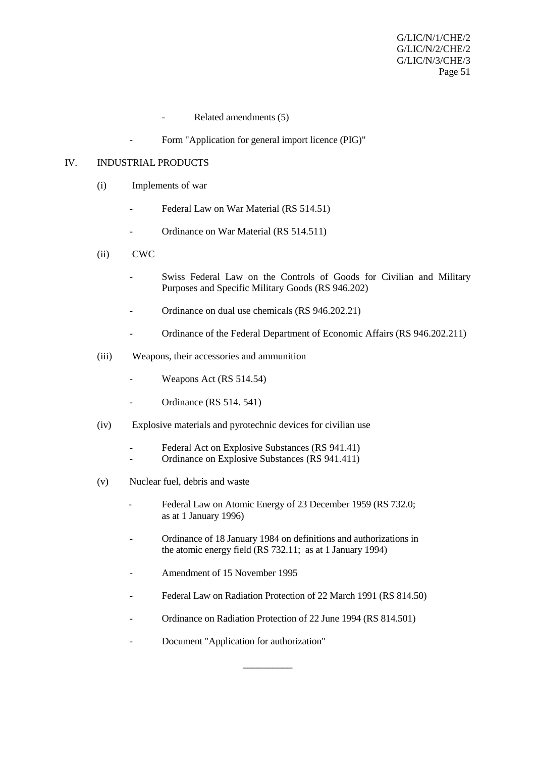- Related amendments (5)

- Form "Application for general import licence (PIG)"

## IV. INDUSTRIAL PRODUCTS

(i) Implements of war

- Federal Law on War Material (RS 514.51)
- Ordinance on War Material (RS 514.511)

(ii) CWC

- Swiss Federal Law on the Controls of Goods for Civilian and Military Purposes and Specific Military Goods (RS 946.202)
- Ordinance on dual use chemicals (RS 946.202.21)
- Ordinance of the Federal Department of Economic Affairs (RS 946.202.211)

(iii) Weapons, their accessories and ammunition

- Weapons Act (RS 514.54)
- Ordinance (RS 514. 541)

(iv) Explosive materials and pyrotechnic devices for civilian use

- Federal Act on Explosive Substances (RS 941.41)
- Ordinance on Explosive Substances (RS 941.411)

(v) Nuclear fuel, debris and waste

- Federal Law on Atomic Energy of 23 December 1959 (RS 732.0; as at 1 January 1996)
- Ordinance of 18 January 1984 on definitions and authorizations in the atomic energy field (RS 732.11; as at 1 January 1994)
- Amendment of 15 November 1995
- Federal Law on Radiation Protection of 22 March 1991 (RS 814.50)
- Ordinance on Radiation Protection of 22 June 1994 (RS 814.501)
- Document "Application for authorization"

__________